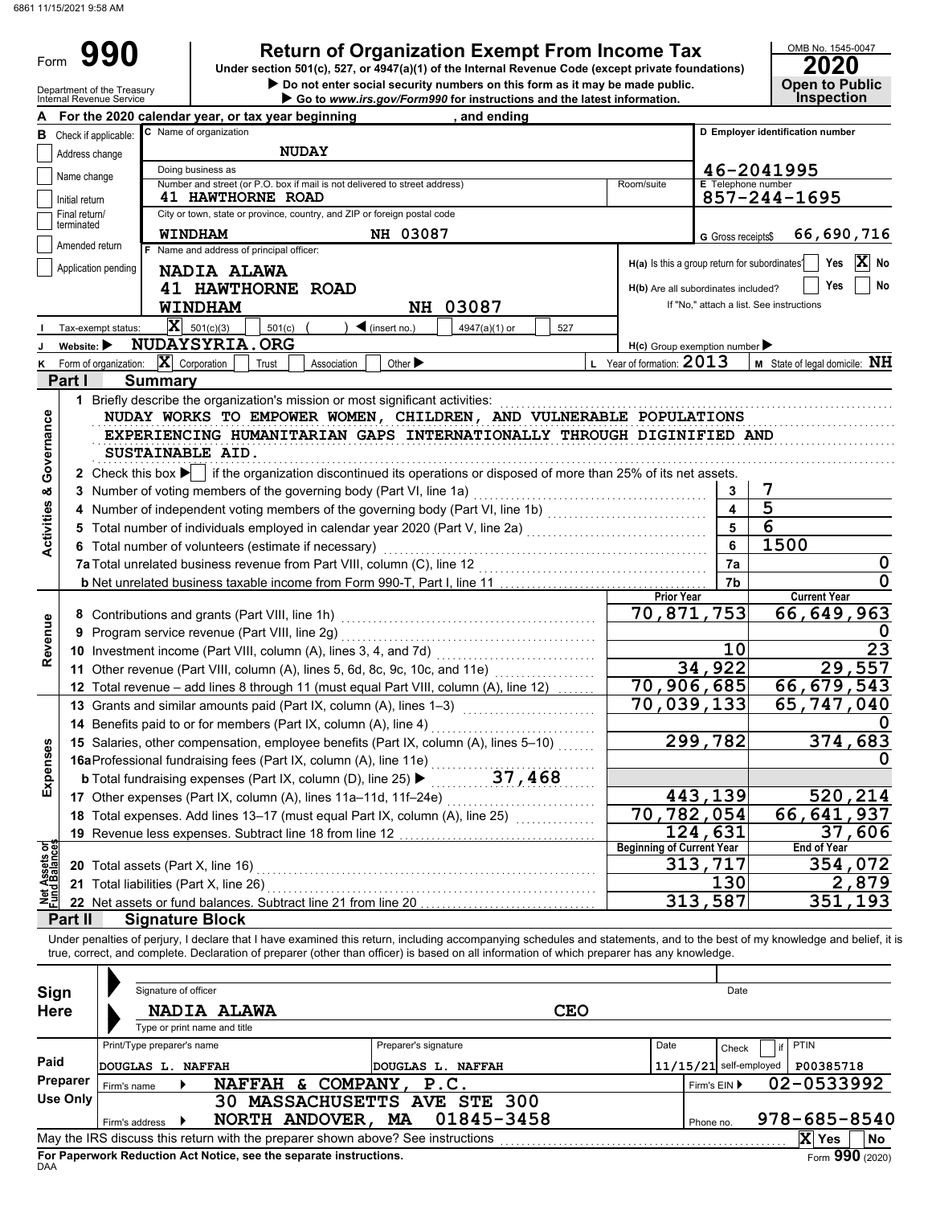6861 11/15/2021 9:58 AM

# Form 990 — Return of Organization Exempt From Income Tax (2020)

Under section 501(c), 527, or 4947(a)(1) of the Internal Revenue Code (except private foundations)

▶ Do not enter social security numbers on this form as it may be made public.

▶ Go to www.irs.gov/Form990 for instructions and the latest information.

Department of the Treasury, Internal Revenue Service

OMB No. 1545-0047 — **2020** — Open to Public Inspection

**A** For the 2020 calendar year, or tax year beginning , and ending

**B** Check if applicable: Address change ☐ Name change ☐ Initial return ☐ Final return/terminated ☐ Amended return ☐ Application pending ☐

**C** Name of organization: **NUDAY**

Doing business as:

Number and street (or P.O. box if mail is not delivered to street address): **41 HAWTHORNE ROAD** — Room/suite:

City or town, state or province, country, and ZIP or foreign postal code: **WINDHAM NH 03087**

**D** Employer identification number: **46-2041995**

**E** Telephone number: **857-244-1695**

**G** Gross receipts $ **66,690,716**

**F** Name and address of principal officer: **NADIA ALAWA, 41 HAWTHORNE ROAD, WINDHAM NH 03087**

**H(a)** Is this a group return for subordinates? ☐ Yes ☒ No

**H(b)** Are all subordinates included? ☐ Yes ☐ No — If "No," attach a list. See instructions

**H(c)** Group exemption number ▶

**I** Tax-exempt status: ☒ 501(c)(3) ☐ 501(c) ( ) ◀ (insert no.) ☐ 4947(a)(1) or ☐ 527

**J** Website: ▶ **NUDAYSYRIA.ORG**

**K** Form of organization: ☒ Corporation ☐ Trust ☐ Association ☐ Other ▶

**L** Year of formation: **2013**

**M** State of legal domicile: **NH**

## Part I — Summary

**Activities & Governance**

1 Briefly describe the organization's mission or most significant activities:
NUDAY WORKS TO EMPOWER WOMEN, CHILDREN, AND VULNERABLE POPULATIONS EXPERIENCING HUMANITARIAN GAPS INTERNATIONALLY THROUGH DIGINIFIED AND SUSTAINABLE AID.

2 Check this box ▶ ☐ if the organization discontinued its operations or disposed of more than 25% of its net assets.

| Line | Description | No. | Value |
|---|---|---|---|
| 3 | Number of voting members of the governing body (Part VI, line 1a) | 3 | 7 |
| 4 | Number of independent voting members of the governing body (Part VI, line 1b) | 4 | 5 |
| 5 | Total number of individuals employed in calendar year 2020 (Part V, line 2a) | 5 | 6 |
| 6 | Total number of volunteers (estimate if necessary) | 6 | 1500 |
| 7a | Total unrelated business revenue from Part VIII, column (C), line 12 | 7a | 0 |
| 7b | Net unrelated business taxable income from Form 990-T, Part I, line 11 | 7b | 0 |

| Line | Description | Prior Year | Current Year |
|---|---|---|---|
| **Revenue** | | | |
| 8 | Contributions and grants (Part VIII, line 1h) | 70,871,753 | 66,649,963 |
| 9 | Program service revenue (Part VIII, line 2g) | | 0 |
| 10 | Investment income (Part VIII, column (A), lines 3, 4, and 7d) | 10 | 23 |
| 11 | Other revenue (Part VIII, column (A), lines 5, 6d, 8c, 9c, 10c, and 11e) | 34,922 | 29,557 |
| 12 | Total revenue – add lines 8 through 11 (must equal Part VIII, column (A), line 12) | 70,906,685 | 66,679,543 |
| **Expenses** | | | |
| 13 | Grants and similar amounts paid (Part IX, column (A), lines 1–3) | 70,039,133 | 65,747,040 |
| 14 | Benefits paid to or for members (Part IX, column (A), line 4) | | 0 |
| 15 | Salaries, other compensation, employee benefits (Part IX, column (A), lines 5–10) | 299,782 | 374,683 |
| 16a | Professional fundraising fees (Part IX, column (A), line 11e) | | 0 |
| b | Total fundraising expenses (Part IX, column (D), line 25) ▶ 37,468 | | |
| 17 | Other expenses (Part IX, column (A), lines 11a–11d, 11f–24e) | 443,139 | 520,214 |
| 18 | Total expenses. Add lines 13–17 (must equal Part IX, column (A), line 25) | 70,782,054 | 66,641,937 |
| 19 | Revenue less expenses. Subtract line 18 from line 12 | 124,631 | 37,606 |

| Line | Net Assets or Fund Balances | Beginning of Current Year | End of Year |
|---|---|---|---|
| 20 | Total assets (Part X, line 16) | 313,717 | 354,072 |
| 21 | Total liabilities (Part X, line 26) | 130 | 2,879 |
| 22 | Net assets or fund balances. Subtract line 21 from line 20 | 313,587 | 351,193 |

## Part II — Signature Block

Under penalties of perjury, I declare that I have examined this return, including accompanying schedules and statements, and to the best of my knowledge and belief, it is true, correct, and complete. Declaration of preparer (other than officer) is based on all information of which preparer has any knowledge.

**Sign Here**

Signature of officer — Date

NADIA ALAWA — CEO

Type or print name and title

**Paid Preparer Use Only**

| Print/Type preparer's name | Preparer's signature | Date | Check ☐ if self-employed | PTIN |
|---|---|---|---|---|
| DOUGLAS L. NAFFAH | DOUGLAS L. NAFFAH | 11/15/21 | | P00385718 |

Firm's name ▶ NAFFAH & COMPANY, P.C. — Firm's EIN ▶ 02-0533992

Firm's address ▶ 30 MASSACHUSETTS AVE STE 300, NORTH ANDOVER, MA 01845-3458 — Phone no. 978-685-8540

May the IRS discuss this return with the preparer shown above? See instructions ☒ Yes ☐ No

**For Paperwork Reduction Act Notice, see the separate instructions.**

DAA — Form **990** (2020)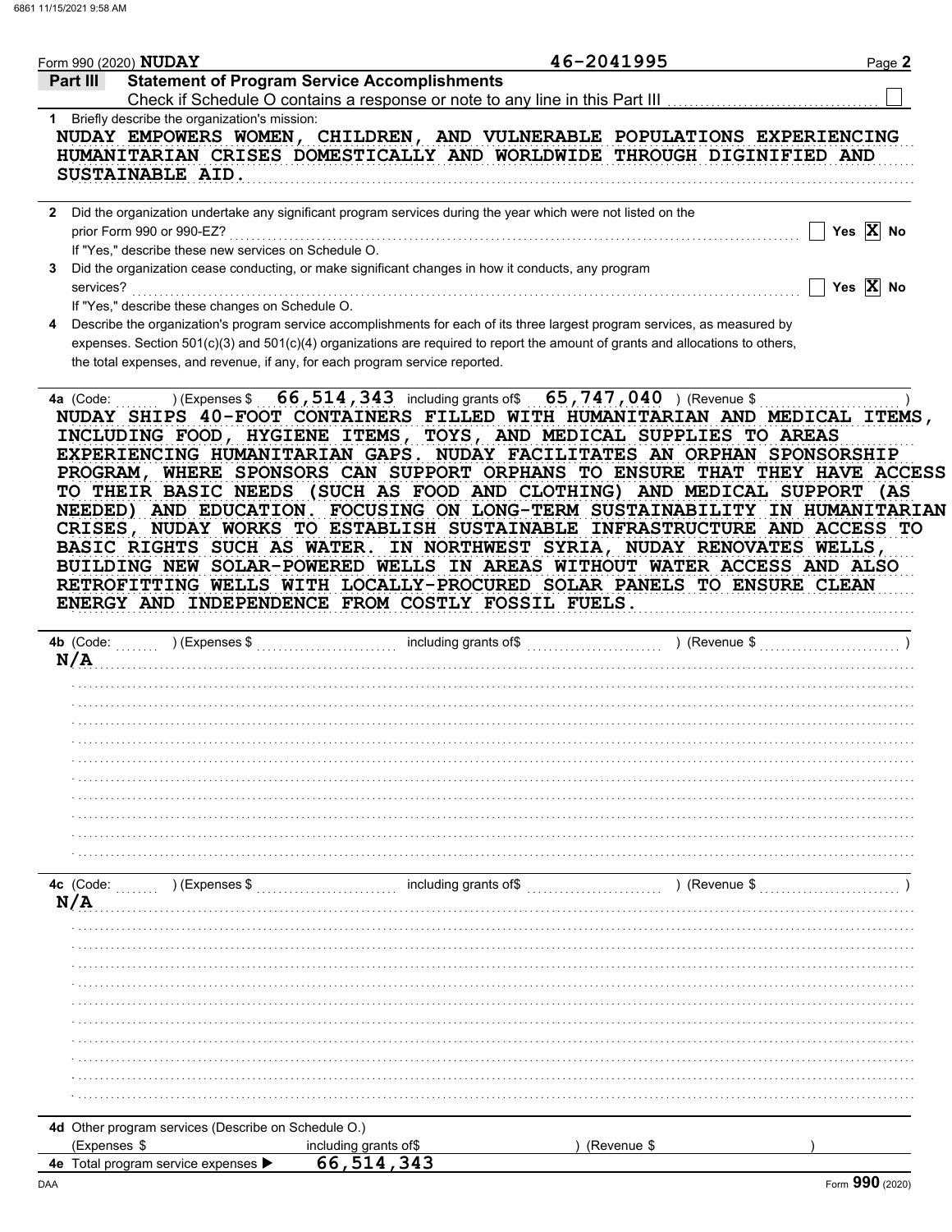Form 990 (2020) **NUDAY** 46-2041995

## Part III Statement of Program Service Accomplishments

Check if Schedule O contains a response or note to any line in this Part III ☐

**1** Briefly describe the organization's mission:

NUDAY EMPOWERS WOMEN, CHILDREN, AND VULNERABLE POPULATIONS EXPERIENCING HUMANITARIAN CRISES DOMESTICALLY AND WORLDWIDE THROUGH DIGINIFIED AND SUSTAINABLE AID.

**2** Did the organization undertake any significant program services during the year which were not listed on the prior Form 990 or 990-EZ? ☐ Yes ☒ No

If "Yes," describe these new services on Schedule O.

**3** Did the organization cease conducting, or make significant changes in how it conducts, any program services? ☐ Yes ☒ No

If "Yes," describe these changes on Schedule O.

**4** Describe the organization's program service accomplishments for each of its three largest program services, as measured by expenses. Section 501(c)(3) and 501(c)(4) organizations are required to report the amount of grants and allocations to others, the total expenses, and revenue, if any, for each program service reported.

**4a** (Code: ) (Expenses $ 66,514,343 including grants of$ 65,747,040 ) (Revenue $ )

NUDAY SHIPS 40-FOOT CONTAINERS FILLED WITH HUMANITARIAN AND MEDICAL ITEMS, INCLUDING FOOD, HYGIENE ITEMS, TOYS, AND MEDICAL SUPPLIES TO AREAS EXPERIENCING HUMANITARIAN GAPS. NUDAY FACILITATES AN ORPHAN SPONSORSHIP PROGRAM, WHERE SPONSORS CAN SUPPORT ORPHANS TO ENSURE THAT THEY HAVE ACCESS TO THEIR BASIC NEEDS (SUCH AS FOOD AND CLOTHING) AND MEDICAL SUPPORT (AS NEEDED) AND EDUCATION. FOCUSING ON LONG-TERM SUSTAINABILITY IN HUMANITARIAN CRISES, NUDAY WORKS TO ESTABLISH SUSTAINABLE INFRASTRUCTURE AND ACCESS TO BASIC RIGHTS SUCH AS WATER. IN NORTHWEST SYRIA, NUDAY RENOVATES WELLS, BUILDING NEW SOLAR-POWERED WELLS IN AREAS WITHOUT WATER ACCESS AND ALSO RETROFITTING WELLS WITH LOCALLY-PROCURED SOLAR PANELS TO ENSURE CLEAN ENERGY AND INDEPENDENCE FROM COSTLY FOSSIL FUELS.

**4b** (Code: ) (Expenses $ including grants of$ ) (Revenue $ )

N/A

**4c** (Code: ) (Expenses $ including grants of$ ) (Revenue $ )

N/A

**4d** Other program services (Describe on Schedule O.)

(Expenses $ including grants of$ ) (Revenue $ )

**4e** Total program service expenses ▶ 66,514,343

Form **990** (2020)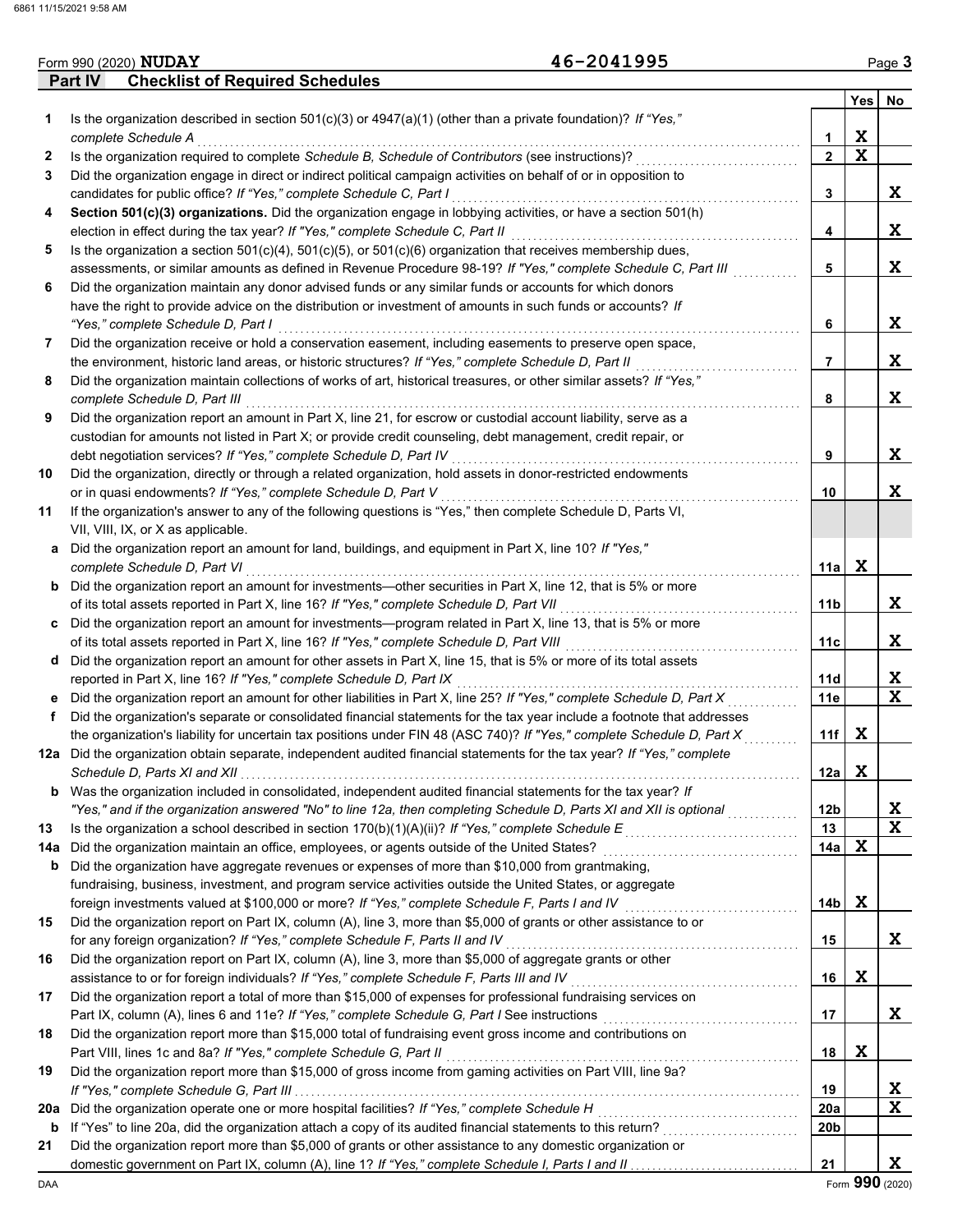Form 990 (2020) **NUDAY** 46-2041995 Page **3**

## Part IV Checklist of Required Schedules

| | | | Yes | No |
|---|---|---|---|---|
| **1** | Is the organization described in section 501(c)(3) or 4947(a)(1) (other than a private foundation)? *If "Yes," complete Schedule A* | 1 | X | |
| **2** | Is the organization required to complete *Schedule B, Schedule of Contributors* (see instructions)? | 2 | X | |
| **3** | Did the organization engage in direct or indirect political campaign activities on behalf of or in opposition to candidates for public office? *If "Yes," complete Schedule C, Part I* | 3 | | X |
| **4** | **Section 501(c)(3) organizations.** Did the organization engage in lobbying activities, or have a section 501(h) election in effect during the tax year? *If "Yes," complete Schedule C, Part II* | 4 | | X |
| **5** | Is the organization a section 501(c)(4), 501(c)(5), or 501(c)(6) organization that receives membership dues, assessments, or similar amounts as defined in Revenue Procedure 98-19? *If "Yes," complete Schedule C, Part III* | 5 | | X |
| **6** | Did the organization maintain any donor advised funds or any similar funds or accounts for which donors have the right to provide advice on the distribution or investment of amounts in such funds or accounts? *If "Yes," complete Schedule D, Part I* | 6 | | X |
| **7** | Did the organization receive or hold a conservation easement, including easements to preserve open space, the environment, historic land areas, or historic structures? *If "Yes," complete Schedule D, Part II* | 7 | | X |
| **8** | Did the organization maintain collections of works of art, historical treasures, or other similar assets? *If "Yes," complete Schedule D, Part III* | 8 | | X |
| **9** | Did the organization report an amount in Part X, line 21, for escrow or custodial account liability, serve as a custodian for amounts not listed in Part X; or provide credit counseling, debt management, credit repair, or debt negotiation services? *If "Yes," complete Schedule D, Part IV* | 9 | | X |
| **10** | Did the organization, directly or through a related organization, hold assets in donor-restricted endowments or in quasi endowments? *If "Yes," complete Schedule D, Part V* | 10 | | X |
| **11** | If the organization's answer to any of the following questions is "Yes," then complete Schedule D, Parts VI, VII, VIII, IX, or X as applicable. | | | |
| **a** | Did the organization report an amount for land, buildings, and equipment in Part X, line 10? *If "Yes," complete Schedule D, Part VI* | 11a | X | |
| **b** | Did the organization report an amount for investments—other securities in Part X, line 12, that is 5% or more of its total assets reported in Part X, line 16? *If "Yes," complete Schedule D, Part VII* | 11b | | X |
| **c** | Did the organization report an amount for investments—program related in Part X, line 13, that is 5% or more of its total assets reported in Part X, line 16? *If "Yes," complete Schedule D, Part VIII* | 11c | | X |
| **d** | Did the organization report an amount for other assets in Part X, line 15, that is 5% or more of its total assets reported in Part X, line 16? *If "Yes," complete Schedule D, Part IX* | 11d | | X |
| **e** | Did the organization report an amount for other liabilities in Part X, line 25? *If "Yes," complete Schedule D, Part X* | 11e | | X |
| **f** | Did the organization's separate or consolidated financial statements for the tax year include a footnote that addresses the organization's liability for uncertain tax positions under FIN 48 (ASC 740)? *If "Yes," complete Schedule D, Part X* | 11f | X | |
| **12a** | Did the organization obtain separate, independent audited financial statements for the tax year? *If "Yes," complete Schedule D, Parts XI and XII* | 12a | X | |
| **b** | Was the organization included in consolidated, independent audited financial statements for the tax year? *If "Yes," and if the organization answered "No" to line 12a, then completing Schedule D, Parts XI and XII is optional* | 12b | | X |
| **13** | Is the organization a school described in section 170(b)(1)(A)(ii)? *If "Yes," complete Schedule E* | 13 | | X |
| **14a** | Did the organization maintain an office, employees, or agents outside of the United States? | 14a | X | |
| **b** | Did the organization have aggregate revenues or expenses of more than $10,000 from grantmaking, fundraising, business, investment, and program service activities outside the United States, or aggregate foreign investments valued at $100,000 or more? *If "Yes," complete Schedule F, Parts I and IV* | 14b | X | |
| **15** | Did the organization report on Part IX, column (A), line 3, more than $5,000 of grants or other assistance to or for any foreign organization? *If "Yes," complete Schedule F, Parts II and IV* | 15 | | X |
| **16** | Did the organization report on Part IX, column (A), line 3, more than $5,000 of aggregate grants or other assistance to or for foreign individuals? *If "Yes," complete Schedule F, Parts III and IV* | 16 | X | |
| **17** | Did the organization report a total of more than $15,000 of expenses for professional fundraising services on Part IX, column (A), lines 6 and 11e? *If "Yes," complete Schedule G, Part I* See instructions | 17 | | X |
| **18** | Did the organization report more than $15,000 total of fundraising event gross income and contributions on Part VIII, lines 1c and 8a? *If "Yes," complete Schedule G, Part II* | 18 | X | |
| **19** | Did the organization report more than $15,000 of gross income from gaming activities on Part VIII, line 9a? *If "Yes," complete Schedule G, Part III* | 19 | | X |
| **20a** | Did the organization operate one or more hospital facilities? *If "Yes," complete Schedule H* | 20a | | X |
| **b** | If "Yes" to line 20a, did the organization attach a copy of its audited financial statements to this return? | 20b | | |
| **21** | Did the organization report more than $5,000 of grants or other assistance to any domestic organization or domestic government on Part IX, column (A), line 1? *If "Yes," complete Schedule I, Parts I and II* | 21 | | X |

DAA Form **990** (2020)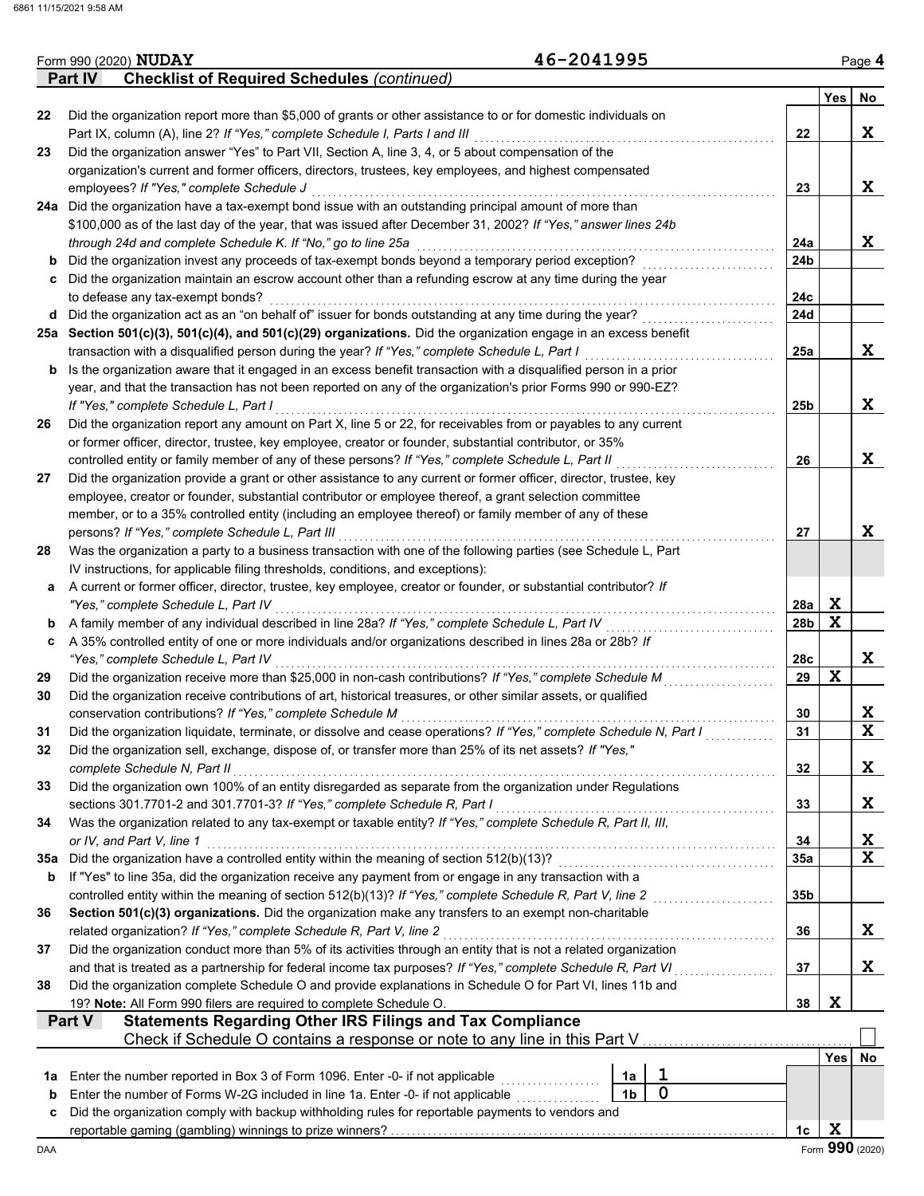Form 990 (2020) **NUDAY** 46-2041995 Page **4**

**Part IV Checklist of Required Schedules** *(continued)*

| | | | Yes | No |
|---|---|---|---|---|
| 22 | Did the organization report more than $5,000 of grants or other assistance to or for domestic individuals on Part IX, column (A), line 2? *If "Yes," complete Schedule I, Parts I and III* | 22 | | X |
| 23 | Did the organization answer "Yes" to Part VII, Section A, line 3, 4, or 5 about compensation of the organization's current and former officers, directors, trustees, key employees, and highest compensated employees? *If "Yes," complete Schedule J* | 23 | | X |
| 24a | Did the organization have a tax-exempt bond issue with an outstanding principal amount of more than $100,000 as of the last day of the year, that was issued after December 31, 2002? *If "Yes," answer lines 24b through 24d and complete Schedule K. If "No," go to line 25a* | 24a | | X |
| b | Did the organization invest any proceeds of tax-exempt bonds beyond a temporary period exception? | 24b | | |
| c | Did the organization maintain an escrow account other than a refunding escrow at any time during the year to defease any tax-exempt bonds? | 24c | | |
| d | Did the organization act as an "on behalf of" issuer for bonds outstanding at any time during the year? | 24d | | |
| 25a | **Section 501(c)(3), 501(c)(4), and 501(c)(29) organizations.** Did the organization engage in an excess benefit transaction with a disqualified person during the year? *If "Yes," complete Schedule L, Part I* | 25a | | X |
| b | Is the organization aware that it engaged in an excess benefit transaction with a disqualified person in a prior year, and that the transaction has not been reported on any of the organization's prior Forms 990 or 990-EZ? *If "Yes," complete Schedule L, Part I* | 25b | | X |
| 26 | Did the organization report any amount on Part X, line 5 or 22, for receivables from or payables to any current or former officer, director, trustee, key employee, creator or founder, substantial contributor, or 35% controlled entity or family member of any of these persons? *If "Yes," complete Schedule L, Part II* | 26 | | X |
| 27 | Did the organization provide a grant or other assistance to any current or former officer, director, trustee, key employee, creator or founder, substantial contributor or employee thereof, a grant selection committee member, or to a 35% controlled entity (including an employee thereof) or family member of any of these persons? *If "Yes," complete Schedule L, Part III* | 27 | | X |
| 28 | Was the organization a party to a business transaction with one of the following parties (see Schedule L, Part IV instructions, for applicable filing thresholds, conditions, and exceptions): | | | |
| a | A current or former officer, director, trustee, key employee, creator or founder, or substantial contributor? *If "Yes," complete Schedule L, Part IV* | 28a | X | |
| b | A family member of any individual described in line 28a? *If "Yes," complete Schedule L, Part IV* | 28b | X | |
| c | A 35% controlled entity of one or more individuals and/or organizations described in lines 28a or 28b? *If "Yes," complete Schedule L, Part IV* | 28c | | X |
| 29 | Did the organization receive more than $25,000 in non-cash contributions? *If "Yes," complete Schedule M* | 29 | X | |
| 30 | Did the organization receive contributions of art, historical treasures, or other similar assets, or qualified conservation contributions? *If "Yes," complete Schedule M* | 30 | | X |
| 31 | Did the organization liquidate, terminate, or dissolve and cease operations? *If "Yes," complete Schedule N, Part I* | 31 | | X |
| 32 | Did the organization sell, exchange, dispose of, or transfer more than 25% of its net assets? *If "Yes," complete Schedule N, Part II* | 32 | | X |
| 33 | Did the organization own 100% of an entity disregarded as separate from the organization under Regulations sections 301.7701-2 and 301.7701-3? *If "Yes," complete Schedule R, Part I* | 33 | | X |
| 34 | Was the organization related to any tax-exempt or taxable entity? *If "Yes," complete Schedule R, Part II, III, or IV, and Part V, line 1* | 34 | | X |
| 35a | Did the organization have a controlled entity within the meaning of section 512(b)(13)? | 35a | | X |
| b | If "Yes" to line 35a, did the organization receive any payment from or engage in any transaction with a controlled entity within the meaning of section 512(b)(13)? *If "Yes," complete Schedule R, Part V, line 2* | 35b | | |
| 36 | **Section 501(c)(3) organizations.** Did the organization make any transfers to an exempt non-charitable related organization? *If "Yes," complete Schedule R, Part V, line 2* | 36 | | X |
| 37 | Did the organization conduct more than 5% of its activities through an entity that is not a related organization and that is treated as a partnership for federal income tax purposes? *If "Yes," complete Schedule R, Part VI* | 37 | | X |
| 38 | Did the organization complete Schedule O and provide explanations in Schedule O for Part VI, lines 11b and 19? **Note:** All Form 990 filers are required to complete Schedule O. | 38 | X | |

**Part V Statements Regarding Other IRS Filings and Tax Compliance**

Check if Schedule O contains a response or note to any line in this Part V ☐

| | | | Yes | No |
|---|---|---|---|---|
| 1a | Enter the number reported in Box 3 of Form 1096. Enter -0- if not applicable — 1a: 1 | | | |
| b | Enter the number of Forms W-2G included in line 1a. Enter -0- if not applicable — 1b: 0 | | | |
| c | Did the organization comply with backup withholding rules for reportable payments to vendors and reportable gaming (gambling) winnings to prize winners? | 1c | X | |

DAA Form **990** (2020)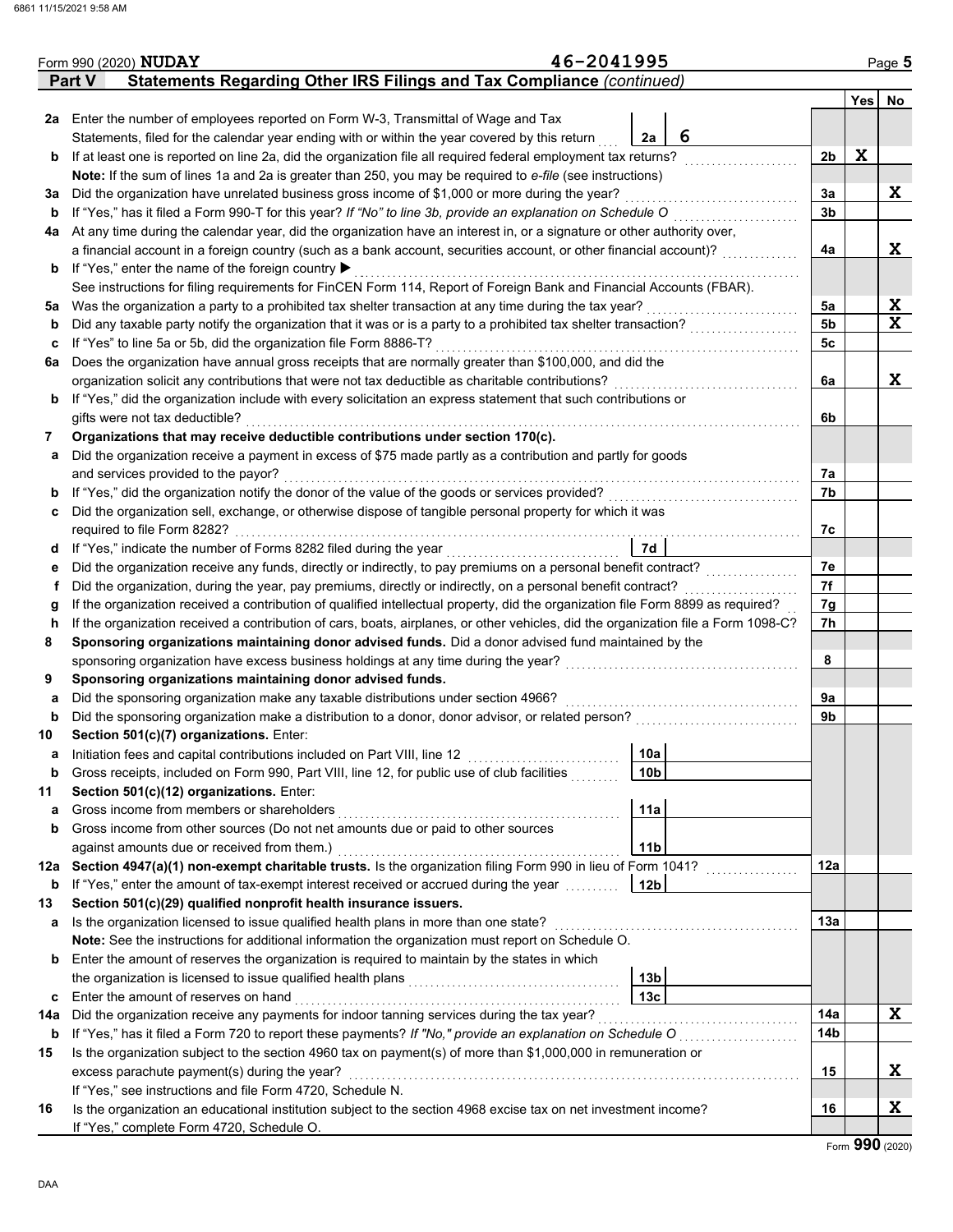Form 990 (2020) **NUDAY** 46-2041995 Page **5**

## Part V Statements Regarding Other IRS Filings and Tax Compliance *(continued)*

| | | | | Yes | No |
|---|---|---|---|---|---|
| **2a** | Enter the number of employees reported on Form W-3, Transmittal of Wage and Tax Statements, filed for the calendar year ending with or within the year covered by this return | 2a: 6 | | | |
| **b** | If at least one is reported on line 2a, did the organization file all required federal employment tax returns? | | 2b | X | |
| | **Note:** If the sum of lines 1a and 2a is greater than 250, you may be required to *e-file* (see instructions) | | | | |
| **3a** | Did the organization have unrelated business gross income of $1,000 or more during the year? | | 3a | | X |
| **b** | If "Yes," has it filed a Form 990-T for this year? *If "No" to line 3b, provide an explanation on Schedule O* | | 3b | | |
| **4a** | At any time during the calendar year, did the organization have an interest in, or a signature or other authority over, a financial account in a foreign country (such as a bank account, securities account, or other financial account)? | | 4a | | X |
| **b** | If "Yes," enter the name of the foreign country ▶ | | | | |
| | See instructions for filing requirements for FinCEN Form 114, Report of Foreign Bank and Financial Accounts (FBAR). | | | | |
| **5a** | Was the organization a party to a prohibited tax shelter transaction at any time during the tax year? | | 5a | | X |
| **b** | Did any taxable party notify the organization that it was or is a party to a prohibited tax shelter transaction? | | 5b | | X |
| **c** | If "Yes" to line 5a or 5b, did the organization file Form 8886-T? | | 5c | | |
| **6a** | Does the organization have annual gross receipts that are normally greater than $100,000, and did the organization solicit any contributions that were not tax deductible as charitable contributions? | | 6a | | X |
| **b** | If "Yes," did the organization include with every solicitation an express statement that such contributions or gifts were not tax deductible? | | 6b | | |
| **7** | **Organizations that may receive deductible contributions under section 170(c).** | | | | |
| **a** | Did the organization receive a payment in excess of $75 made partly as a contribution and partly for goods and services provided to the payor? | | 7a | | |
| **b** | If "Yes," did the organization notify the donor of the value of the goods or services provided? | | 7b | | |
| **c** | Did the organization sell, exchange, or otherwise dispose of tangible personal property for which it was required to file Form 8282? | | 7c | | |
| **d** | If "Yes," indicate the number of Forms 8282 filed during the year | 7d | | | |
| **e** | Did the organization receive any funds, directly or indirectly, to pay premiums on a personal benefit contract? | | 7e | | |
| **f** | Did the organization, during the year, pay premiums, directly or indirectly, on a personal benefit contract? | | 7f | | |
| **g** | If the organization received a contribution of qualified intellectual property, did the organization file Form 8899 as required? | | 7g | | |
| **h** | If the organization received a contribution of cars, boats, airplanes, or other vehicles, did the organization file a Form 1098-C? | | 7h | | |
| **8** | **Sponsoring organizations maintaining donor advised funds.** Did a donor advised fund maintained by the sponsoring organization have excess business holdings at any time during the year? | | 8 | | |
| **9** | **Sponsoring organizations maintaining donor advised funds.** | | | | |
| **a** | Did the sponsoring organization make any taxable distributions under section 4966? | | 9a | | |
| **b** | Did the sponsoring organization make a distribution to a donor, donor advisor, or related person? | | 9b | | |
| **10** | **Section 501(c)(7) organizations.** Enter: | | | | |
| **a** | Initiation fees and capital contributions included on Part VIII, line 12 | 10a | | | |
| **b** | Gross receipts, included on Form 990, Part VIII, line 12, for public use of club facilities | 10b | | | |
| **11** | **Section 501(c)(12) organizations.** Enter: | | | | |
| **a** | Gross income from members or shareholders | 11a | | | |
| **b** | Gross income from other sources (Do not net amounts due or paid to other sources against amounts due or received from them.) | 11b | | | |
| **12a** | **Section 4947(a)(1) non-exempt charitable trusts.** Is the organization filing Form 990 in lieu of Form 1041? | | 12a | | |
| **b** | If "Yes," enter the amount of tax-exempt interest received or accrued during the year | 12b | | | |
| **13** | **Section 501(c)(29) qualified nonprofit health insurance issuers.** | | | | |
| **a** | Is the organization licensed to issue qualified health plans in more than one state? | | 13a | | |
| | **Note:** See the instructions for additional information the organization must report on Schedule O. | | | | |
| **b** | Enter the amount of reserves the organization is required to maintain by the states in which the organization is licensed to issue qualified health plans | 13b | | | |
| **c** | Enter the amount of reserves on hand | 13c | | | |
| **14a** | Did the organization receive any payments for indoor tanning services during the tax year? | | 14a | | X |
| **b** | If "Yes," has it filed a Form 720 to report these payments? *If "No," provide an explanation on Schedule O* | | 14b | | |
| **15** | Is the organization subject to the section 4960 tax on payment(s) of more than $1,000,000 in remuneration or excess parachute payment(s) during the year? | | 15 | | X |
| | If "Yes," see instructions and file Form 4720, Schedule N. | | | | |
| **16** | Is the organization an educational institution subject to the section 4968 excise tax on net investment income? | | 16 | | X |
| | If "Yes," complete Form 4720, Schedule O. | | | | |

Form **990** (2020)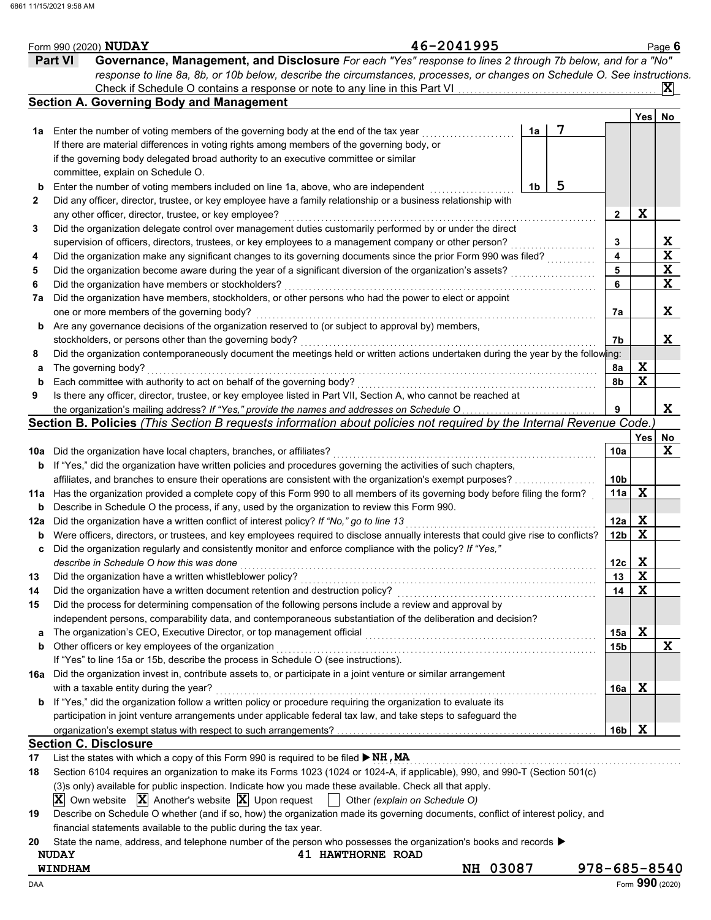Form 990 (2020) **NUDAY** 46-2041995 Page **6**

## Part VI Governance, Management, and Disclosure

*For each "Yes" response to lines 2 through 7b below, and for a "No" response to line 8a, 8b, or 10b below, describe the circumstances, processes, or changes on Schedule O. See instructions.*

Check if Schedule O contains a response or note to any line in this Part VI ☒

### Section A. Governing Body and Management

| | | | Yes | No |
|---|---|---|---|---|
| **1a** | Enter the number of voting members of the governing body at the end of the tax year — **1a** 7 | | | |
| | If there are material differences in voting rights among members of the governing body, or if the governing body delegated broad authority to an executive committee or similar committee, explain on Schedule O. | | | |
| **b** | Enter the number of voting members included on line 1a, above, who are independent — **1b** 5 | | | |
| **2** | Did any officer, director, trustee, or key employee have a family relationship or a business relationship with any other officer, director, trustee, or key employee? | 2 | X | |
| **3** | Did the organization delegate control over management duties customarily performed by or under the direct supervision of officers, directors, trustees, or key employees to a management company or other person? | 3 | | X |
| **4** | Did the organization make any significant changes to its governing documents since the prior Form 990 was filed? | 4 | | X |
| **5** | Did the organization become aware during the year of a significant diversion of the organization's assets? | 5 | | X |
| **6** | Did the organization have members or stockholders? | 6 | | X |
| **7a** | Did the organization have members, stockholders, or other persons who had the power to elect or appoint one or more members of the governing body? | 7a | | X |
| **b** | Are any governance decisions of the organization reserved to (or subject to approval by) members, stockholders, or persons other than the governing body? | 7b | | X |
| **8** | Did the organization contemporaneously document the meetings held or written actions undertaken during the year by the following: | | | |
| **a** | The governing body? | 8a | X | |
| **b** | Each committee with authority to act on behalf of the governing body? | 8b | X | |
| **9** | Is there any officer, director, trustee, or key employee listed in Part VII, Section A, who cannot be reached at the organization's mailing address? *If "Yes," provide the names and addresses on Schedule O* | 9 | | X |

### Section B. Policies *(This Section B requests information about policies not required by the Internal Revenue Code.)*

| | | | Yes | No |
|---|---|---|---|---|
| **10a** | Did the organization have local chapters, branches, or affiliates? | 10a | | X |
| **b** | If "Yes," did the organization have written policies and procedures governing the activities of such chapters, affiliates, and branches to ensure their operations are consistent with the organization's exempt purposes? | 10b | | |
| **11a** | Has the organization provided a complete copy of this Form 990 to all members of its governing body before filing the form? | 11a | X | |
| **b** | Describe in Schedule O the process, if any, used by the organization to review this Form 990. | | | |
| **12a** | Did the organization have a written conflict of interest policy? *If "No," go to line 13* | 12a | X | |
| **b** | Were officers, directors, or trustees, and key employees required to disclose annually interests that could give rise to conflicts? | 12b | X | |
| **c** | Did the organization regularly and consistently monitor and enforce compliance with the policy? *If "Yes," describe in Schedule O how this was done* | 12c | X | |
| **13** | Did the organization have a written whistleblower policy? | 13 | X | |
| **14** | Did the organization have a written document retention and destruction policy? | 14 | X | |
| **15** | Did the process for determining compensation of the following persons include a review and approval by independent persons, comparability data, and contemporaneous substantiation of the deliberation and decision? | | | |
| **a** | The organization's CEO, Executive Director, or top management official | 15a | X | |
| **b** | Other officers or key employees of the organization | 15b | | X |
| | If "Yes" to line 15a or 15b, describe the process in Schedule O (see instructions). | | | |
| **16a** | Did the organization invest in, contribute assets to, or participate in a joint venture or similar arrangement with a taxable entity during the year? | 16a | X | |
| **b** | If "Yes," did the organization follow a written policy or procedure requiring the organization to evaluate its participation in joint venture arrangements under applicable federal tax law, and take steps to safeguard the organization's exempt status with respect to such arrangements? | 16b | X | |

### Section C. Disclosure

**17** List the states with which a copy of this Form 990 is required to be filed ▶ **NH,MA**

**18** Section 6104 requires an organization to make its Forms 1023 (1024 or 1024-A, if applicable), 990, and 990-T (Section 501(c)(3)s only) available for public inspection. Indicate how you made these available. Check all that apply.

☒ Own website ☒ Another's website ☒ Upon request ☐ Other *(explain on Schedule O)*

**19** Describe on Schedule O whether (and if so, how) the organization made its governing documents, conflict of interest policy, and financial statements available to the public during the tax year.

**20** State the name, address, and telephone number of the person who possesses the organization's books and records ▶

**NUDAY** **41 HAWTHORNE ROAD**
**WINDHAM** **NH 03087** **978-685-8540**

Form **990** (2020)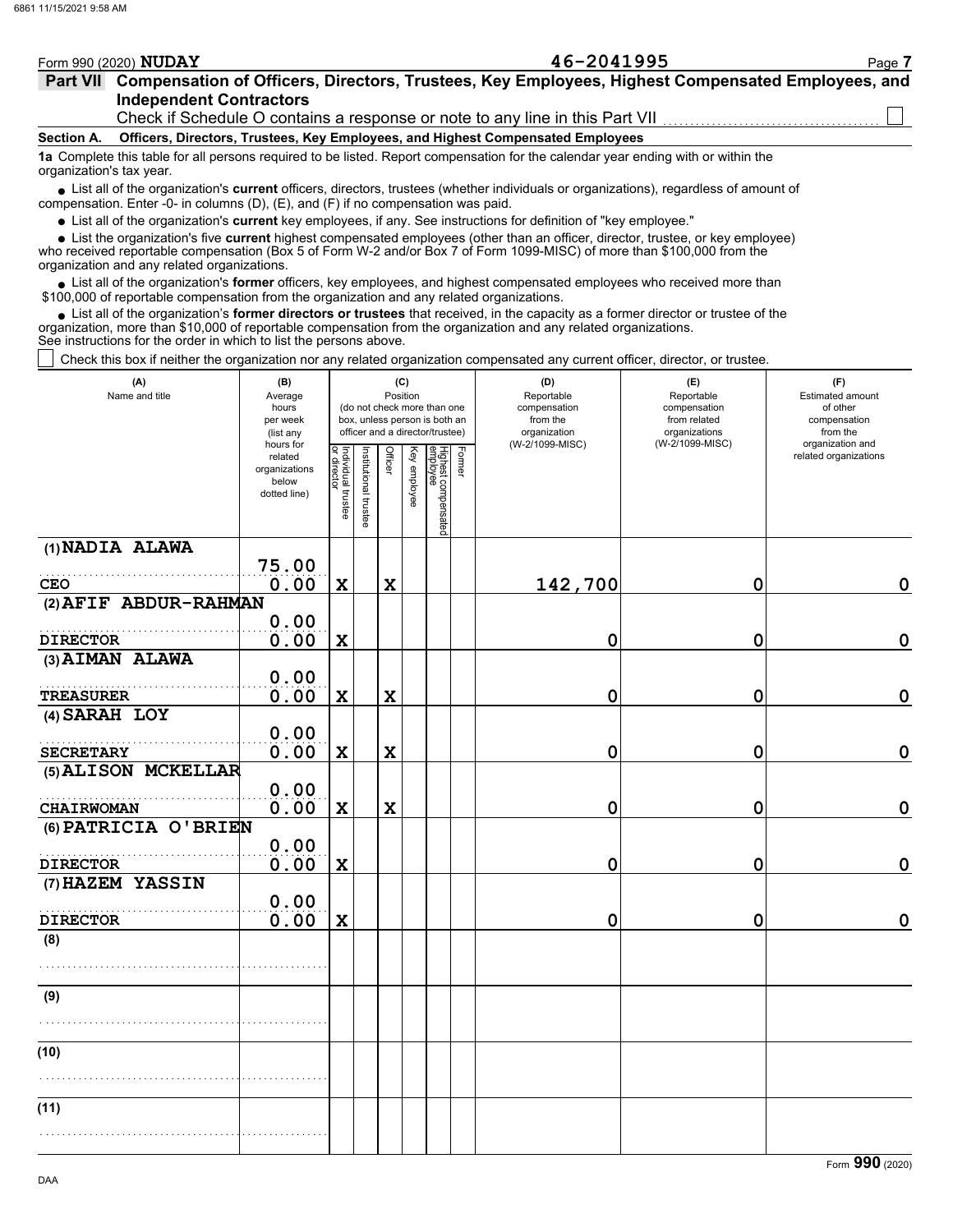Form 990 (2020) **NUDAY** **46-2041995**

## Part VII Compensation of Officers, Directors, Trustees, Key Employees, Highest Compensated Employees, and Independent Contractors

Check if Schedule O contains a response or note to any line in this Part VII ☐

**Section A. Officers, Directors, Trustees, Key Employees, and Highest Compensated Employees**

**1a** Complete this table for all persons required to be listed. Report compensation for the calendar year ending with or within the organization's tax year.

- List all of the organization's **current** officers, directors, trustees (whether individuals or organizations), regardless of amount of compensation. Enter -0- in columns (D), (E), and (F) if no compensation was paid.
- List all of the organization's **current** key employees, if any. See instructions for definition of "key employee."
- List the organization's five **current** highest compensated employees (other than an officer, director, trustee, or key employee) who received reportable compensation (Box 5 of Form W-2 and/or Box 7 of Form 1099-MISC) of more than $100,000 from the organization and any related organizations.
- List all of the organization's **former** officers, key employees, and highest compensated employees who received more than $100,000 of reportable compensation from the organization and any related organizations.
- List all of the organization's **former directors or trustees** that received, in the capacity as a former director or trustee of the organization, more than $10,000 of reportable compensation from the organization and any related organizations.

See instructions for the order in which to list the persons above.

☐ Check this box if neither the organization nor any related organization compensated any current officer, director, or trustee.

| (A) Name and title | (B) Average hours per week (list any hours for related organizations below dotted line) | (C) Position: Individual trustee or director | Institutional trustee | Officer | Key employee | Highest compensated employee | Former | (D) Reportable compensation from the organization (W-2/1099-MISC) | (E) Reportable compensation from related organizations (W-2/1099-MISC) | (F) Estimated amount of other compensation from the organization and related organizations |
|---|---|---|---|---|---|---|---|---|---|---|
| (1) NADIA ALAWA<br>CEO | 75.00<br>0.00 | X | | X | | | | 142,700 | 0 | 0 |
| (2) AFIF ABDUR-RAHMAN<br>DIRECTOR | 0.00<br>0.00 | X | | | | | | 0 | 0 | 0 |
| (3) AIMAN ALAWA<br>TREASURER | 0.00<br>0.00 | X | | X | | | | 0 | 0 | 0 |
| (4) SARAH LOY<br>SECRETARY | 0.00<br>0.00 | X | | X | | | | 0 | 0 | 0 |
| (5) ALISON MCKELLAR<br>CHAIRWOMAN | 0.00<br>0.00 | X | | X | | | | 0 | 0 | 0 |
| (6) PATRICIA O'BRIEN<br>DIRECTOR | 0.00<br>0.00 | X | | | | | | 0 | 0 | 0 |
| (7) HAZEM YASSIN<br>DIRECTOR | 0.00<br>0.00 | X | | | | | | 0 | 0 | 0 |
| (8) | | | | | | | | | | |
| (9) | | | | | | | | | | |
| (10) | | | | | | | | | | |
| (11) | | | | | | | | | | |

Form **990** (2020)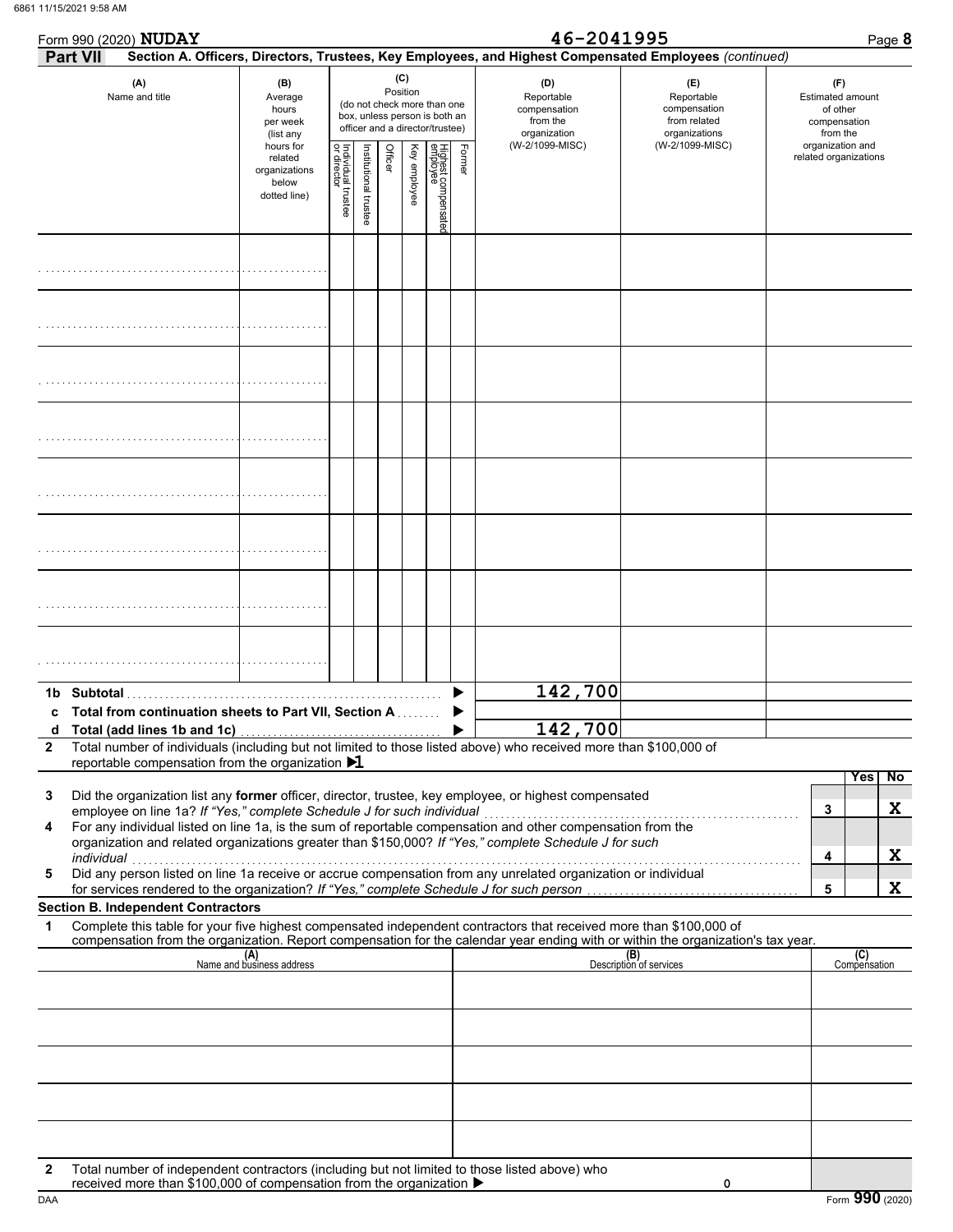Form 990 (2020) **NUDAY** **46-2041995** Page **8**

**Part VII** **Section A. Officers, Directors, Trustees, Key Employees, and Highest Compensated Employees** *(continued)*

| (A) Name and title | (B) Average hours per week (list any hours for related organizations below dotted line) | (C) Position (do not check more than one box, unless person is both an officer and a director/trustee) Individual trustee or director | Institutional trustee | Officer | Key employee | Highest compensated employee | Former | (D) Reportable compensation from the organization (W-2/1099-MISC) | (E) Reportable compensation from related organizations (W-2/1099-MISC) | (F) Estimated amount of other compensation from the organization and related organizations |
|---|---|---|---|---|---|---|---|---|---|---|
| | | | | | | | | | | |
| | | | | | | | | | | |
| | | | | | | | | | | |
| | | | | | | | | | | |
| | | | | | | | | | | |
| | | | | | | | | | | |
| | | | | | | | | | | |
| | | | | | | | | | | |

| | | | |
|---|---|---|---|
| **1b Subtotal** | 142,700 | | |
| **c Total from continuation sheets to Part VII, Section A** | | | |
| **d Total (add lines 1b and 1c)** | 142,700 | | |

**2** Total number of individuals (including but not limited to those listed above) who received more than $100,000 of reportable compensation from the organization ▶ **1**

| | | | Yes | No |
|---|---|---|---|---|
| **3** | Did the organization list any **former** officer, director, trustee, key employee, or highest compensated employee on line 1a? *If "Yes," complete Schedule J for such individual* | 3 | | X |
| **4** | For any individual listed on line 1a, is the sum of reportable compensation and other compensation from the organization and related organizations greater than $150,000? *If "Yes," complete Schedule J for such individual* | 4 | | X |
| **5** | Did any person listed on line 1a receive or accrue compensation from any unrelated organization or individual for services rendered to the organization? *If "Yes," complete Schedule J for such person* | 5 | | X |

**Section B. Independent Contractors**

**1** Complete this table for your five highest compensated independent contractors that received more than $100,000 of compensation from the organization. Report compensation for the calendar year ending with or within the organization's tax year.

| (A) Name and business address | (B) Description of services | (C) Compensation |
|---|---|---|
| | | |
| | | |
| | | |
| | | |
| | | |

**2** Total number of independent contractors (including but not limited to those listed above) who received more than $100,000 of compensation from the organization ▶ 0

DAA Form **990** (2020)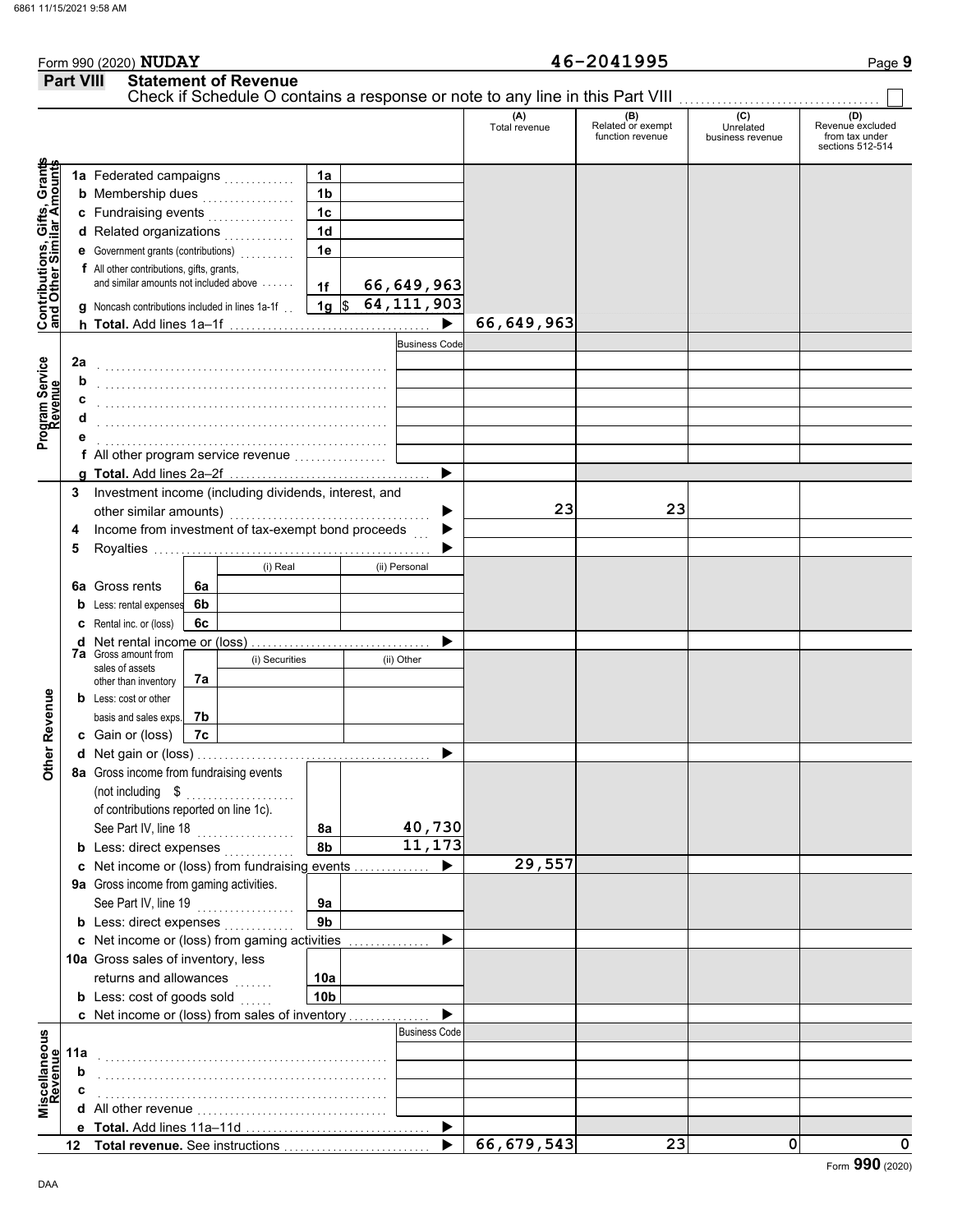Form 990 (2020) **NUDAY** **46-2041995**

## Part VIII Statement of Revenue

Check if Schedule O contains a response or note to any line in this Part VIII ☐

| | | | | (A) Total revenue | (B) Related or exempt function revenue | (C) Unrelated business revenue | (D) Revenue excluded from tax under sections 512-514 |
|---|---|---|---|---|---|---|---|
| **Contributions, Gifts, Grants and Other Similar Amounts** | 1a Federated campaigns | 1a | | | | | |
| | b Membership dues | 1b | | | | | |
| | c Fundraising events | 1c | | | | | |
| | d Related organizations | 1d | | | | | |
| | e Government grants (contributions) | 1e | | | | | |
| | f All other contributions, gifts, grants, and similar amounts not included above | 1f | 66,649,963 | | | | |
| | g Noncash contributions included in lines 1a-1f | 1g | $ 64,111,903 | | | | |
| | h **Total.** Add lines 1a–1f | | ▶ | 66,649,963 | | | |
| **Program Service Revenue** | | | Business Code | | | | |
| | 2a | | | | | | |
| | b | | | | | | |
| | c | | | | | | |
| | d | | | | | | |
| | e | | | | | | |
| | f All other program service revenue | | | | | | |
| | g **Total.** Add lines 2a–2f | | ▶ | | | | |
| **Other Revenue** | 3 Investment income (including dividends, interest, and other similar amounts) | | ▶ | 23 | 23 | | |
| | 4 Income from investment of tax-exempt bond proceeds | | ▶ | | | | |
| | 5 Royalties | | ▶ | | | | |
| | | (i) Real | (ii) Personal | | | | |
| | 6a Gross rents | 6a | | | | | |
| | b Less: rental expenses | 6b | | | | | |
| | c Rental inc. or (loss) | 6c | | | | | |
| | d Net rental income or (loss) | | ▶ | | | | |
| | 7a Gross amount from sales of assets other than inventory | (i) Securities 7a | (ii) Other | | | | |
| | b Less: cost or other basis and sales exps. | 7b | | | | | |
| | c Gain or (loss) | 7c | | | | | |
| | d Net gain or (loss) | | ▶ | | | | |
| | 8a Gross income from fundraising events (not including $ of contributions reported on line 1c). See Part IV, line 18 | 8a | 40,730 | | | | |
| | b Less: direct expenses | 8b | 11,173 | | | | |
| | c Net income or (loss) from fundraising events | | ▶ | 29,557 | | | |
| | 9a Gross income from gaming activities. See Part IV, line 19 | 9a | | | | | |
| | b Less: direct expenses | 9b | | | | | |
| | c Net income or (loss) from gaming activities | | ▶ | | | | |
| | 10a Gross sales of inventory, less returns and allowances | 10a | | | | | |
| | b Less: cost of goods sold | 10b | | | | | |
| | c Net income or (loss) from sales of inventory | | ▶ | | | | |
| **Miscellaneous Revenue** | | | Business Code | | | | |
| | 11a | | | | | | |
| | b | | | | | | |
| | c | | | | | | |
| | d All other revenue | | | | | | |
| | e **Total.** Add lines 11a–11d | | ▶ | | | | |
| | 12 **Total revenue.** See instructions | | ▶ | 66,679,543 | 23 | 0 | 0 |

Form **990** (2020)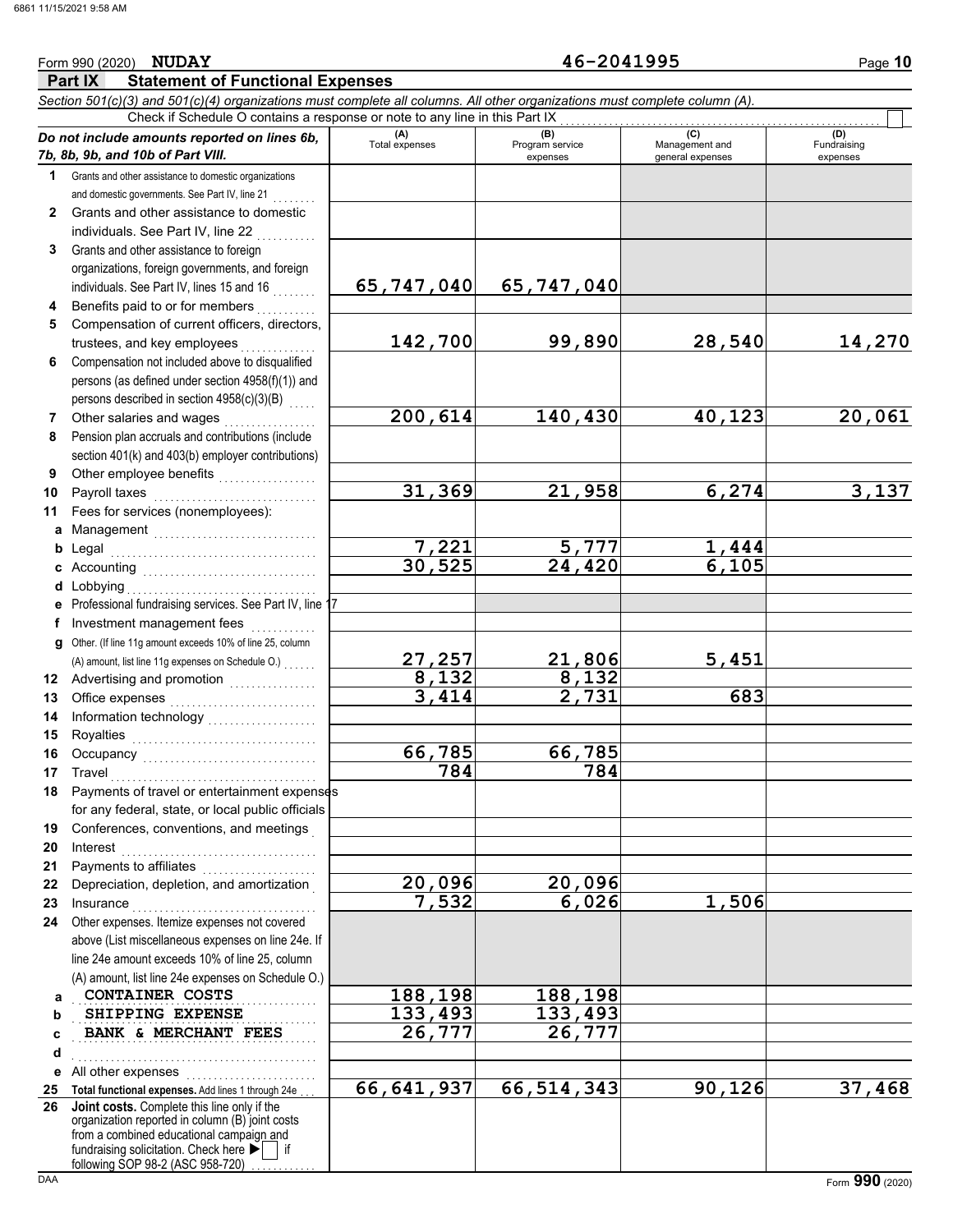Form 990 (2020) **NUDAY** **46-2041995** Page **10**

**Part IX Statement of Functional Expenses**

*Section 501(c)(3) and 501(c)(4) organizations must complete all columns. All other organizations must complete column (A).*

Check if Schedule O contains a response or note to any line in this Part IX ☐

| *Do not include amounts reported on lines 6b, 7b, 8b, 9b, and 10b of Part VIII.* | (A) Total expenses | (B) Program service expenses | (C) Management and general expenses | (D) Fundraising expenses |
|---|---|---|---|---|
| **1** Grants and other assistance to domestic organizations and domestic governments. See Part IV, line 21 | | | | |
| **2** Grants and other assistance to domestic individuals. See Part IV, line 22 | | | | |
| **3** Grants and other assistance to foreign organizations, foreign governments, and foreign individuals. See Part IV, lines 15 and 16 | 65,747,040 | 65,747,040 | | |
| **4** Benefits paid to or for members | | | | |
| **5** Compensation of current officers, directors, trustees, and key employees | 142,700 | 99,890 | 28,540 | 14,270 |
| **6** Compensation not included above to disqualified persons (as defined under section 4958(f)(1)) and persons described in section 4958(c)(3)(B) | | | | |
| **7** Other salaries and wages | 200,614 | 140,430 | 40,123 | 20,061 |
| **8** Pension plan accruals and contributions (include section 401(k) and 403(b) employer contributions) | | | | |
| **9** Other employee benefits | | | | |
| **10** Payroll taxes | 31,369 | 21,958 | 6,274 | 3,137 |
| **11** Fees for services (nonemployees): | | | | |
| **a** Management | | | | |
| **b** Legal | 7,221 | 5,777 | 1,444 | |
| **c** Accounting | 30,525 | 24,420 | 6,105 | |
| **d** Lobbying | | | | |
| **e** Professional fundraising services. See Part IV, line 17 | | | | |
| **f** Investment management fees | | | | |
| **g** Other. (If line 11g amount exceeds 10% of line 25, column (A) amount, list line 11g expenses on Schedule O.) | 27,257 | 21,806 | 5,451 | |
| **12** Advertising and promotion | 8,132 | 8,132 | | |
| **13** Office expenses | 3,414 | 2,731 | 683 | |
| **14** Information technology | | | | |
| **15** Royalties | | | | |
| **16** Occupancy | 66,785 | 66,785 | | |
| **17** Travel | 784 | 784 | | |
| **18** Payments of travel or entertainment expenses for any federal, state, or local public officials | | | | |
| **19** Conferences, conventions, and meetings | | | | |
| **20** Interest | | | | |
| **21** Payments to affiliates | | | | |
| **22** Depreciation, depletion, and amortization | 20,096 | 20,096 | | |
| **23** Insurance | 7,532 | 6,026 | 1,506 | |
| **24** Other expenses. Itemize expenses not covered above (List miscellaneous expenses on line 24e. If line 24e amount exceeds 10% of line 25, column (A) amount, list line 24e expenses on Schedule O.) | | | | |
| **a** CONTAINER COSTS | 188,198 | 188,198 | | |
| **b** SHIPPING EXPENSE | 133,493 | 133,493 | | |
| **c** BANK & MERCHANT FEES | 26,777 | 26,777 | | |
| **d** | | | | |
| **e** All other expenses | | | | |
| **25 Total functional expenses.** Add lines 1 through 24e | 66,641,937 | 66,514,343 | 90,126 | 37,468 |
| **26 Joint costs.** Complete this line only if the organization reported in column (B) joint costs from a combined educational campaign and fundraising solicitation. Check here ▶ ☐ if following SOP 98-2 (ASC 958-720) | | | | |

Form **990** (2020)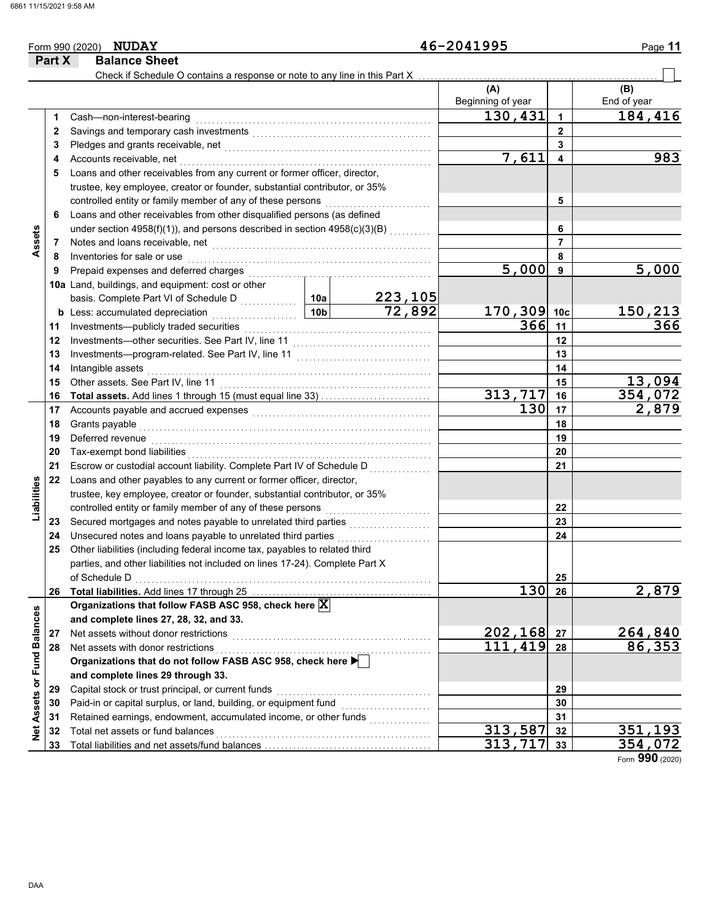Form 990 (2020) **NUDAY** 46-2041995

## Part X Balance Sheet

Check if Schedule O contains a response or note to any line in this Part X ☐

| | | Description | | | (A) Beginning of year | | (B) End of year |
|---|---|---|---|---|---|---|---|
| Assets | 1 | Cash—non-interest-bearing | | | 130,431 | 1 | 184,416 |
| | 2 | Savings and temporary cash investments | | | | 2 | |
| | 3 | Pledges and grants receivable, net | | | | 3 | |
| | 4 | Accounts receivable, net | | | 7,611 | 4 | 983 |
| | 5 | Loans and other receivables from any current or former officer, director, trustee, key employee, creator or founder, substantial contributor, or 35% controlled entity or family member of any of these persons | | | | 5 | |
| | 6 | Loans and other receivables from other disqualified persons (as defined under section 4958(f)(1)), and persons described in section 4958(c)(3)(B) | | | | 6 | |
| | 7 | Notes and loans receivable, net | | | | 7 | |
| | 8 | Inventories for sale or use | | | | 8 | |
| | 9 | Prepaid expenses and deferred charges | | | 5,000 | 9 | 5,000 |
| | 10a | Land, buildings, and equipment: cost or other basis. Complete Part VI of Schedule D | 10a | 223,105 | | | |
| | b | Less: accumulated depreciation | 10b | 72,892 | 170,309 | 10c | 150,213 |
| | 11 | Investments—publicly traded securities | | | 366 | 11 | 366 |
| | 12 | Investments—other securities. See Part IV, line 11 | | | | 12 | |
| | 13 | Investments—program-related. See Part IV, line 11 | | | | 13 | |
| | 14 | Intangible assets | | | | 14 | |
| | 15 | Other assets. See Part IV, line 11 | | | | 15 | 13,094 |
| | 16 | **Total assets.** Add lines 1 through 15 (must equal line 33) | | | 313,717 | 16 | 354,072 |
| Liabilities | 17 | Accounts payable and accrued expenses | | | 130 | 17 | 2,879 |
| | 18 | Grants payable | | | | 18 | |
| | 19 | Deferred revenue | | | | 19 | |
| | 20 | Tax-exempt bond liabilities | | | | 20 | |
| | 21 | Escrow or custodial account liability. Complete Part IV of Schedule D | | | | 21 | |
| | 22 | Loans and other payables to any current or former officer, director, trustee, key employee, creator or founder, substantial contributor, or 35% controlled entity or family member of any of these persons | | | | 22 | |
| | 23 | Secured mortgages and notes payable to unrelated third parties | | | | 23 | |
| | 24 | Unsecured notes and loans payable to unrelated third parties | | | | 24 | |
| | 25 | Other liabilities (including federal income tax, payables to related third parties, and other liabilities not included on lines 17-24). Complete Part X of Schedule D | | | | 25 | |
| | 26 | **Total liabilities.** Add lines 17 through 25 | | | 130 | 26 | 2,879 |
| Net Assets or Fund Balances | | **Organizations that follow FASB ASC 958, check here** ☒ **and complete lines 27, 28, 32, and 33.** | | | | | |
| | 27 | Net assets without donor restrictions | | | 202,168 | 27 | 264,840 |
| | 28 | Net assets with donor restrictions | | | 111,419 | 28 | 86,353 |
| | | **Organizations that do not follow FASB ASC 958, check here** ☐ **and complete lines 29 through 33.** | | | | | |
| | 29 | Capital stock or trust principal, or current funds | | | | 29 | |
| | 30 | Paid-in or capital surplus, or land, building, or equipment fund | | | | 30 | |
| | 31 | Retained earnings, endowment, accumulated income, or other funds | | | | 31 | |
| | 32 | Total net assets or fund balances | | | 313,587 | 32 | 351,193 |
| | 33 | Total liabilities and net assets/fund balances | | | 313,717 | 33 | 354,072 |

Form **990** (2020)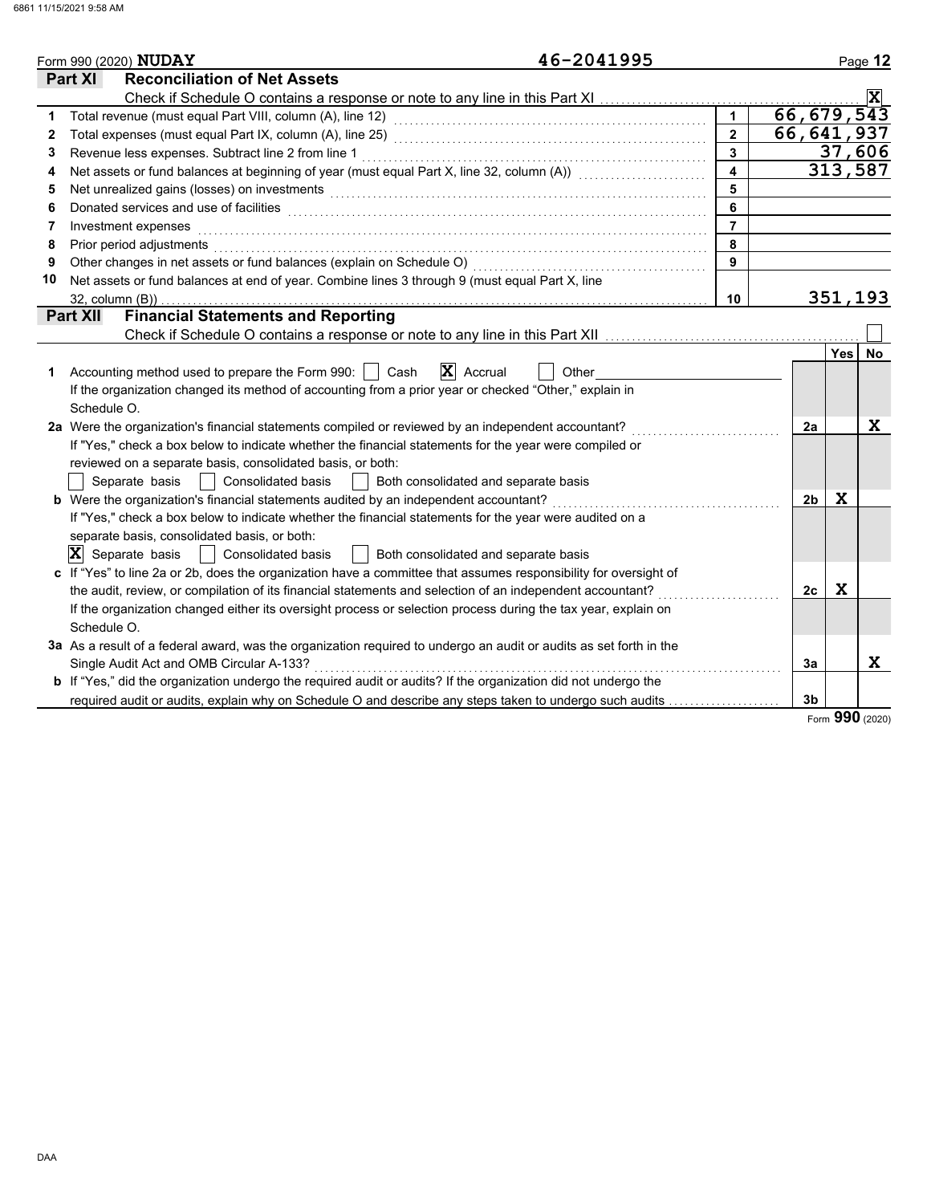Form 990 (2020) **NUDAY** 46-2041995

## Part XI Reconciliation of Net Assets

Check if Schedule O contains a response or note to any line in this Part XI ..... [X]

| | | | |
|---|---|---|---|
| 1 | Total revenue (must equal Part VIII, column (A), line 12) | 1 | 66,679,543 |
| 2 | Total expenses (must equal Part IX, column (A), line 25) | 2 | 66,641,937 |
| 3 | Revenue less expenses. Subtract line 2 from line 1 | 3 | 37,606 |
| 4 | Net assets or fund balances at beginning of year (must equal Part X, line 32, column (A)) | 4 | 313,587 |
| 5 | Net unrealized gains (losses) on investments | 5 | |
| 6 | Donated services and use of facilities | 6 | |
| 7 | Investment expenses | 7 | |
| 8 | Prior period adjustments | 8 | |
| 9 | Other changes in net assets or fund balances (explain on Schedule O) | 9 | |
| 10 | Net assets or fund balances at end of year. Combine lines 3 through 9 (must equal Part X, line 32, column (B)) | 10 | 351,193 |

## Part XII Financial Statements and Reporting

Check if Schedule O contains a response or note to any line in this Part XII ..... [ ]

| | | | Yes | No |
|---|---|---|---|---|
| 1 | Accounting method used to prepare the Form 990: [ ] Cash [X] Accrual [ ] Other<br>If the organization changed its method of accounting from a prior year or checked "Other," explain in Schedule O. | | | |
| 2a | Were the organization's financial statements compiled or reviewed by an independent accountant?<br>If "Yes," check a box below to indicate whether the financial statements for the year were compiled or reviewed on a separate basis, consolidated basis, or both:<br>[ ] Separate basis [ ] Consolidated basis [ ] Both consolidated and separate basis | 2a | | X |
| b | Were the organization's financial statements audited by an independent accountant?<br>If "Yes," check a box below to indicate whether the financial statements for the year were audited on a separate basis, consolidated basis, or both:<br>[X] Separate basis [ ] Consolidated basis [ ] Both consolidated and separate basis | 2b | X | |
| c | If "Yes" to line 2a or 2b, does the organization have a committee that assumes responsibility for oversight of the audit, review, or compilation of its financial statements and selection of an independent accountant?<br>If the organization changed either its oversight process or selection process during the tax year, explain on Schedule O. | 2c | X | |
| 3a | As a result of a federal award, was the organization required to undergo an audit or audits as set forth in the Single Audit Act and OMB Circular A-133? | 3a | | X |
| b | If "Yes," did the organization undergo the required audit or audits? If the organization did not undergo the required audit or audits, explain why on Schedule O and describe any steps taken to undergo such audits | 3b | | |

Form **990** (2020)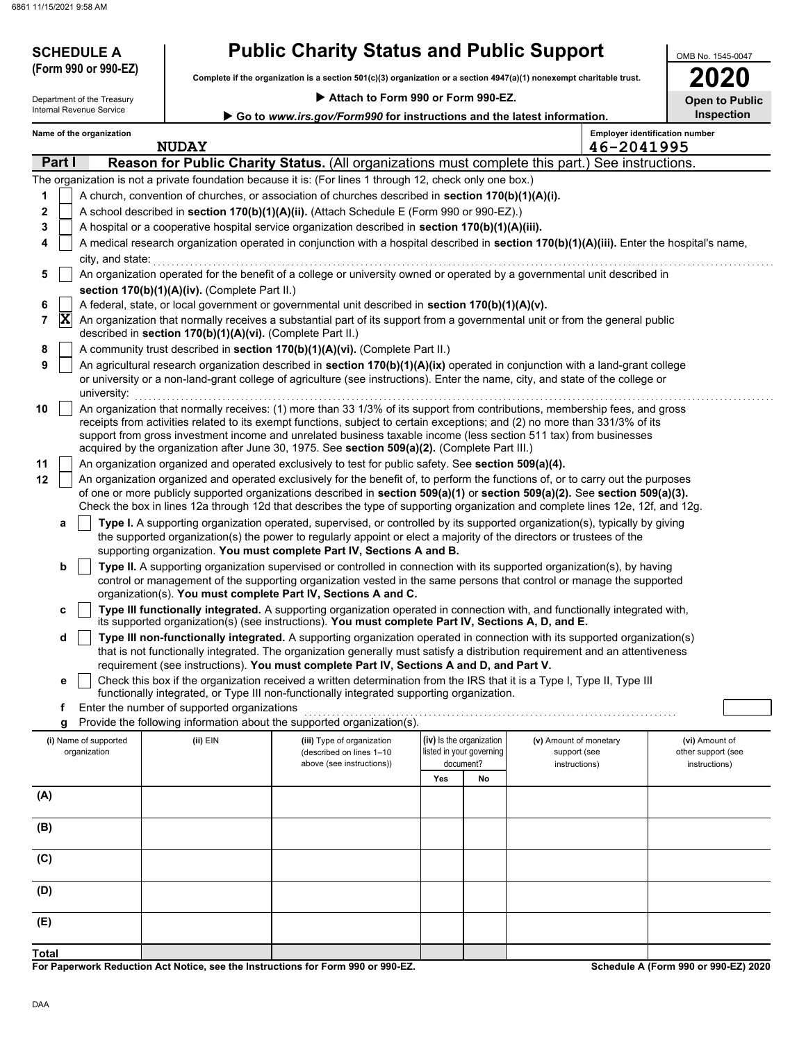**SCHEDULE A (Form 990 or 990-EZ)**

Department of the Treasury
Internal Revenue Service

# Public Charity Status and Public Support

**Complete if the organization is a section 501(c)(3) organization or a section 4947(a)(1) nonexempt charitable trust.**

▶ **Attach to Form 990 or Form 990-EZ.**

▶ **Go to *www.irs.gov/Form990* for instructions and the latest information.**

OMB No. 1545-0047

**2020**

**Open to Public Inspection**

**Name of the organization:** NUDAY

**Employer identification number:** 46-2041995

## Part I — Reason for Public Charity Status. (All organizations must complete this part.) See instructions.

The organization is not a private foundation because it is: (For lines 1 through 12, check only one box.)

1. [ ] A church, convention of churches, or association of churches described in **section 170(b)(1)(A)(i).**
2. [ ] A school described in **section 170(b)(1)(A)(ii).** (Attach Schedule E (Form 990 or 990-EZ).)
3. [ ] A hospital or a cooperative hospital service organization described in **section 170(b)(1)(A)(iii).**
4. [ ] A medical research organization operated in conjunction with a hospital described in **section 170(b)(1)(A)(iii).** Enter the hospital's name, city, and state:
5. [ ] An organization operated for the benefit of a college or university owned or operated by a governmental unit described in **section 170(b)(1)(A)(iv).** (Complete Part II.)
6. [ ] A federal, state, or local government or governmental unit described in **section 170(b)(1)(A)(v).**
7. [X] An organization that normally receives a substantial part of its support from a governmental unit or from the general public described in **section 170(b)(1)(A)(vi).** (Complete Part II.)
8. [ ] A community trust described in **section 170(b)(1)(A)(vi).** (Complete Part II.)
9. [ ] An agricultural research organization described in **section 170(b)(1)(A)(ix)** operated in conjunction with a land-grant college or university or a non-land-grant college of agriculture (see instructions). Enter the name, city, and state of the college or university:
10. [ ] An organization that normally receives: (1) more than 33 1/3% of its support from contributions, membership fees, and gross receipts from activities related to its exempt functions, subject to certain exceptions; and (2) no more than 331/3% of its support from gross investment income and unrelated business taxable income (less section 511 tax) from businesses acquired by the organization after June 30, 1975. See **section 509(a)(2).** (Complete Part III.)
11. [ ] An organization organized and operated exclusively to test for public safety. See **section 509(a)(4).**
12. [ ] An organization organized and operated exclusively for the benefit of, to perform the functions of, or to carry out the purposes of one or more publicly supported organizations described in **section 509(a)(1)** or **section 509(a)(2).** See **section 509(a)(3).** Check the box in lines 12a through 12d that describes the type of supporting organization and complete lines 12e, 12f, and 12g.
   - **a** [ ] **Type I.** A supporting organization operated, supervised, or controlled by its supported organization(s), typically by giving the supported organization(s) the power to regularly appoint or elect a majority of the directors or trustees of the supporting organization. **You must complete Part IV, Sections A and B.**
   - **b** [ ] **Type II.** A supporting organization supervised or controlled in connection with its supported organization(s), by having control or management of the supporting organization vested in the same persons that control or manage the supported organization(s). **You must complete Part IV, Sections A and C.**
   - **c** [ ] **Type III functionally integrated.** A supporting organization operated in connection with, and functionally integrated with, its supported organization(s) (see instructions). **You must complete Part IV, Sections A, D, and E.**
   - **d** [ ] **Type III non-functionally integrated.** A supporting organization operated in connection with its supported organization(s) that is not functionally integrated. The organization generally must satisfy a distribution requirement and an attentiveness requirement (see instructions). **You must complete Part IV, Sections A and D, and Part V.**
   - **e** [ ] Check this box if the organization received a written determination from the IRS that it is a Type I, Type II, Type III functionally integrated, or Type III non-functionally integrated supporting organization.
   - **f** Enter the number of supported organizations
   - **g** Provide the following information about the supported organization(s).

| (i) Name of supported organization | (ii) EIN | (iii) Type of organization (described on lines 1–10 above (see instructions)) | (iv) Is the organization listed in your governing document? | | (v) Amount of monetary support (see instructions) | (vi) Amount of other support (see instructions) |
|---|---|---|---|---|---|---|
| | | | Yes | No | | |
| (A) | | | | | | |
| (B) | | | | | | |
| (C) | | | | | | |
| (D) | | | | | | |
| (E) | | | | | | |
| **Total** | | | | | | |

**For Paperwork Reduction Act Notice, see the Instructions for Form 990 or 990-EZ.**

**Schedule A (Form 990 or 990-EZ) 2020**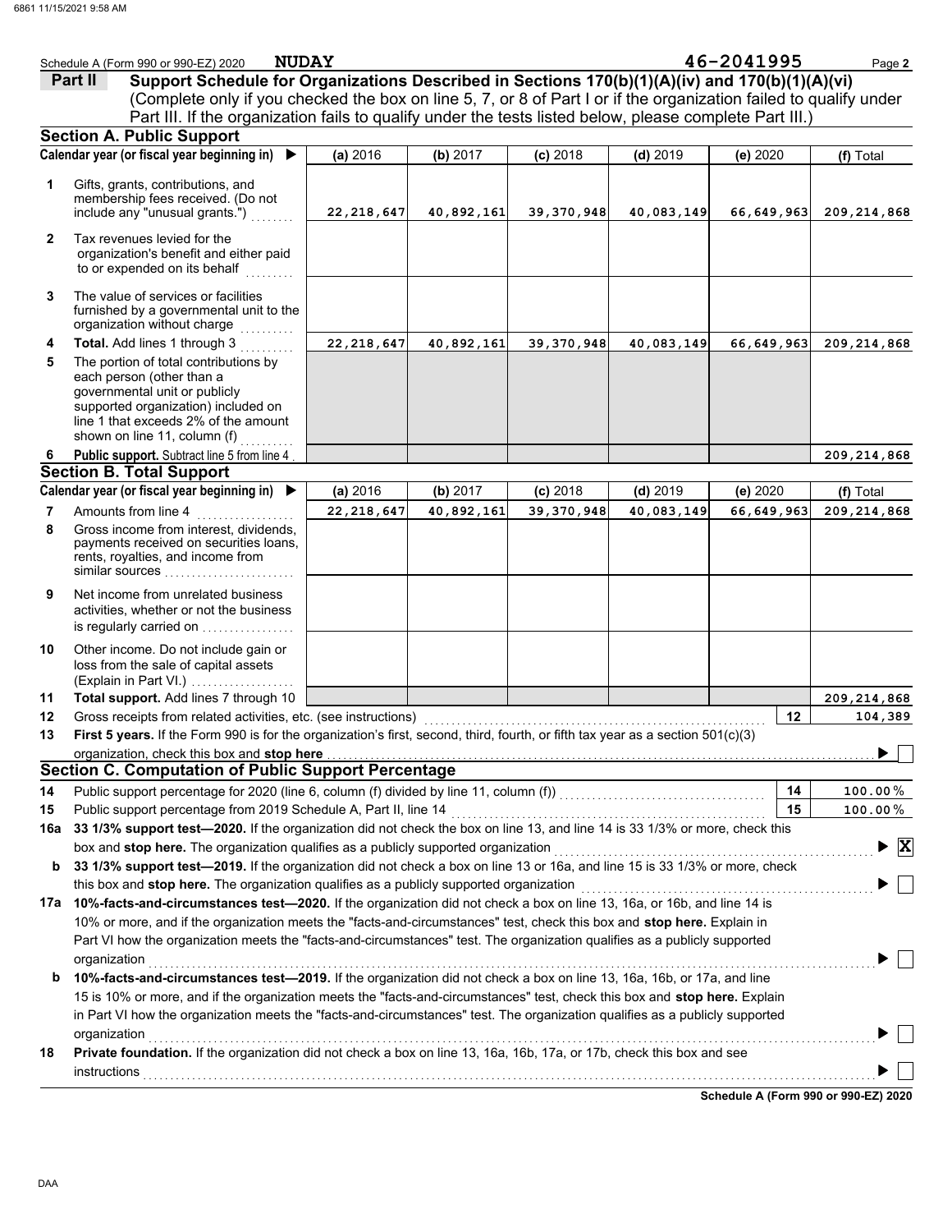Schedule A (Form 990 or 990-EZ) 2020 **NUDAY** 46-2041995

## Part II Support Schedule for Organizations Described in Sections 170(b)(1)(A)(iv) and 170(b)(1)(A)(vi)

(Complete only if you checked the box on line 5, 7, or 8 of Part I or if the organization failed to qualify under Part III. If the organization fails to qualify under the tests listed below, please complete Part III.)

### Section A. Public Support

| Calendar year (or fiscal year beginning in) ▶ | (a) 2016 | (b) 2017 | (c) 2018 | (d) 2019 | (e) 2020 | (f) Total |
|---|---|---|---|---|---|---|
| **1** Gifts, grants, contributions, and membership fees received. (Do not include any "unusual grants.") | 22,218,647 | 40,892,161 | 39,370,948 | 40,083,149 | 66,649,963 | 209,214,868 |
| **2** Tax revenues levied for the organization's benefit and either paid to or expended on its behalf | | | | | | |
| **3** The value of services or facilities furnished by a governmental unit to the organization without charge | | | | | | |
| **4 Total.** Add lines 1 through 3 | 22,218,647 | 40,892,161 | 39,370,948 | 40,083,149 | 66,649,963 | 209,214,868 |
| **5** The portion of total contributions by each person (other than a governmental unit or publicly supported organization) included on line 1 that exceeds 2% of the amount shown on line 11, column (f) | | | | | | |
| **6 Public support.** Subtract line 5 from line 4 | | | | | | 209,214,868 |

### Section B. Total Support

| Calendar year (or fiscal year beginning in) ▶ | (a) 2016 | (b) 2017 | (c) 2018 | (d) 2019 | (e) 2020 | (f) Total |
|---|---|---|---|---|---|---|
| **7** Amounts from line 4 | 22,218,647 | 40,892,161 | 39,370,948 | 40,083,149 | 66,649,963 | 209,214,868 |
| **8** Gross income from interest, dividends, payments received on securities loans, rents, royalties, and income from similar sources | | | | | | |
| **9** Net income from unrelated business activities, whether or not the business is regularly carried on | | | | | | |
| **10** Other income. Do not include gain or loss from the sale of capital assets (Explain in Part VI.) | | | | | | |
| **11 Total support.** Add lines 7 through 10 | | | | | | 209,214,868 |

**12** Gross receipts from related activities, etc. (see instructions) — **12** — 104,389

**13 First 5 years.** If the Form 990 is for the organization's first, second, third, fourth, or fifth tax year as a section 501(c)(3) organization, check this box and **stop here** ▶ ☐

### Section C. Computation of Public Support Percentage

**14** Public support percentage for 2020 (line 6, column (f) divided by line 11, column (f)) — **14** — 100.00 %

**15** Public support percentage from 2019 Schedule A, Part II, line 14 — **15** — 100.00 %

**16a 33 1/3% support test—2020.** If the organization did not check the box on line 13, and line 14 is 33 1/3% or more, check this box and **stop here.** The organization qualifies as a publicly supported organization ▶ ☒

**b 33 1/3% support test—2019.** If the organization did not check a box on line 13 or 16a, and line 15 is 33 1/3% or more, check this box and **stop here.** The organization qualifies as a publicly supported organization ▶ ☐

**17a 10%-facts-and-circumstances test—2020.** If the organization did not check a box on line 13, 16a, or 16b, and line 14 is 10% or more, and if the organization meets the "facts-and-circumstances" test, check this box and **stop here.** Explain in Part VI how the organization meets the "facts-and-circumstances" test. The organization qualifies as a publicly supported organization ▶ ☐

**b 10%-facts-and-circumstances test—2019.** If the organization did not check a box on line 13, 16a, 16b, or 17a, and line 15 is 10% or more, and if the organization meets the "facts-and-circumstances" test, check this box and **stop here.** Explain in Part VI how the organization meets the "facts-and-circumstances" test. The organization qualifies as a publicly supported organization ▶ ☐

**18 Private foundation.** If the organization did not check a box on line 13, 16a, 16b, 17a, or 17b, check this box and see instructions ▶ ☐

**Schedule A (Form 990 or 990-EZ) 2020**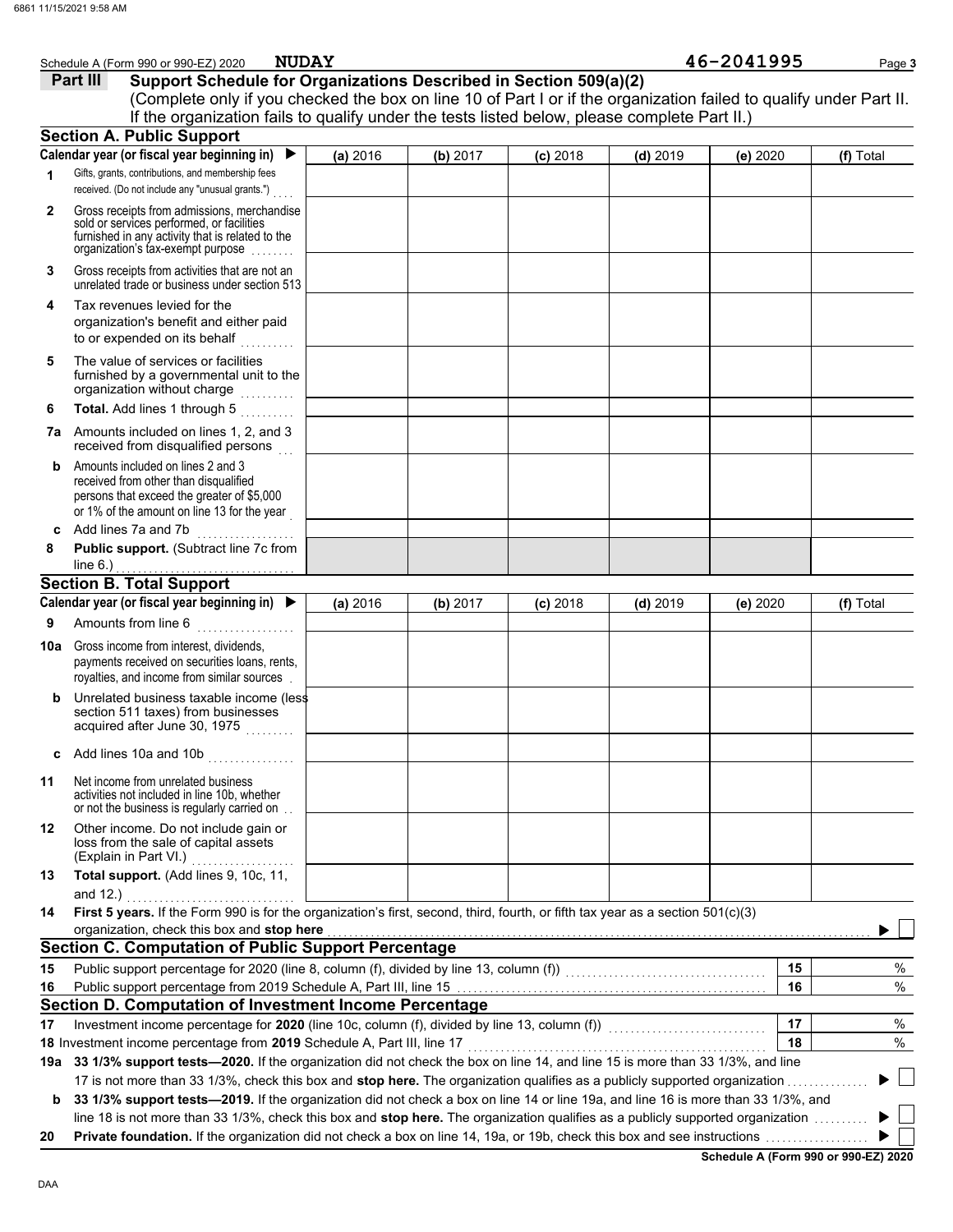Schedule A (Form 990 or 990-EZ) 2020 **NUDAY** 46-2041995

## Part III Support Schedule for Organizations Described in Section 509(a)(2)

(Complete only if you checked the box on line 10 of Part I or if the organization failed to qualify under Part II. If the organization fails to qualify under the tests listed below, please complete Part II.)

### Section A. Public Support

| Calendar year (or fiscal year beginning in) ▶ | (a) 2016 | (b) 2017 | (c) 2018 | (d) 2019 | (e) 2020 | (f) Total |
|---|---|---|---|---|---|---|
| **1** Gifts, grants, contributions, and membership fees received. (Do not include any "unusual grants.") | | | | | | |
| **2** Gross receipts from admissions, merchandise sold or services performed, or facilities furnished in any activity that is related to the organization's tax-exempt purpose | | | | | | |
| **3** Gross receipts from activities that are not an unrelated trade or business under section 513 | | | | | | |
| **4** Tax revenues levied for the organization's benefit and either paid to or expended on its behalf | | | | | | |
| **5** The value of services or facilities furnished by a governmental unit to the organization without charge | | | | | | |
| **6** **Total.** Add lines 1 through 5 | | | | | | |
| **7a** Amounts included on lines 1, 2, and 3 received from disqualified persons | | | | | | |
| **b** Amounts included on lines 2 and 3 received from other than disqualified persons that exceed the greater of $5,000 or 1% of the amount on line 13 for the year | | | | | | |
| **c** Add lines 7a and 7b | | | | | | |
| **8** **Public support.** (Subtract line 7c from line 6.) | | | | | | |

### Section B. Total Support

| Calendar year (or fiscal year beginning in) ▶ | (a) 2016 | (b) 2017 | (c) 2018 | (d) 2019 | (e) 2020 | (f) Total |
|---|---|---|---|---|---|---|
| **9** Amounts from line 6 | | | | | | |
| **10a** Gross income from interest, dividends, payments received on securities loans, rents, royalties, and income from similar sources | | | | | | |
| **b** Unrelated business taxable income (less section 511 taxes) from businesses acquired after June 30, 1975 | | | | | | |
| **c** Add lines 10a and 10b | | | | | | |
| **11** Net income from unrelated business activities not included in line 10b, whether or not the business is regularly carried on | | | | | | |
| **12** Other income. Do not include gain or loss from the sale of capital assets (Explain in Part VI.) | | | | | | |
| **13** **Total support.** (Add lines 9, 10c, 11, and 12.) | | | | | | |

**14** **First 5 years.** If the Form 990 is for the organization's first, second, third, fourth, or fifth tax year as a section 501(c)(3) organization, check this box and **stop here** ▶ ☐

### Section C. Computation of Public Support Percentage

| | | | |
|---|---|---|---|
| **15** | Public support percentage for 2020 (line 8, column (f), divided by line 13, column (f)) | 15 | % |
| **16** | Public support percentage from 2019 Schedule A, Part III, line 15 | 16 | % |

### Section D. Computation of Investment Income Percentage

| | | | |
|---|---|---|---|
| **17** | Investment income percentage for **2020** (line 10c, column (f), divided by line 13, column (f)) | 17 | % |
| **18** | Investment income percentage from **2019** Schedule A, Part III, line 17 | 18 | % |

**19a** **33 1/3% support tests—2020.** If the organization did not check the box on line 14, and line 15 is more than 33 1/3%, and line 17 is not more than 33 1/3%, check this box and **stop here.** The organization qualifies as a publicly supported organization ▶ ☐

**b** **33 1/3% support tests—2019.** If the organization did not check a box on line 14 or line 19a, and line 16 is more than 33 1/3%, and line 18 is not more than 33 1/3%, check this box and **stop here.** The organization qualifies as a publicly supported organization ▶ ☐

**20** **Private foundation.** If the organization did not check a box on line 14, 19a, or 19b, check this box and see instructions ▶ ☐

**Schedule A (Form 990 or 990-EZ) 2020**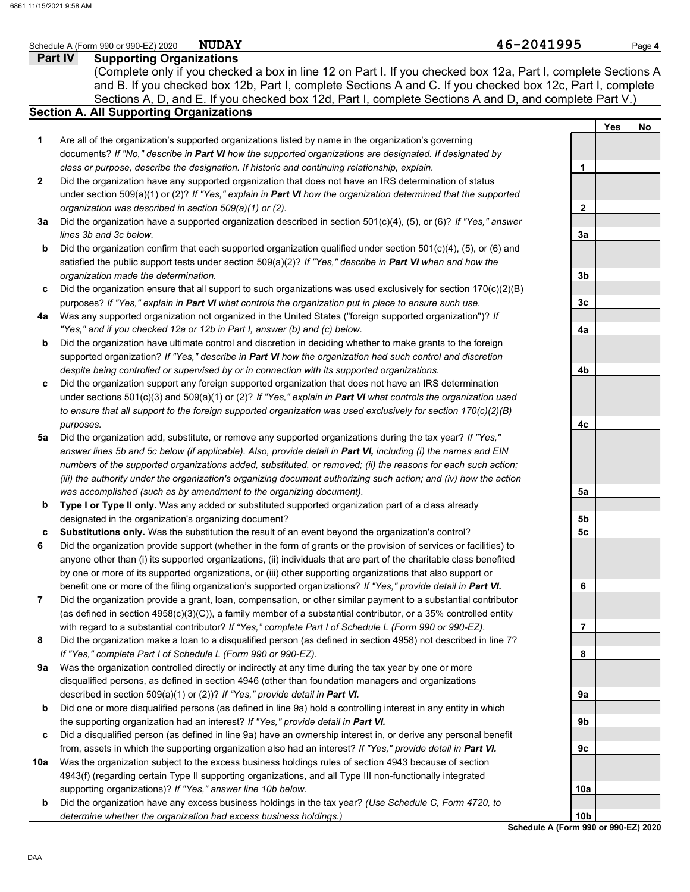Schedule A (Form 990 or 990-EZ) 2020 **NUDAY** **46-2041995**

## Part IV Supporting Organizations

(Complete only if you checked a box in line 12 on Part I. If you checked box 12a, Part I, complete Sections A and B. If you checked box 12b, Part I, complete Sections A and C. If you checked box 12c, Part I, complete Sections A, D, and E. If you checked box 12d, Part I, complete Sections A and D, and complete Part V.)

### Section A. All Supporting Organizations

| | | | Yes | No |
|---|---|---|---|---|
| **1** | Are all of the organization's supported organizations listed by name in the organization's governing documents? *If "No," describe in **Part VI** how the supported organizations are designated. If designated by class or purpose, describe the designation. If historic and continuing relationship, explain.* | 1 | | |
| **2** | Did the organization have any supported organization that does not have an IRS determination of status under section 509(a)(1) or (2)? *If "Yes," explain in **Part VI** how the organization determined that the supported organization was described in section 509(a)(1) or (2).* | 2 | | |
| **3a** | Did the organization have a supported organization described in section 501(c)(4), (5), or (6)? *If "Yes," answer lines 3b and 3c below.* | 3a | | |
| **b** | Did the organization confirm that each supported organization qualified under section 501(c)(4), (5), or (6) and satisfied the public support tests under section 509(a)(2)? *If "Yes," describe in **Part VI** when and how the organization made the determination.* | 3b | | |
| **c** | Did the organization ensure that all support to such organizations was used exclusively for section 170(c)(2)(B) purposes? *If "Yes," explain in **Part VI** what controls the organization put in place to ensure such use.* | 3c | | |
| **4a** | Was any supported organization not organized in the United States ("foreign supported organization")? *If "Yes," and if you checked 12a or 12b in Part I, answer (b) and (c) below.* | 4a | | |
| **b** | Did the organization have ultimate control and discretion in deciding whether to make grants to the foreign supported organization? *If "Yes," describe in **Part VI** how the organization had such control and discretion despite being controlled or supervised by or in connection with its supported organizations.* | 4b | | |
| **c** | Did the organization support any foreign supported organization that does not have an IRS determination under sections 501(c)(3) and 509(a)(1) or (2)? *If "Yes," explain in **Part VI** what controls the organization used to ensure that all support to the foreign supported organization was used exclusively for section 170(c)(2)(B) purposes.* | 4c | | |
| **5a** | Did the organization add, substitute, or remove any supported organizations during the tax year? *If "Yes," answer lines 5b and 5c below (if applicable). Also, provide detail in **Part VI,** including (i) the names and EIN numbers of the supported organizations added, substituted, or removed; (ii) the reasons for each such action; (iii) the authority under the organization's organizing document authorizing such action; and (iv) how the action was accomplished (such as by amendment to the organizing document).* | 5a | | |
| **b** | **Type I or Type II only.** Was any added or substituted supported organization part of a class already designated in the organization's organizing document? | 5b | | |
| **c** | **Substitutions only.** Was the substitution the result of an event beyond the organization's control? | 5c | | |
| **6** | Did the organization provide support (whether in the form of grants or the provision of services or facilities) to anyone other than (i) its supported organizations, (ii) individuals that are part of the charitable class benefited by one or more of its supported organizations, or (iii) other supporting organizations that also support or benefit one or more of the filing organization's supported organizations? *If "Yes," provide detail in **Part VI.*** | 6 | | |
| **7** | Did the organization provide a grant, loan, compensation, or other similar payment to a substantial contributor (as defined in section 4958(c)(3)(C)), a family member of a substantial contributor, or a 35% controlled entity with regard to a substantial contributor? *If "Yes," complete Part I of Schedule L (Form 990 or 990-EZ).* | 7 | | |
| **8** | Did the organization make a loan to a disqualified person (as defined in section 4958) not described in line 7? *If "Yes," complete Part I of Schedule L (Form 990 or 990-EZ).* | 8 | | |
| **9a** | Was the organization controlled directly or indirectly at any time during the tax year by one or more disqualified persons, as defined in section 4946 (other than foundation managers and organizations described in section 509(a)(1) or (2))? *If "Yes," provide detail in **Part VI.*** | 9a | | |
| **b** | Did one or more disqualified persons (as defined in line 9a) hold a controlling interest in any entity in which the supporting organization had an interest? *If "Yes," provide detail in **Part VI.*** | 9b | | |
| **c** | Did a disqualified person (as defined in line 9a) have an ownership interest in, or derive any personal benefit from, assets in which the supporting organization also had an interest? *If "Yes," provide detail in **Part VI.*** | 9c | | |
| **10a** | Was the organization subject to the excess business holdings rules of section 4943 because of section 4943(f) (regarding certain Type II supporting organizations, and all Type III non-functionally integrated supporting organizations)? *If "Yes," answer line 10b below.* | 10a | | |
| **b** | Did the organization have any excess business holdings in the tax year? *(Use Schedule C, Form 4720, to determine whether the organization had excess business holdings.)* | 10b | | |

**Schedule A (Form 990 or 990-EZ) 2020**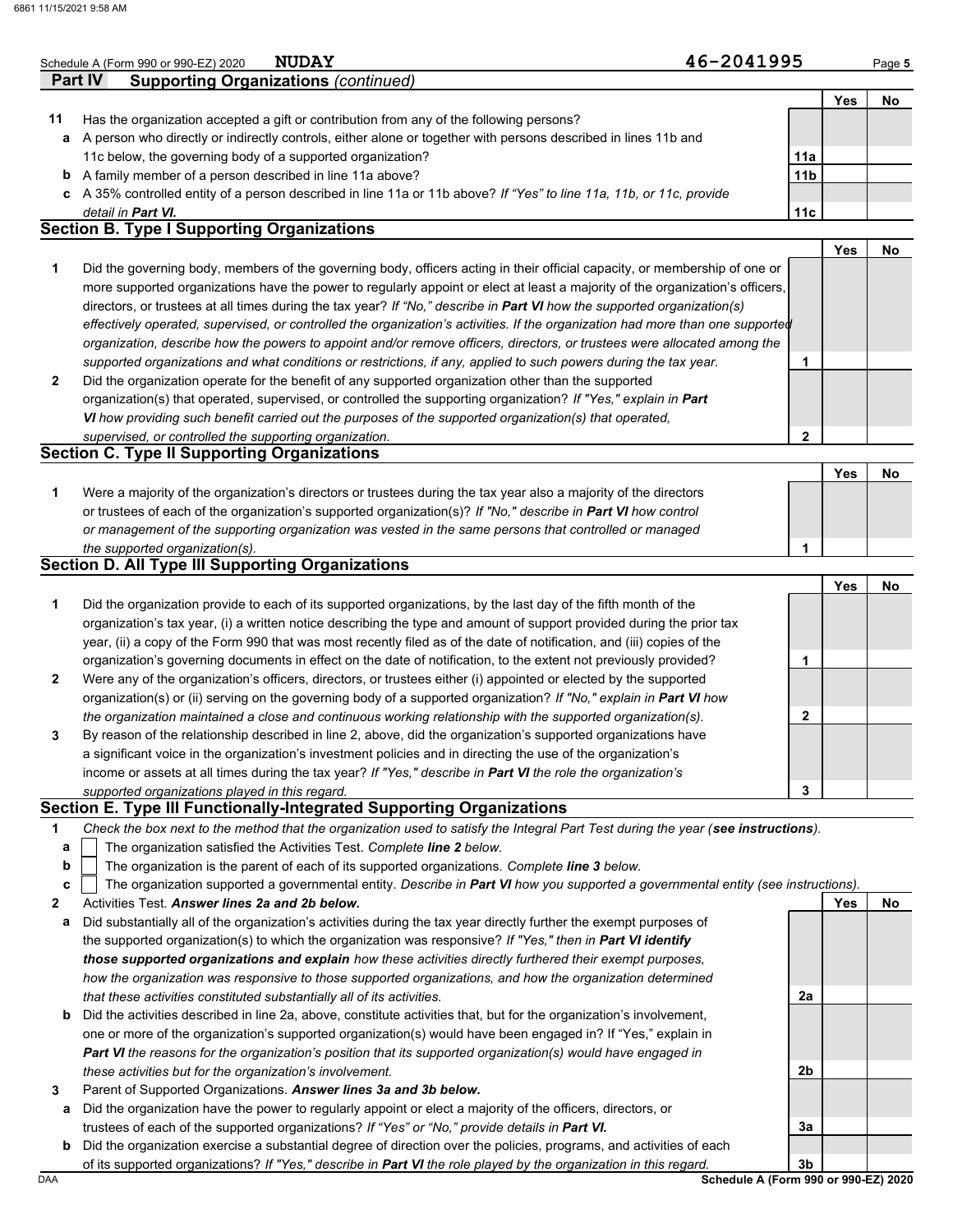Schedule A (Form 990 or 990-EZ) 2020 **NUDAY** 46-2041995

**Part IV Supporting Organizations** *(continued)*

| | | | Yes | No |
|---|---|---|---|---|
| **11** | Has the organization accepted a gift or contribution from any of the following persons? | | | |
| **a** | A person who directly or indirectly controls, either alone or together with persons described in lines 11b and 11c below, the governing body of a supported organization? | **11a** | | |
| **b** | A family member of a person described in line 11a above? | **11b** | | |
| **c** | A 35% controlled entity of a person described in line 11a or 11b above? *If "Yes" to line 11a, 11b, or 11c, provide detail in **Part VI.*** | **11c** | | |

## Section B. Type I Supporting Organizations

| | | | Yes | No |
|---|---|---|---|---|
| **1** | Did the governing body, members of the governing body, officers acting in their official capacity, or membership of one or more supported organizations have the power to regularly appoint or elect at least a majority of the organization's officers, directors, or trustees at all times during the tax year? *If "No," describe in **Part VI** how the supported organization(s) effectively operated, supervised, or controlled the organization's activities. If the organization had more than one supported organization, describe how the powers to appoint and/or remove officers, directors, or trustees were allocated among the supported organizations and what conditions or restrictions, if any, applied to such powers during the tax year.* | **1** | | |
| **2** | Did the organization operate for the benefit of any supported organization other than the supported organization(s) that operated, supervised, or controlled the supporting organization? *If "Yes," explain in **Part VI** how providing such benefit carried out the purposes of the supported organization(s) that operated, supervised, or controlled the supporting organization.* | **2** | | |

## Section C. Type II Supporting Organizations

| | | | Yes | No |
|---|---|---|---|---|
| **1** | Were a majority of the organization's directors or trustees during the tax year also a majority of the directors or trustees of each of the organization's supported organization(s)? *If "No," describe in **Part VI** how control or management of the supporting organization was vested in the same persons that controlled or managed the supported organization(s).* | **1** | | |

## Section D. All Type III Supporting Organizations

| | | | Yes | No |
|---|---|---|---|---|
| **1** | Did the organization provide to each of its supported organizations, by the last day of the fifth month of the organization's tax year, (i) a written notice describing the type and amount of support provided during the prior tax year, (ii) a copy of the Form 990 that was most recently filed as of the date of notification, and (iii) copies of the organization's governing documents in effect on the date of notification, to the extent not previously provided? | **1** | | |
| **2** | Were any of the organization's officers, directors, or trustees either (i) appointed or elected by the supported organization(s) or (ii) serving on the governing body of a supported organization? *If "No," explain in **Part VI** how the organization maintained a close and continuous working relationship with the supported organization(s).* | **2** | | |
| **3** | By reason of the relationship described in line 2, above, did the organization's supported organizations have a significant voice in the organization's investment policies and in directing the use of the organization's income or assets at all times during the tax year? *If "Yes," describe in **Part VI** the role the organization's supported organizations played in this regard.* | **3** | | |

## Section E. Type III Functionally-Integrated Supporting Organizations

**1** *Check the box next to the method that the organization used to satisfy the Integral Part Test during the year (**see instructions**).*

- **a** ☐ The organization satisfied the Activities Test. *Complete **line 2** below.*
- **b** ☐ The organization is the parent of each of its supported organizations. *Complete **line 3** below.*
- **c** ☐ The organization supported a governmental entity. *Describe in **Part VI** how you supported a governmental entity (see instructions).*

| | | | Yes | No |
|---|---|---|---|---|
| **2** | Activities Test. ***Answer lines 2a and 2b below.*** | | | |
| **a** | Did substantially all of the organization's activities during the tax year directly further the exempt purposes of the supported organization(s) to which the organization was responsive? *If "Yes," then in **Part VI identify those supported organizations and explain** how these activities directly furthered their exempt purposes, how the organization was responsive to those supported organizations, and how the organization determined that these activities constituted substantially all of its activities.* | **2a** | | |
| **b** | Did the activities described in line 2a, above, constitute activities that, but for the organization's involvement, one or more of the organization's supported organization(s) would have been engaged in? If "Yes," explain in ***Part VI** the reasons for the organization's position that its supported organization(s) would have engaged in these activities but for the organization's involvement.* | **2b** | | |
| **3** | Parent of Supported Organizations. ***Answer lines 3a and 3b below.*** | | | |
| **a** | Did the organization have the power to regularly appoint or elect a majority of the officers, directors, or trustees of each of the supported organizations? *If "Yes" or "No," provide details in **Part VI.*** | **3a** | | |
| **b** | Did the organization exercise a substantial degree of direction over the policies, programs, and activities of each of its supported organizations? *If "Yes," describe in **Part VI** the role played by the organization in this regard.* | **3b** | | |

**Schedule A (Form 990 or 990-EZ) 2020**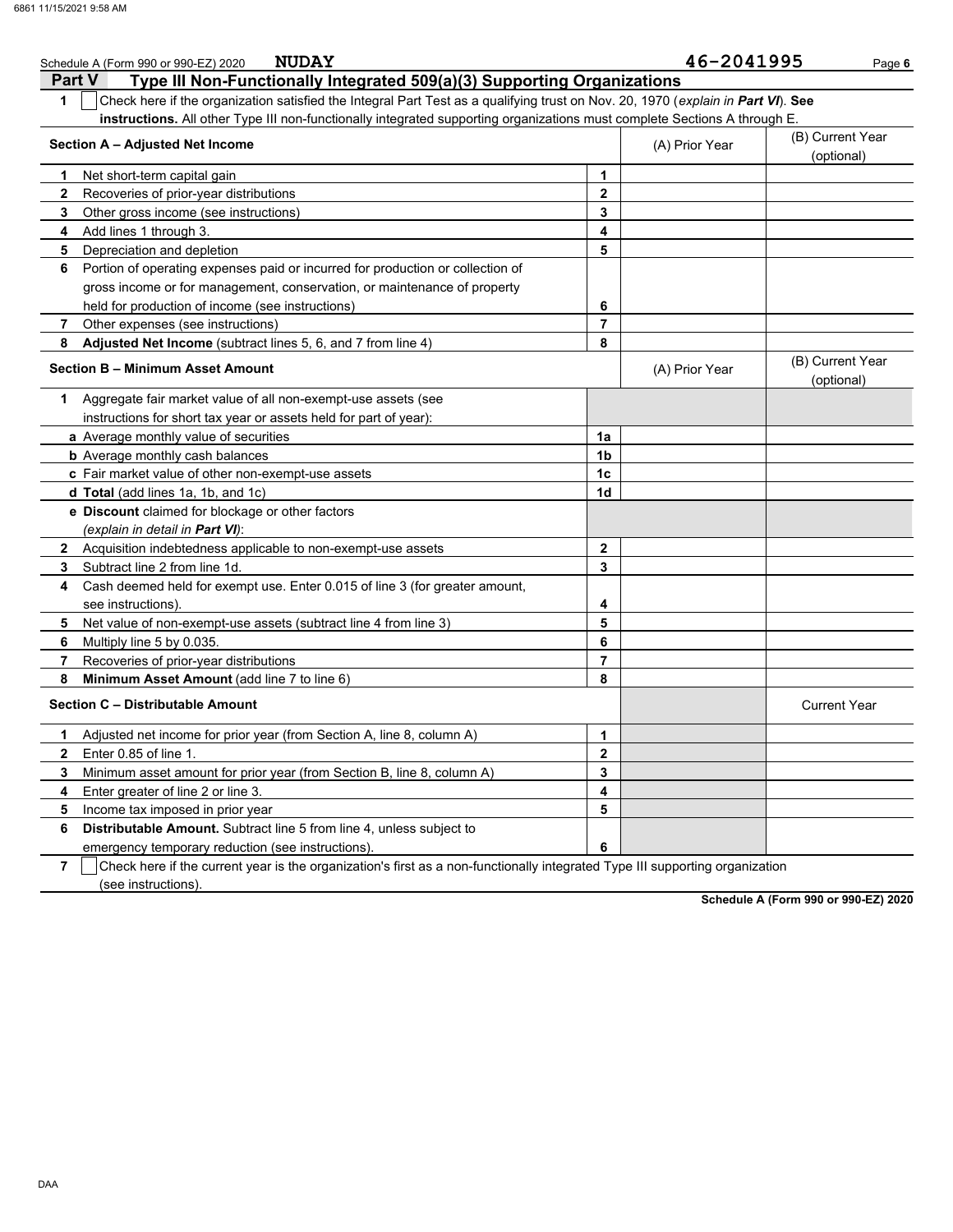Schedule A (Form 990 or 990-EZ) 2020 **NUDAY** **46-2041995**

## Part V Type III Non-Functionally Integrated 509(a)(3) Supporting Organizations

**1** ☐ Check here if the organization satisfied the Integral Part Test as a qualifying trust on Nov. 20, 1970 (*explain in **Part VI***). **See instructions.** All other Type III non-functionally integrated supporting organizations must complete Sections A through E.

| **Section A – Adjusted Net Income** | | (A) Prior Year | (B) Current Year (optional) |
|---|---|---|---|
| **1** Net short-term capital gain | **1** | | |
| **2** Recoveries of prior-year distributions | **2** | | |
| **3** Other gross income (see instructions) | **3** | | |
| **4** Add lines 1 through 3. | **4** | | |
| **5** Depreciation and depletion | **5** | | |
| **6** Portion of operating expenses paid or incurred for production or collection of gross income or for management, conservation, or maintenance of property held for production of income (see instructions) | **6** | | |
| **7** Other expenses (see instructions) | **7** | | |
| **8** **Adjusted Net Income** (subtract lines 5, 6, and 7 from line 4) | **8** | | |

| **Section B – Minimum Asset Amount** | | (A) Prior Year | (B) Current Year (optional) |
|---|---|---|---|
| **1** Aggregate fair market value of all non-exempt-use assets (see instructions for short tax year or assets held for part of year): | | | |
| **a** Average monthly value of securities | **1a** | | |
| **b** Average monthly cash balances | **1b** | | |
| **c** Fair market value of other non-exempt-use assets | **1c** | | |
| **d** **Total** (add lines 1a, 1b, and 1c) | **1d** | | |
| **e** **Discount** claimed for blockage or other factors (*explain in detail in **Part VI***): | | | |
| **2** Acquisition indebtedness applicable to non-exempt-use assets | **2** | | |
| **3** Subtract line 2 from line 1d. | **3** | | |
| **4** Cash deemed held for exempt use. Enter 0.015 of line 3 (for greater amount, see instructions). | **4** | | |
| **5** Net value of non-exempt-use assets (subtract line 4 from line 3) | **5** | | |
| **6** Multiply line 5 by 0.035. | **6** | | |
| **7** Recoveries of prior-year distributions | **7** | | |
| **8** **Minimum Asset Amount** (add line 7 to line 6) | **8** | | |

| **Section C – Distributable Amount** | | | Current Year |
|---|---|---|---|
| **1** Adjusted net income for prior year (from Section A, line 8, column A) | **1** | | |
| **2** Enter 0.85 of line 1. | **2** | | |
| **3** Minimum asset amount for prior year (from Section B, line 8, column A) | **3** | | |
| **4** Enter greater of line 2 or line 3. | **4** | | |
| **5** Income tax imposed in prior year | **5** | | |
| **6** **Distributable Amount.** Subtract line 5 from line 4, unless subject to emergency temporary reduction (see instructions). | **6** | | |

**7** ☐ Check here if the current year is the organization's first as a non-functionally integrated Type III supporting organization (see instructions).

**Schedule A (Form 990 or 990-EZ) 2020**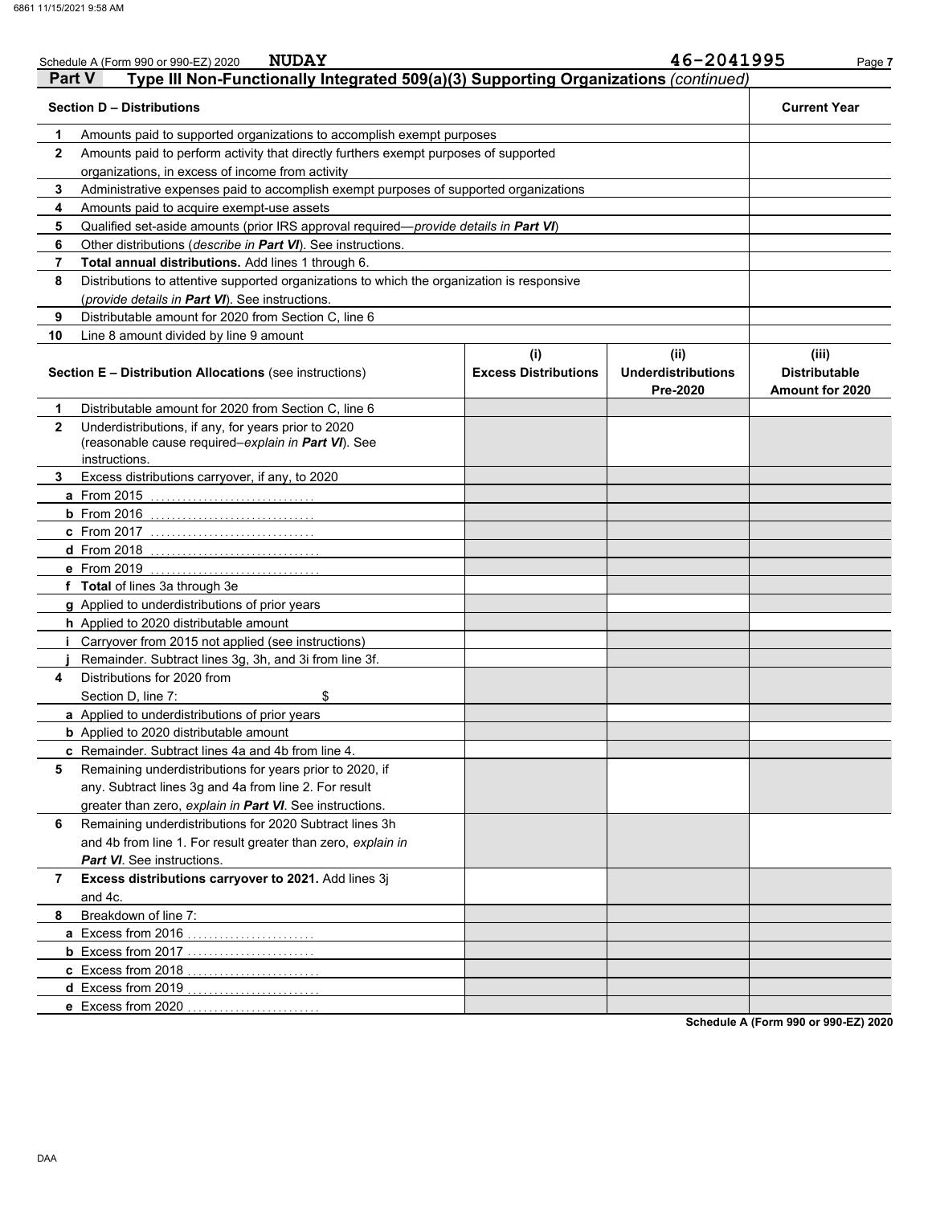Schedule A (Form 990 or 990-EZ) 2020 **NUDAY** **46-2041995**

## Part V — Type III Non-Functionally Integrated 509(a)(3) Supporting Organizations *(continued)*

| | Section D – Distributions | Current Year |
|---|---|---|
| 1 | Amounts paid to supported organizations to accomplish exempt purposes | |
| 2 | Amounts paid to perform activity that directly furthers exempt purposes of supported organizations, in excess of income from activity | |
| 3 | Administrative expenses paid to accomplish exempt purposes of supported organizations | |
| 4 | Amounts paid to acquire exempt-use assets | |
| 5 | Qualified set-aside amounts (prior IRS approval required—*provide details in **Part VI***) | |
| 6 | Other distributions (*describe in **Part VI***). See instructions. | |
| 7 | **Total annual distributions.** Add lines 1 through 6. | |
| 8 | Distributions to attentive supported organizations to which the organization is responsive (*provide details in **Part VI***). See instructions. | |
| 9 | Distributable amount for 2020 from Section C, line 6 | |
| 10 | Line 8 amount divided by line 9 amount | |

| | Section E – Distribution Allocations (see instructions) | (i) Excess Distributions | (ii) Underdistributions Pre-2020 | (iii) Distributable Amount for 2020 |
|---|---|---|---|---|
| 1 | Distributable amount for 2020 from Section C, line 6 | | | |
| 2 | Underdistributions, if any, for years prior to 2020 (reasonable cause required–*explain in **Part VI***). See instructions. | | | |
| 3 | Excess distributions carryover, if any, to 2020 | | | |
| a | From 2015 | | | |
| b | From 2016 | | | |
| c | From 2017 | | | |
| d | From 2018 | | | |
| e | From 2019 | | | |
| f | **Total** of lines 3a through 3e | | | |
| g | Applied to underdistributions of prior years | | | |
| h | Applied to 2020 distributable amount | | | |
| i | Carryover from 2015 not applied (see instructions) | | | |
| j | Remainder. Subtract lines 3g, 3h, and 3i from line 3f. | | | |
| 4 | Distributions for 2020 from Section D, line 7: $ | | | |
| a | Applied to underdistributions of prior years | | | |
| b | Applied to 2020 distributable amount | | | |
| c | Remainder. Subtract lines 4a and 4b from line 4. | | | |
| 5 | Remaining underdistributions for years prior to 2020, if any. Subtract lines 3g and 4a from line 2. For result greater than zero, *explain in **Part VI***. See instructions. | | | |
| 6 | Remaining underdistributions for 2020 Subtract lines 3h and 4b from line 1. For result greater than zero, *explain in **Part VI***. See instructions. | | | |
| 7 | **Excess distributions carryover to 2021.** Add lines 3j and 4c. | | | |
| 8 | Breakdown of line 7: | | | |
| a | Excess from 2016 | | | |
| b | Excess from 2017 | | | |
| c | Excess from 2018 | | | |
| d | Excess from 2019 | | | |
| e | Excess from 2020 | | | |

**Schedule A (Form 990 or 990-EZ) 2020**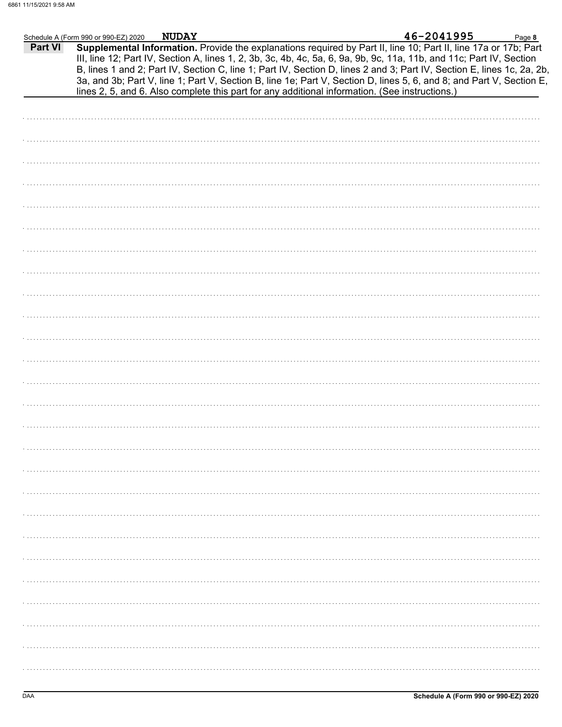Schedule A (Form 990 or 990-EZ) 2020 **NUDAY** **46-2041995**

## Part VI Supplemental Information.

**Supplemental Information.** Provide the explanations required by Part II, line 10; Part II, line 17a or 17b; Part III, line 12; Part IV, Section A, lines 1, 2, 3b, 3c, 4b, 4c, 5a, 6, 9a, 9b, 9c, 11a, 11b, and 11c; Part IV, Section B, lines 1 and 2; Part IV, Section C, line 1; Part IV, Section D, lines 2 and 3; Part IV, Section E, lines 1c, 2a, 2b, 3a, and 3b; Part V, line 1; Part V, Section B, line 1e; Part V, Section D, lines 5, 6, and 8; and Part V, Section E, lines 2, 5, and 6. Also complete this part for any additional information. (See instructions.)

DAA **Schedule A (Form 990 or 990-EZ) 2020**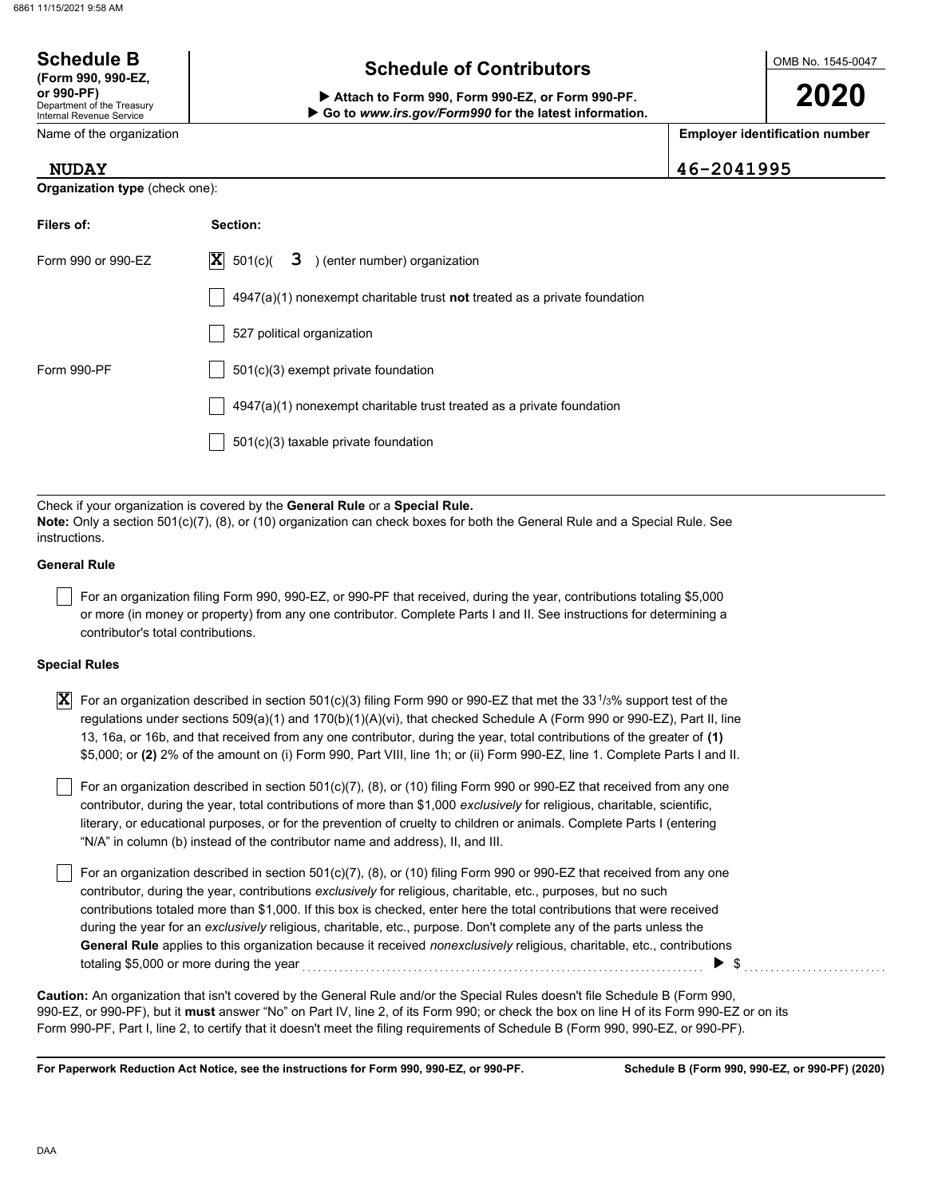# Schedule B

**(Form 990, 990-EZ, or 990-PF)**

Department of the Treasury
Internal Revenue Service

## Schedule of Contributors

▶ **Attach to Form 990, Form 990-EZ, or Form 990-PF.**
▶ **Go to *www.irs.gov/Form990* for the latest information.**

OMB No. 1545-0047

**2020**

| Name of the organization | Employer identification number |
|---|---|
| NUDAY | 46-2041995 |

**Organization type** (check one):

| Filers of: | Section: |
|---|---|
| Form 990 or 990-EZ | [X] 501(c)( 3 ) (enter number) organization |
| | [ ] 4947(a)(1) nonexempt charitable trust **not** treated as a private foundation |
| | [ ] 527 political organization |
| Form 990-PF | [ ] 501(c)(3) exempt private foundation |
| | [ ] 4947(a)(1) nonexempt charitable trust treated as a private foundation |
| | [ ] 501(c)(3) taxable private foundation |

Check if your organization is covered by the **General Rule** or a **Special Rule.**

**Note:** Only a section 501(c)(7), (8), or (10) organization can check boxes for both the General Rule and a Special Rule. See instructions.

**General Rule**

[ ] For an organization filing Form 990, 990-EZ, or 990-PF that received, during the year, contributions totaling $5,000 or more (in money or property) from any one contributor. Complete Parts I and II. See instructions for determining a contributor's total contributions.

**Special Rules**

[X] For an organization described in section 501(c)(3) filing Form 990 or 990-EZ that met the 33 1/3% support test of the regulations under sections 509(a)(1) and 170(b)(1)(A)(vi), that checked Schedule A (Form 990 or 990-EZ), Part II, line 13, 16a, or 16b, and that received from any one contributor, during the year, total contributions of the greater of **(1)** $5,000; or **(2)** 2% of the amount on (i) Form 990, Part VIII, line 1h; or (ii) Form 990-EZ, line 1. Complete Parts I and II.

[ ] For an organization described in section 501(c)(7), (8), or (10) filing Form 990 or 990-EZ that received from any one contributor, during the year, total contributions of more than $1,000 *exclusively* for religious, charitable, scientific, literary, or educational purposes, or for the prevention of cruelty to children or animals. Complete Parts I (entering "N/A" in column (b) instead of the contributor name and address), II, and III.

[ ] For an organization described in section 501(c)(7), (8), or (10) filing Form 990 or 990-EZ that received from any one contributor, during the year, contributions *exclusively* for religious, charitable, etc., purposes, but no such contributions totaled more than $1,000. If this box is checked, enter here the total contributions that were received during the year for an *exclusively* religious, charitable, etc., purpose. Don't complete any of the parts unless the **General Rule** applies to this organization because it received *nonexclusively* religious, charitable, etc., contributions totaling $5,000 or more during the year . . . . . . . . ▶ $ . . . . . . . .

**Caution:** An organization that isn't covered by the General Rule and/or the Special Rules doesn't file Schedule B (Form 990, 990-EZ, or 990-PF), but it **must** answer "No" on Part IV, line 2, of its Form 990; or check the box on line H of its Form 990-EZ or on its Form 990-PF, Part I, line 2, to certify that it doesn't meet the filing requirements of Schedule B (Form 990, 990-EZ, or 990-PF).

**For Paperwork Reduction Act Notice, see the instructions for Form 990, 990-EZ, or 990-PF.** **Schedule B (Form 990, 990-EZ, or 990-PF) (2020)**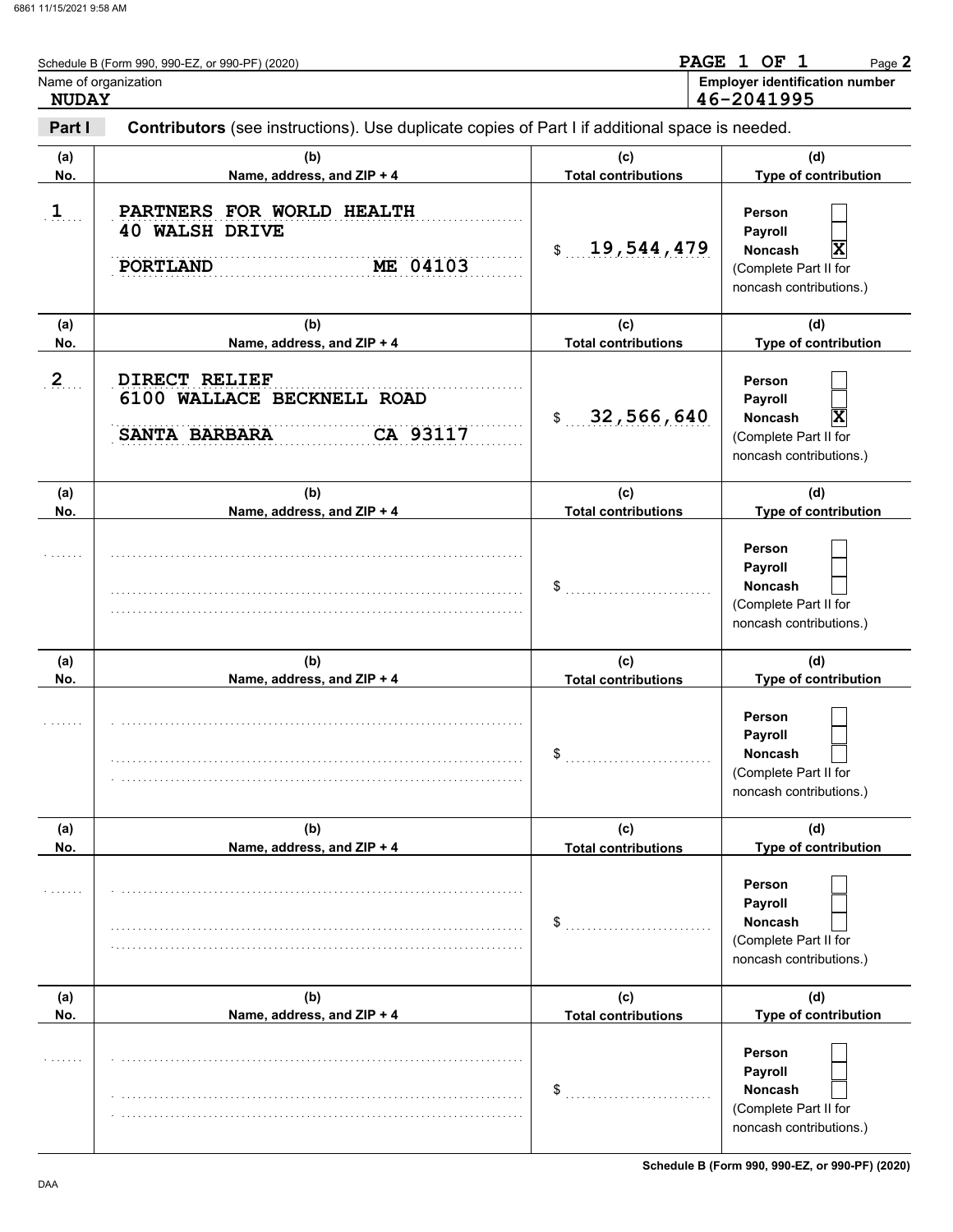Schedule B (Form 990, 990-EZ, or 990-PF) (2020)

PAGE 1 OF 1

Name of organization: **NUDAY**

Employer identification number: **46-2041995**

## Part I — Contributors (see instructions). Use duplicate copies of Part I if additional space is needed.

| (a) No. | (b) Name, address, and ZIP + 4 | (c) Total contributions | (d) Type of contribution |
|---|---|---|---|
| 1 | PARTNERS FOR WORLD HEALTH<br>40 WALSH DRIVE<br>PORTLAND ME 04103 | $ 19,544,479 | Person [ ]<br>Payroll [ ]<br>Noncash [X]<br>(Complete Part II for noncash contributions.) |
| 2 | DIRECT RELIEF<br>6100 WALLACE BECKNELL ROAD<br>SANTA BARBARA CA 93117 | $ 32,566,640 | Person [ ]<br>Payroll [ ]<br>Noncash [X]<br>(Complete Part II for noncash contributions.) |
| | | $ | Person [ ]<br>Payroll [ ]<br>Noncash [ ]<br>(Complete Part II for noncash contributions.) |
| | | $ | Person [ ]<br>Payroll [ ]<br>Noncash [ ]<br>(Complete Part II for noncash contributions.) |
| | | $ | Person [ ]<br>Payroll [ ]<br>Noncash [ ]<br>(Complete Part II for noncash contributions.) |
| | | $ | Person [ ]<br>Payroll [ ]<br>Noncash [ ]<br>(Complete Part II for noncash contributions.) |

Schedule B (Form 990, 990-EZ, or 990-PF) (2020)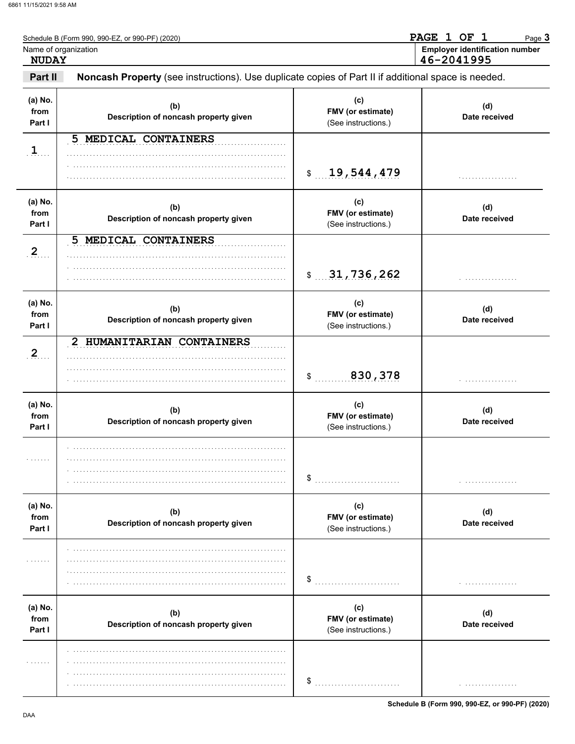Schedule B (Form 990, 990-EZ, or 990-PF) (2020)

Name of organization: **NUDAY**

**Employer identification number:** 46-2041995

## Part II — Noncash Property (see instructions). Use duplicate copies of Part II if additional space is needed.

| (a) No. from Part I | (b) Description of noncash property given | (c) FMV (or estimate) (See instructions.) | (d) Date received |
|---|---|---|---|
| 1 | 5 MEDICAL CONTAINERS | $ 19,544,479 | |
| 2 | 5 MEDICAL CONTAINERS | $ 31,736,262 | |
| 2 | 2 HUMANITARIAN CONTAINERS | $ 830,378 | |
| | | $ | |
| | | $ | |
| | | $ | |

Schedule B (Form 990, 990-EZ, or 990-PF) (2020)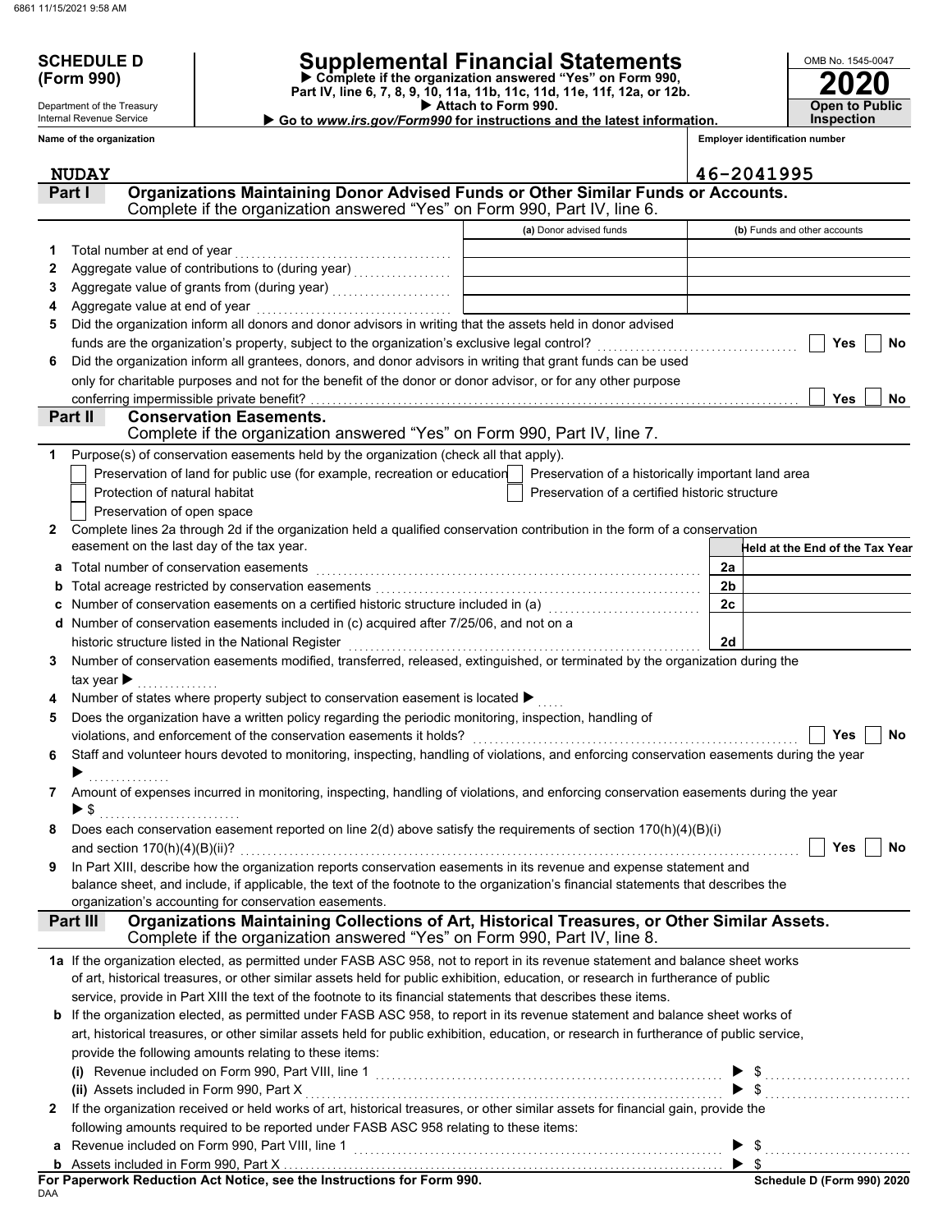**SCHEDULE D (Form 990)**

Department of the Treasury
Internal Revenue Service

# Supplemental Financial Statements

▶ **Complete if the organization answered "Yes" on Form 990, Part IV, line 6, 7, 8, 9, 10, 11a, 11b, 11c, 11d, 11e, 11f, 12a, or 12b.**
▶ **Attach to Form 990.**
▶ **Go to *www.irs.gov/Form990* for instructions and the latest information.**

OMB No. 1545-0047

**2020**

**Open to Public Inspection**

**Name of the organization:** NUDAY

**Employer identification number:** 46-2041995

## Part I Organizations Maintaining Donor Advised Funds or Other Similar Funds or Accounts.
Complete if the organization answered "Yes" on Form 990, Part IV, line 6.

| | | (a) Donor advised funds | (b) Funds and other accounts |
|---|---|---|---|
| 1 | Total number at end of year | | |
| 2 | Aggregate value of contributions to (during year) | | |
| 3 | Aggregate value of grants from (during year) | | |
| 4 | Aggregate value at end of year | | |

5 Did the organization inform all donors and donor advisors in writing that the assets held in donor advised funds are the organization's property, subject to the organization's exclusive legal control? ☐ Yes ☐ No

6 Did the organization inform all grantees, donors, and donor advisors in writing that grant funds can be used only for charitable purposes and not for the benefit of the donor or donor advisor, or for any other purpose conferring impermissible private benefit? ☐ Yes ☐ No

## Part II Conservation Easements.
Complete if the organization answered "Yes" on Form 990, Part IV, line 7.

1 Purpose(s) of conservation easements held by the organization (check all that apply).

- ☐ Preservation of land for public use (for example, recreation or education)
- ☐ Protection of natural habitat
- ☐ Preservation of open space
- ☐ Preservation of a historically important land area
- ☐ Preservation of a certified historic structure

2 Complete lines 2a through 2d if the organization held a qualified conservation contribution in the form of a conservation easement on the last day of the tax year.

| | | | Held at the End of the Tax Year |
|---|---|---|---|
| a | Total number of conservation easements | 2a | |
| b | Total acreage restricted by conservation easements | 2b | |
| c | Number of conservation easements on a certified historic structure included in (a) | 2c | |
| d | Number of conservation easements included in (c) acquired after 7/25/06, and not on a historic structure listed in the National Register | 2d | |

3 Number of conservation easements modified, transferred, released, extinguished, or terminated by the organization during the tax year ▶ ..............

4 Number of states where property subject to conservation easement is located ▶ .....

5 Does the organization have a written policy regarding the periodic monitoring, inspection, handling of violations, and enforcement of the conservation easements it holds? ☐ Yes ☐ No

6 Staff and volunteer hours devoted to monitoring, inspecting, handling of violations, and enforcing conservation easements during the year ▶ ..............

7 Amount of expenses incurred in monitoring, inspecting, handling of violations, and enforcing conservation easements during the year ▶ $ ..............

8 Does each conservation easement reported on line 2(d) above satisfy the requirements of section 170(h)(4)(B)(i) and section 170(h)(4)(B)(ii)? ☐ Yes ☐ No

9 In Part XIII, describe how the organization reports conservation easements in its revenue and expense statement and balance sheet, and include, if applicable, the text of the footnote to the organization's financial statements that describes the organization's accounting for conservation easements.

## Part III Organizations Maintaining Collections of Art, Historical Treasures, or Other Similar Assets.
Complete if the organization answered "Yes" on Form 990, Part IV, line 8.

1a If the organization elected, as permitted under FASB ASC 958, not to report in its revenue statement and balance sheet works of art, historical treasures, or other similar assets held for public exhibition, education, or research in furtherance of public service, provide in Part XIII the text of the footnote to its financial statements that describes these items.

b If the organization elected, as permitted under FASB ASC 958, to report in its revenue statement and balance sheet works of art, historical treasures, or other similar assets held for public exhibition, education, or research in furtherance of public service, provide the following amounts relating to these items:

(i) Revenue included on Form 990, Part VIII, line 1 ▶ $ ..............

(ii) Assets included in Form 990, Part X ▶ $ ..............

2 If the organization received or held works of art, historical treasures, or other similar assets for financial gain, provide the following amounts required to be reported under FASB ASC 958 relating to these items:

a Revenue included on Form 990, Part VIII, line 1 ▶ $ ..............

b Assets included in Form 990, Part X ▶ $

**For Paperwork Reduction Act Notice, see the Instructions for Form 990.**

DAA

**Schedule D (Form 990) 2020**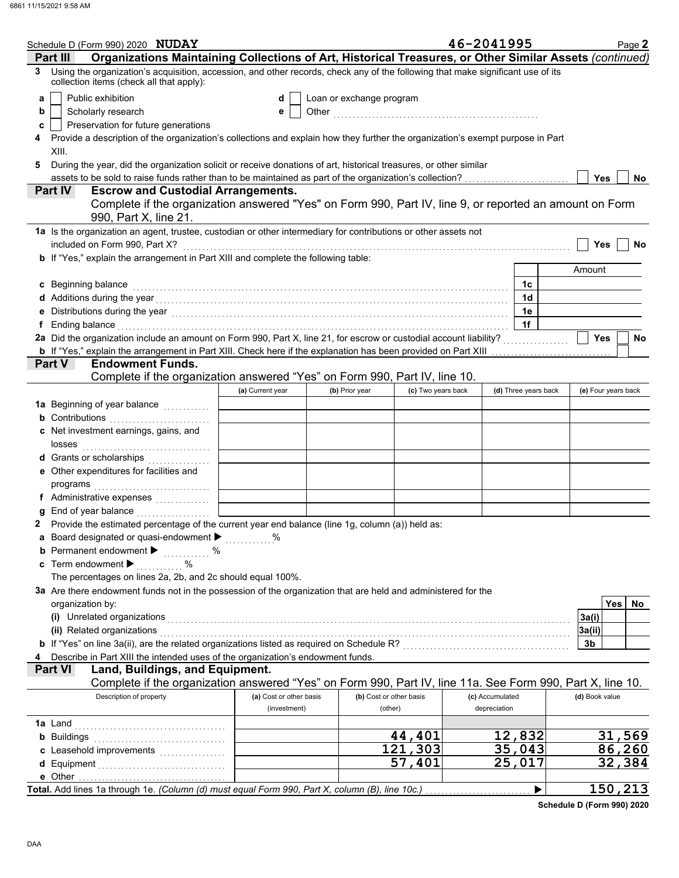Schedule D (Form 990) 2020 **NUDAY** 46-2041995 Page **2**

## Part III — Organizations Maintaining Collections of Art, Historical Treasures, or Other Similar Assets *(continued)*

**3** Using the organization's acquisition, accession, and other records, check any of the following that make significant use of its collection items (check all that apply):

- **a** ☐ Public exhibition
- **b** ☐ Scholarly research
- **c** ☐ Preservation for future generations
- **d** ☐ Loan or exchange program
- **e** ☐ Other ....................................................

**4** Provide a description of the organization's collections and explain how they further the organization's exempt purpose in Part XIII.

**5** During the year, did the organization solicit or receive donations of art, historical treasures, or other similar assets to be sold to raise funds rather than to be maintained as part of the organization's collection? ☐ Yes ☐ No

## Part IV — Escrow and Custodial Arrangements.

Complete if the organization answered "Yes" on Form 990, Part IV, line 9, or reported an amount on Form 990, Part X, line 21.

**1a** Is the organization an agent, trustee, custodian or other intermediary for contributions or other assets not included on Form 990, Part X? ☐ Yes ☐ No

**b** If "Yes," explain the arrangement in Part XIII and complete the following table:

| | | Amount |
|---|---|---|
| **c** Beginning balance | 1c | |
| **d** Additions during the year | 1d | |
| **e** Distributions during the year | 1e | |
| **f** Ending balance | 1f | |

**2a** Did the organization include an amount on Form 990, Part X, line 21, for escrow or custodial account liability? ☐ Yes ☐ No

**b** If "Yes," explain the arrangement in Part XIII. Check here if the explanation has been provided on Part XIII ☐

## Part V — Endowment Funds.

Complete if the organization answered "Yes" on Form 990, Part IV, line 10.

| | (a) Current year | (b) Prior year | (c) Two years back | (d) Three years back | (e) Four years back |
|---|---|---|---|---|---|
| **1a** Beginning of year balance | | | | | |
| **b** Contributions | | | | | |
| **c** Net investment earnings, gains, and losses | | | | | |
| **d** Grants or scholarships | | | | | |
| **e** Other expenditures for facilities and programs | | | | | |
| **f** Administrative expenses | | | | | |
| **g** End of year balance | | | | | |

**2** Provide the estimated percentage of the current year end balance (line 1g, column (a)) held as:

- **a** Board designated or quasi-endowment ▶ ............%
- **b** Permanent endowment ▶ ............ %
- **c** Term endowment ▶ ............ %

The percentages on lines 2a, 2b, and 2c should equal 100%.

**3a** Are there endowment funds not in the possession of the organization that are held and administered for the organization by:

| | | Yes | No |
|---|---|---|---|
| **(i)** Unrelated organizations | 3a(i) | | |
| **(ii)** Related organizations | 3a(ii) | | |
| **b** If "Yes" on line 3a(ii), are the related organizations listed as required on Schedule R? | 3b | | |

**4** Describe in Part XIII the intended uses of the organization's endowment funds.

## Part VI — Land, Buildings, and Equipment.

Complete if the organization answered "Yes" on Form 990, Part IV, line 11a. See Form 990, Part X, line 10.

| Description of property | (a) Cost or other basis (investment) | (b) Cost or other basis (other) | (c) Accumulated depreciation | (d) Book value |
|---|---|---|---|---|
| **1a** Land | | | | |
| **b** Buildings | | 44,401 | 12,832 | 31,569 |
| **c** Leasehold improvements | | 121,303 | 35,043 | 86,260 |
| **d** Equipment | | 57,401 | 25,017 | 32,384 |
| **e** Other | | | | |
| **Total.** Add lines 1a through 1e. *(Column (d) must equal Form 990, Part X, column (B), line 10c.)* | | | ▶ | 150,213 |

**Schedule D (Form 990) 2020**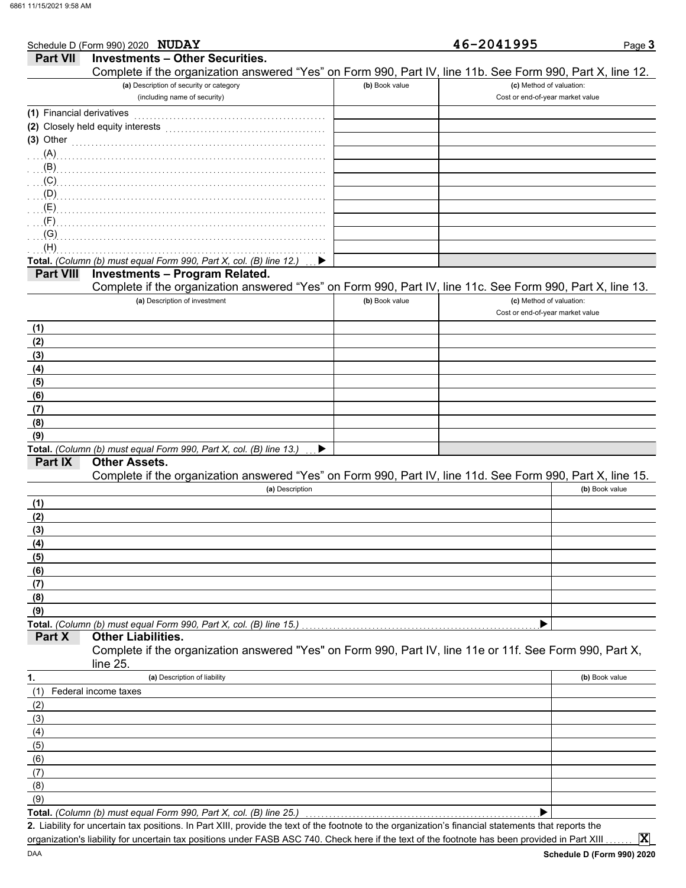Schedule D (Form 990) 2020 **NUDAY** **46-2041995**

## Part VII Investments – Other Securities.

Complete if the organization answered "Yes" on Form 990, Part IV, line 11b. See Form 990, Part X, line 12.

| (a) Description of security or category (including name of security) | (b) Book value | (c) Method of valuation: Cost or end-of-year market value |
|---|---|---|
| (1) Financial derivatives | | |
| (2) Closely held equity interests | | |
| (3) Other | | |
| (A) | | |
| (B) | | |
| (C) | | |
| (D) | | |
| (E) | | |
| (F) | | |
| (G) | | |
| (H) | | |
| **Total.** *(Column (b) must equal Form 990, Part X, col. (B) line 12.)* ▶ | | |

## Part VIII Investments – Program Related.

Complete if the organization answered "Yes" on Form 990, Part IV, line 11c. See Form 990, Part X, line 13.

| (a) Description of investment | (b) Book value | (c) Method of valuation: Cost or end-of-year market value |
|---|---|---|
| (1) | | |
| (2) | | |
| (3) | | |
| (4) | | |
| (5) | | |
| (6) | | |
| (7) | | |
| (8) | | |
| (9) | | |
| **Total.** *(Column (b) must equal Form 990, Part X, col. (B) line 13.)* ▶ | | |

## Part IX Other Assets.

Complete if the organization answered "Yes" on Form 990, Part IV, line 11d. See Form 990, Part X, line 15.

| (a) Description | (b) Book value |
|---|---|
| (1) | |
| (2) | |
| (3) | |
| (4) | |
| (5) | |
| (6) | |
| (7) | |
| (8) | |
| (9) | |
| **Total.** *(Column (b) must equal Form 990, Part X, col. (B) line 15.)* ▶ | |

## Part X Other Liabilities.

Complete if the organization answered "Yes" on Form 990, Part IV, line 11e or 11f. See Form 990, Part X, line 25.

| 1. (a) Description of liability | (b) Book value |
|---|---|
| (1) Federal income taxes | |
| (2) | |
| (3) | |
| (4) | |
| (5) | |
| (6) | |
| (7) | |
| (8) | |
| (9) | |
| **Total.** *(Column (b) must equal Form 990, Part X, col. (B) line 25.)* ▶ | |

**2.** Liability for uncertain tax positions. In Part XIII, provide the text of the footnote to the organization's financial statements that reports the organization's liability for uncertain tax positions under FASB ASC 740. Check here if the text of the footnote has been provided in Part XIII ....... **X**

DAA **Schedule D (Form 990) 2020**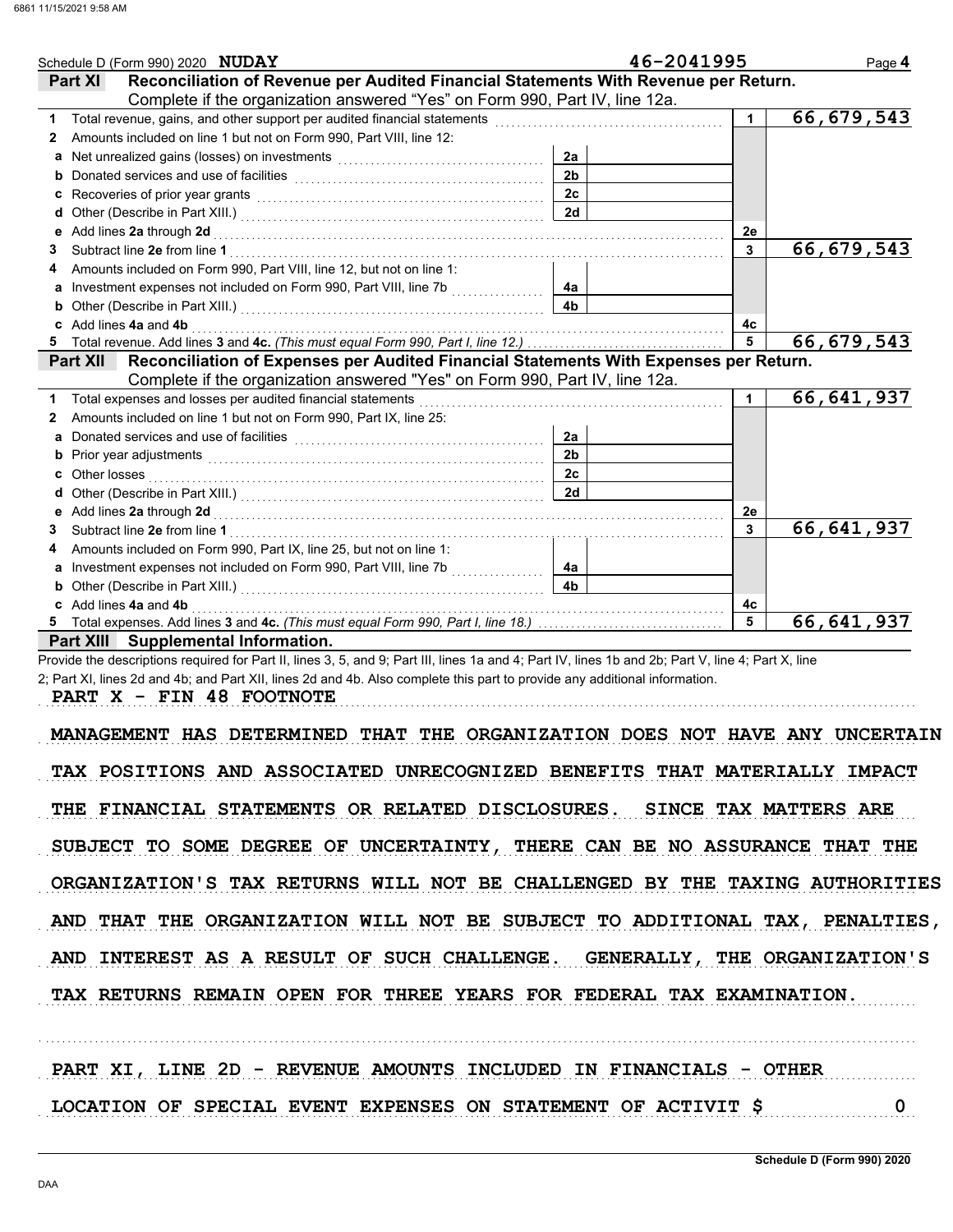Schedule D (Form 990) 2020 **NUDAY** **46-2041995** Page **4**

## Part XI Reconciliation of Revenue per Audited Financial Statements With Revenue per Return.

Complete if the organization answered "Yes" on Form 990, Part IV, line 12a.

| | | | | | |
|---|---|---|---|---|---|
| **1** | Total revenue, gains, and other support per audited financial statements | | | 1 | 66,679,543 |
| **2** | Amounts included on line 1 but not on Form 990, Part VIII, line 12: | | | | |
| **a** | Net unrealized gains (losses) on investments | 2a | | | |
| **b** | Donated services and use of facilities | 2b | | | |
| **c** | Recoveries of prior year grants | 2c | | | |
| **d** | Other (Describe in Part XIII.) | 2d | | | |
| **e** | Add lines **2a** through **2d** | | | 2e | |
| **3** | Subtract line **2e** from line **1** | | | 3 | 66,679,543 |
| **4** | Amounts included on Form 990, Part VIII, line 12, but not on line 1: | | | | |
| **a** | Investment expenses not included on Form 990, Part VIII, line 7b | 4a | | | |
| **b** | Other (Describe in Part XIII.) | 4b | | | |
| **c** | Add lines **4a** and **4b** | | | 4c | |
| **5** | Total revenue. Add lines **3** and **4c.** *(This must equal Form 990, Part I, line 12.)* | | | 5 | 66,679,543 |

## Part XII Reconciliation of Expenses per Audited Financial Statements With Expenses per Return.

Complete if the organization answered "Yes" on Form 990, Part IV, line 12a.

| | | | | | |
|---|---|---|---|---|---|
| **1** | Total expenses and losses per audited financial statements | | | 1 | 66,641,937 |
| **2** | Amounts included on line 1 but not on Form 990, Part IX, line 25: | | | | |
| **a** | Donated services and use of facilities | 2a | | | |
| **b** | Prior year adjustments | 2b | | | |
| **c** | Other losses | 2c | | | |
| **d** | Other (Describe in Part XIII.) | 2d | | | |
| **e** | Add lines **2a** through **2d** | | | 2e | |
| **3** | Subtract line **2e** from line **1** | | | 3 | 66,641,937 |
| **4** | Amounts included on Form 990, Part IX, line 25, but not on line 1: | | | | |
| **a** | Investment expenses not included on Form 990, Part VIII, line 7b | 4a | | | |
| **b** | Other (Describe in Part XIII.) | 4b | | | |
| **c** | Add lines **4a** and **4b** | | | 4c | |
| **5** | Total expenses. Add lines **3** and **4c.** *(This must equal Form 990, Part I, line 18.)* | | | 5 | 66,641,937 |

## Part XIII Supplemental Information.

Provide the descriptions required for Part II, lines 3, 5, and 9; Part III, lines 1a and 4; Part IV, lines 1b and 2b; Part V, line 4; Part X, line 2; Part XI, lines 2d and 4b; and Part XII, lines 2d and 4b. Also complete this part to provide any additional information.

PART X - FIN 48 FOOTNOTE

MANAGEMENT HAS DETERMINED THAT THE ORGANIZATION DOES NOT HAVE ANY UNCERTAIN TAX POSITIONS AND ASSOCIATED UNRECOGNIZED BENEFITS THAT MATERIALLY IMPACT THE FINANCIAL STATEMENTS OR RELATED DISCLOSURES. SINCE TAX MATTERS ARE SUBJECT TO SOME DEGREE OF UNCERTAINTY, THERE CAN BE NO ASSURANCE THAT THE ORGANIZATION'S TAX RETURNS WILL NOT BE CHALLENGED BY THE TAXING AUTHORITIES AND THAT THE ORGANIZATION WILL NOT BE SUBJECT TO ADDITIONAL TAX, PENALTIES, AND INTEREST AS A RESULT OF SUCH CHALLENGE. GENERALLY, THE ORGANIZATION'S TAX RETURNS REMAIN OPEN FOR THREE YEARS FOR FEDERAL TAX EXAMINATION.

PART XI, LINE 2D - REVENUE AMOUNTS INCLUDED IN FINANCIALS - OTHER

LOCATION OF SPECIAL EVENT EXPENSES ON STATEMENT OF ACTIVIT $ 0

Schedule D (Form 990) 2020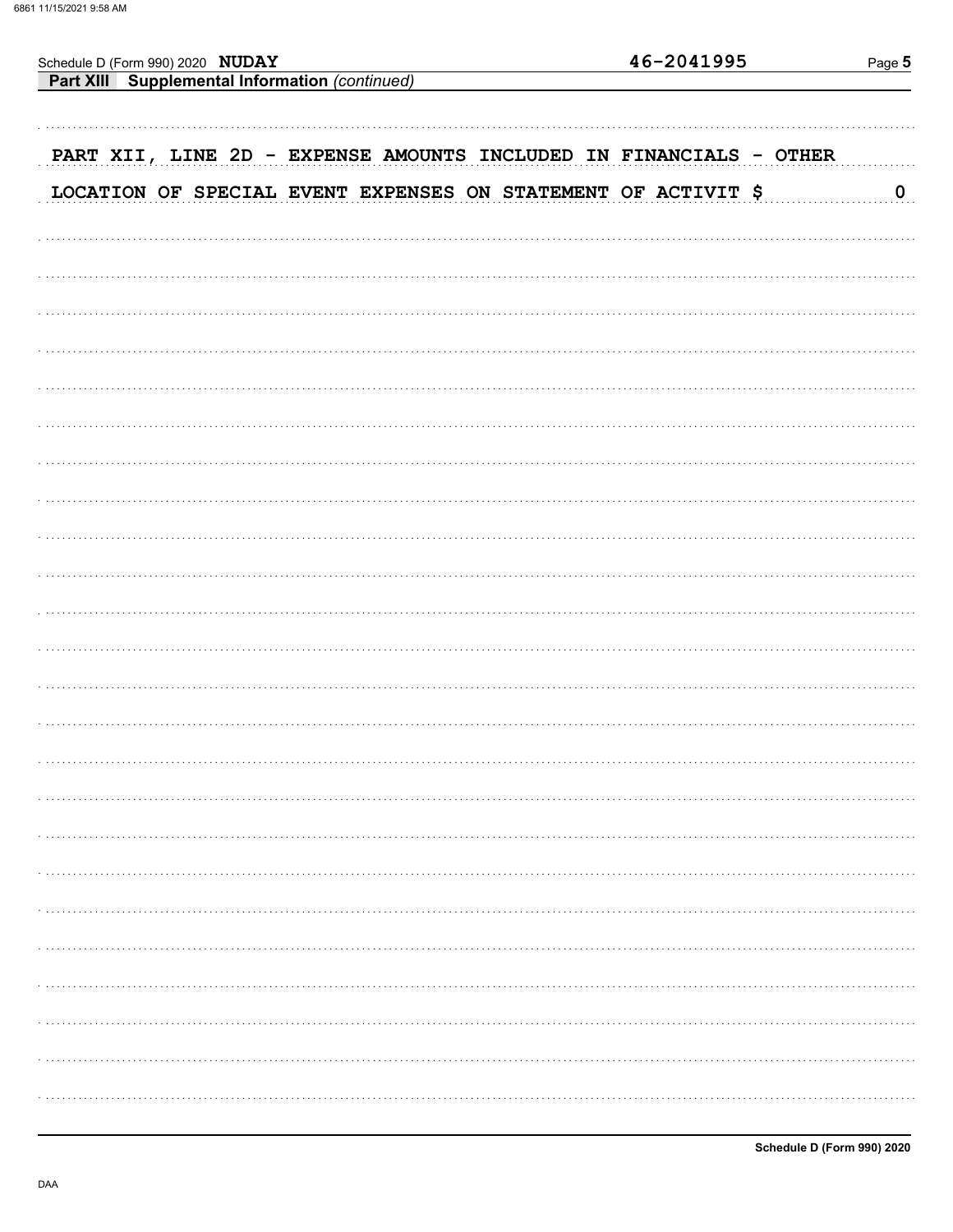Schedule D (Form 990) 2020 **NUDAY** 46-2041995

**Part XIII Supplemental Information** *(continued)*

PART XII, LINE 2D - EXPENSE AMOUNTS INCLUDED IN FINANCIALS - OTHER

LOCATION OF SPECIAL EVENT EXPENSES ON STATEMENT OF ACTIVIT $ 0

**Schedule D (Form 990) 2020**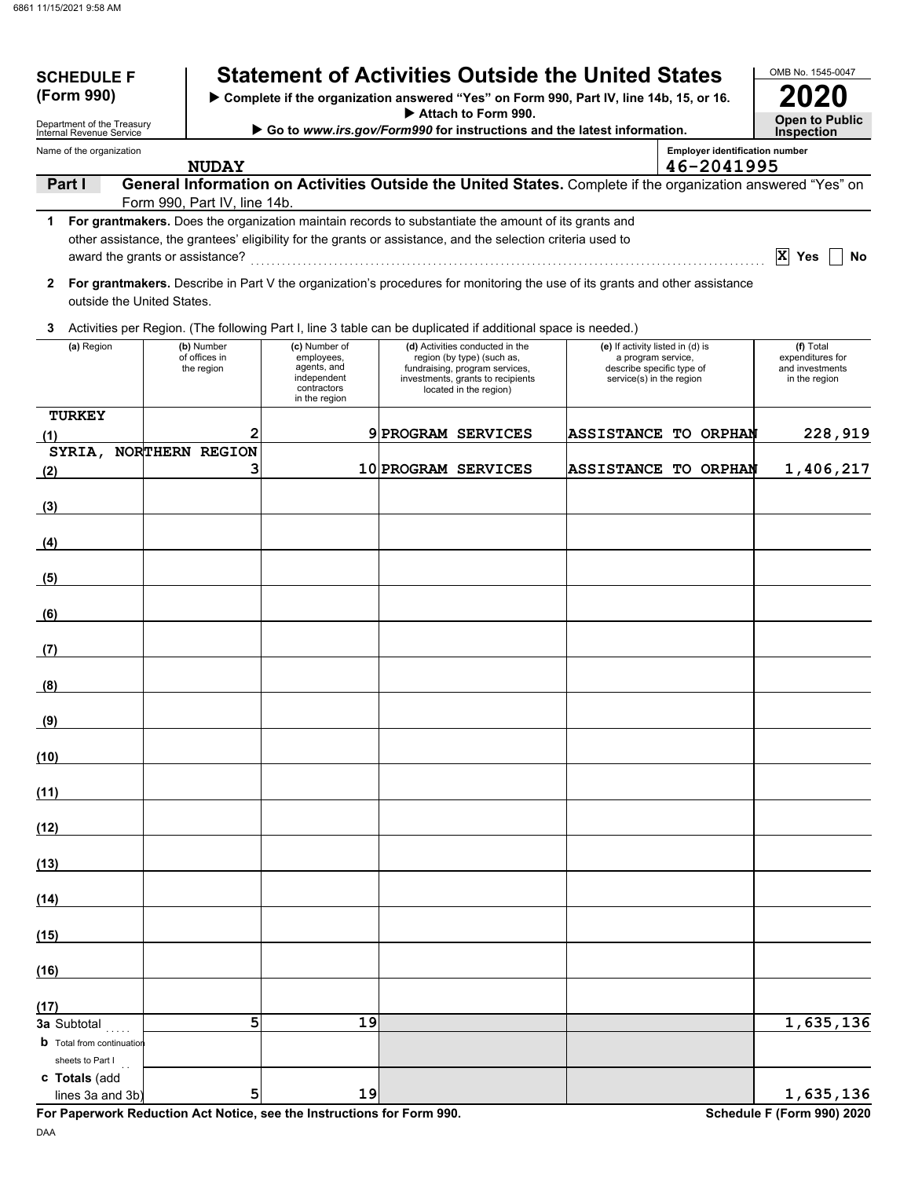**SCHEDULE F (Form 990)**

Department of the Treasury
Internal Revenue Service

# Statement of Activities Outside the United States

▶ Complete if the organization answered "Yes" on Form 990, Part IV, line 14b, 15, or 16.
▶ Attach to Form 990.
▶ Go to *www.irs.gov/Form990* for instructions and the latest information.

OMB No. 1545-0047

**2020**

**Open to Public Inspection**

Name of the organization: NUDAY

Employer identification number: 46-2041995

**Part I** **General Information on Activities Outside the United States.** Complete if the organization answered "Yes" on Form 990, Part IV, line 14b.

**1** **For grantmakers.** Does the organization maintain records to substantiate the amount of its grants and other assistance, the grantees' eligibility for the grants or assistance, and the selection criteria used to award the grants or assistance? ............ [X] Yes [ ] No

**2** **For grantmakers.** Describe in Part V the organization's procedures for monitoring the use of its grants and other assistance outside the United States.

**3** Activities per Region. (The following Part I, line 3 table can be duplicated if additional space is needed.)

| | (a) Region | (b) Number of offices in the region | (c) Number of employees, agents, and independent contractors in the region | (d) Activities conducted in the region (by type) (such as, fundraising, program services, investments, grants to recipients located in the region) | (e) If activity listed in (d) is a program service, describe specific type of service(s) in the region | (f) Total expenditures for and investments in the region |
|---|---|---|---|---|---|---|
| (1) | TURKEY | 2 | 9 | PROGRAM SERVICES | ASSISTANCE TO ORPHAN | 228,919 |
| (2) | SYRIA, NORTHERN REGION | 3 | 10 | PROGRAM SERVICES | ASSISTANCE TO ORPHAN | 1,406,217 |
| (3) | | | | | | |
| (4) | | | | | | |
| (5) | | | | | | |
| (6) | | | | | | |
| (7) | | | | | | |
| (8) | | | | | | |
| (9) | | | | | | |
| (10) | | | | | | |
| (11) | | | | | | |
| (12) | | | | | | |
| (13) | | | | | | |
| (14) | | | | | | |
| (15) | | | | | | |
| (16) | | | | | | |
| (17) | | | | | | |
| **3a** | Subtotal | 5 | 19 | | | 1,635,136 |
| **b** | Total from continuation sheets to Part I | | | | | |
| **c** | **Totals** (add lines 3a and 3b) | 5 | 19 | | | 1,635,136 |

**For Paperwork Reduction Act Notice, see the Instructions for Form 990.** **Schedule F (Form 990) 2020**

DAA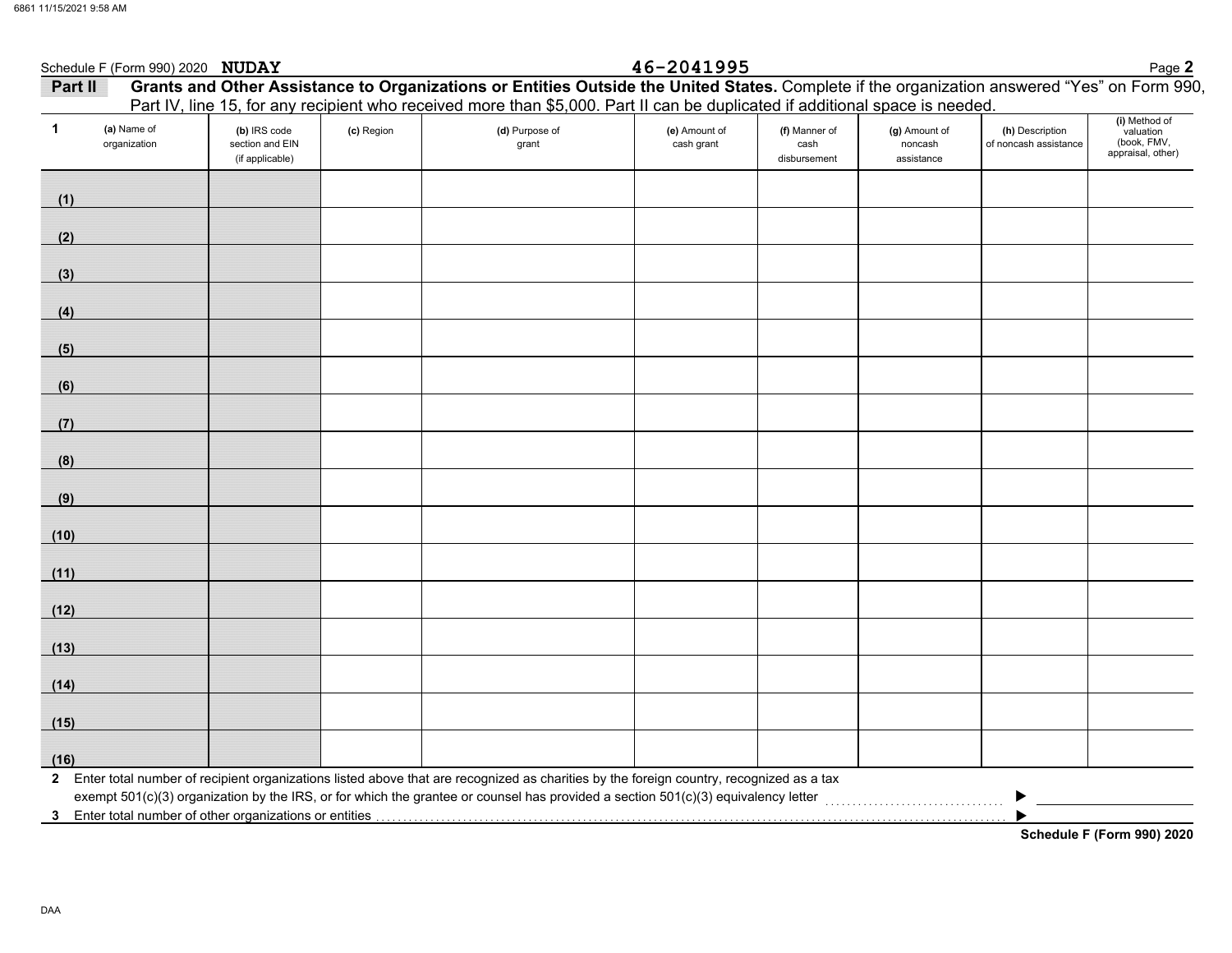Schedule F (Form 990) 2020 **NUDAY** **46-2041995**

**Part II** **Grants and Other Assistance to Organizations or Entities Outside the United States.** Complete if the organization answered "Yes" on Form 990, Part IV, line 15, for any recipient who received more than $5,000. Part II can be duplicated if additional space is needed.

| 1 (a) Name of organization | (b) IRS code section and EIN (if applicable) | (c) Region | (d) Purpose of grant | (e) Amount of cash grant | (f) Manner of cash disbursement | (g) Amount of noncash assistance | (h) Description of noncash assistance | (i) Method of valuation (book, FMV, appraisal, other) |
|---|---|---|---|---|---|---|---|---|
| (1) | | | | | | | | |
| (2) | | | | | | | | |
| (3) | | | | | | | | |
| (4) | | | | | | | | |
| (5) | | | | | | | | |
| (6) | | | | | | | | |
| (7) | | | | | | | | |
| (8) | | | | | | | | |
| (9) | | | | | | | | |
| (10) | | | | | | | | |
| (11) | | | | | | | | |
| (12) | | | | | | | | |
| (13) | | | | | | | | |
| (14) | | | | | | | | |
| (15) | | | | | | | | |
| (16) | | | | | | | | |

**2** Enter total number of recipient organizations listed above that are recognized as charities by the foreign country, recognized as a tax exempt 501(c)(3) organization by the IRS, or for which the grantee or counsel has provided a section 501(c)(3) equivalency letter ▶

**3** Enter total number of other organizations or entities ▶

**Schedule F (Form 990) 2020**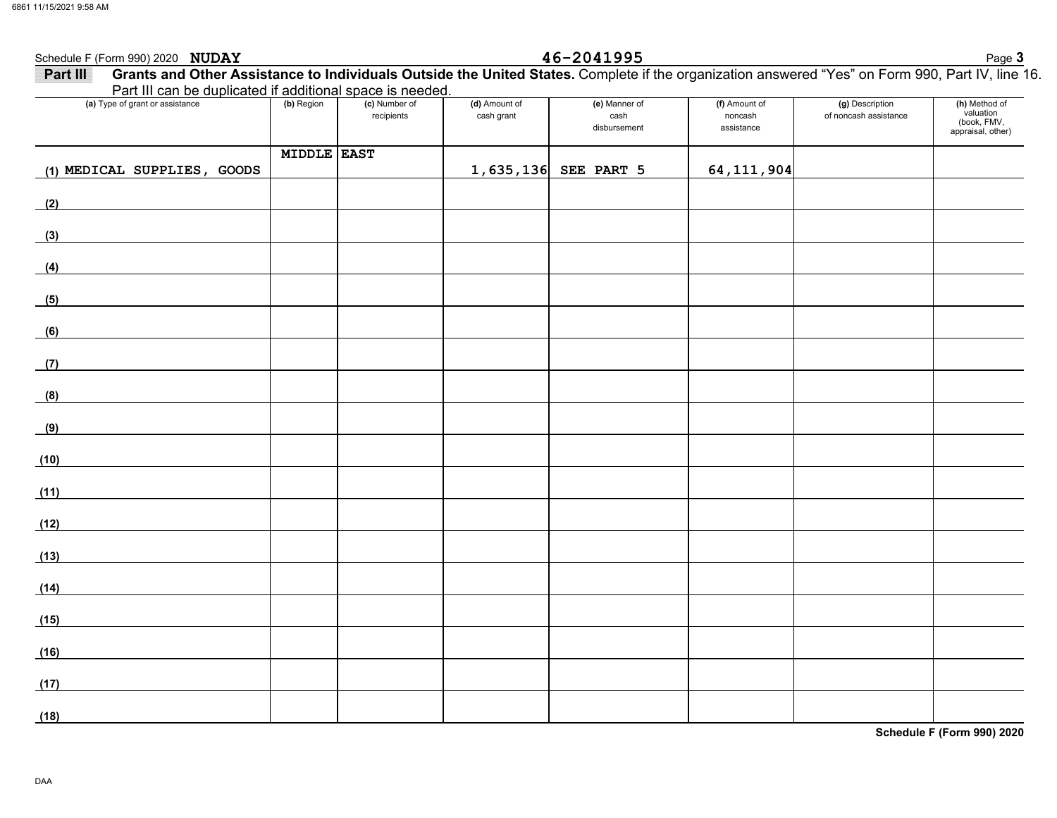Schedule F (Form 990) 2020 **NUDAY** **46-2041995**

## Part III Grants and Other Assistance to Individuals Outside the United States.

Complete if the organization answered "Yes" on Form 990, Part IV, line 16. Part III can be duplicated if additional space is needed.

| (a) Type of grant or assistance | (b) Region | (c) Number of recipients | (d) Amount of cash grant | (e) Manner of cash disbursement | (f) Amount of noncash assistance | (g) Description of noncash assistance | (h) Method of valuation (book, FMV, appraisal, other) |
|---|---|---|---|---|---|---|---|
| (1) MEDICAL SUPPLIES, GOODS | MIDDLE EAST | | 1,635,136 | SEE PART 5 | 64,111,904 | | |
| (2) | | | | | | | |
| (3) | | | | | | | |
| (4) | | | | | | | |
| (5) | | | | | | | |
| (6) | | | | | | | |
| (7) | | | | | | | |
| (8) | | | | | | | |
| (9) | | | | | | | |
| (10) | | | | | | | |
| (11) | | | | | | | |
| (12) | | | | | | | |
| (13) | | | | | | | |
| (14) | | | | | | | |
| (15) | | | | | | | |
| (16) | | | | | | | |
| (17) | | | | | | | |
| (18) | | | | | | | |

**Schedule F (Form 990) 2020**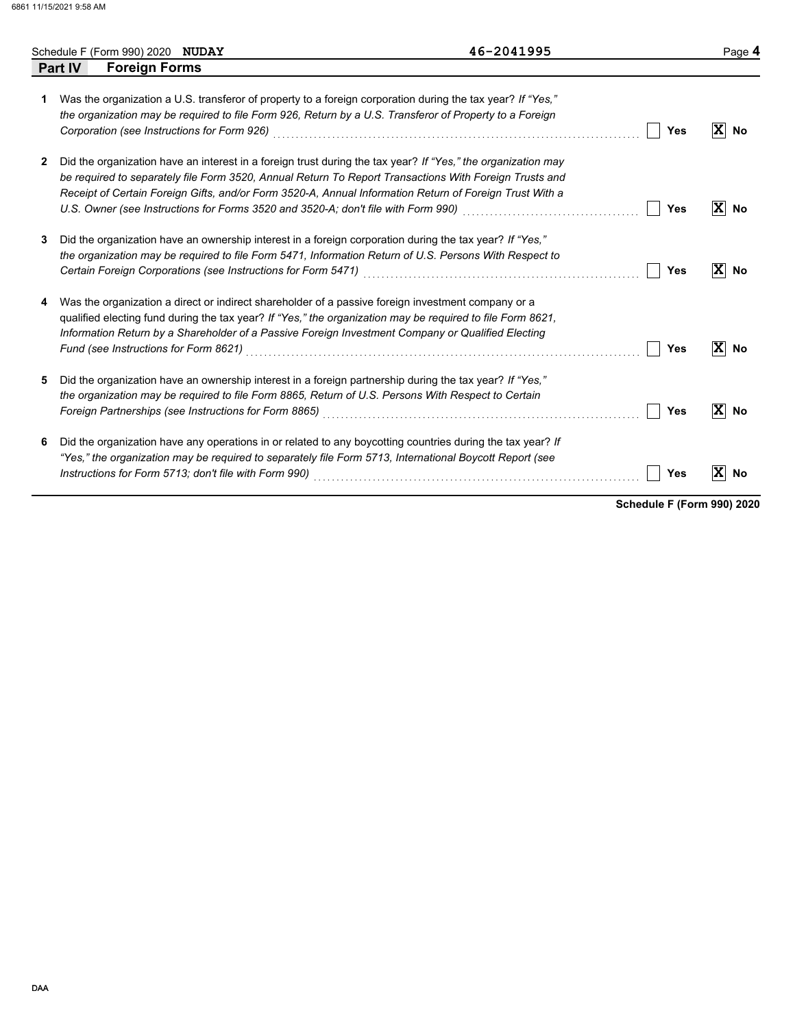Schedule F (Form 990) 2020 **NUDAY** 46-2041995

## Part IV Foreign Forms

1. Was the organization a U.S. transferor of property to a foreign corporation during the tax year? *If "Yes," the organization may be required to file Form 926, Return by a U.S. Transferor of Property to a Foreign Corporation (see Instructions for Form 926)* ☐ **Yes** ☒ **No**

2. Did the organization have an interest in a foreign trust during the tax year? *If "Yes," the organization may be required to separately file Form 3520, Annual Return To Report Transactions With Foreign Trusts and Receipt of Certain Foreign Gifts, and/or Form 3520-A, Annual Information Return of Foreign Trust With a U.S. Owner (see Instructions for Forms 3520 and 3520-A; don't file with Form 990)* ☐ **Yes** ☒ **No**

3. Did the organization have an ownership interest in a foreign corporation during the tax year? *If "Yes," the organization may be required to file Form 5471, Information Return of U.S. Persons With Respect to Certain Foreign Corporations (see Instructions for Form 5471)* ☐ **Yes** ☒ **No**

4. Was the organization a direct or indirect shareholder of a passive foreign investment company or a qualified electing fund during the tax year? *If "Yes," the organization may be required to file Form 8621, Information Return by a Shareholder of a Passive Foreign Investment Company or Qualified Electing Fund (see Instructions for Form 8621)* ☐ **Yes** ☒ **No**

5. Did the organization have an ownership interest in a foreign partnership during the tax year? *If "Yes," the organization may be required to file Form 8865, Return of U.S. Persons With Respect to Certain Foreign Partnerships (see Instructions for Form 8865)* ☐ **Yes** ☒ **No**

6. Did the organization have any operations in or related to any boycotting countries during the tax year? *If "Yes," the organization may be required to separately file Form 5713, International Boycott Report (see Instructions for Form 5713; don't file with Form 990)* ☐ **Yes** ☒ **No**

**Schedule F (Form 990) 2020**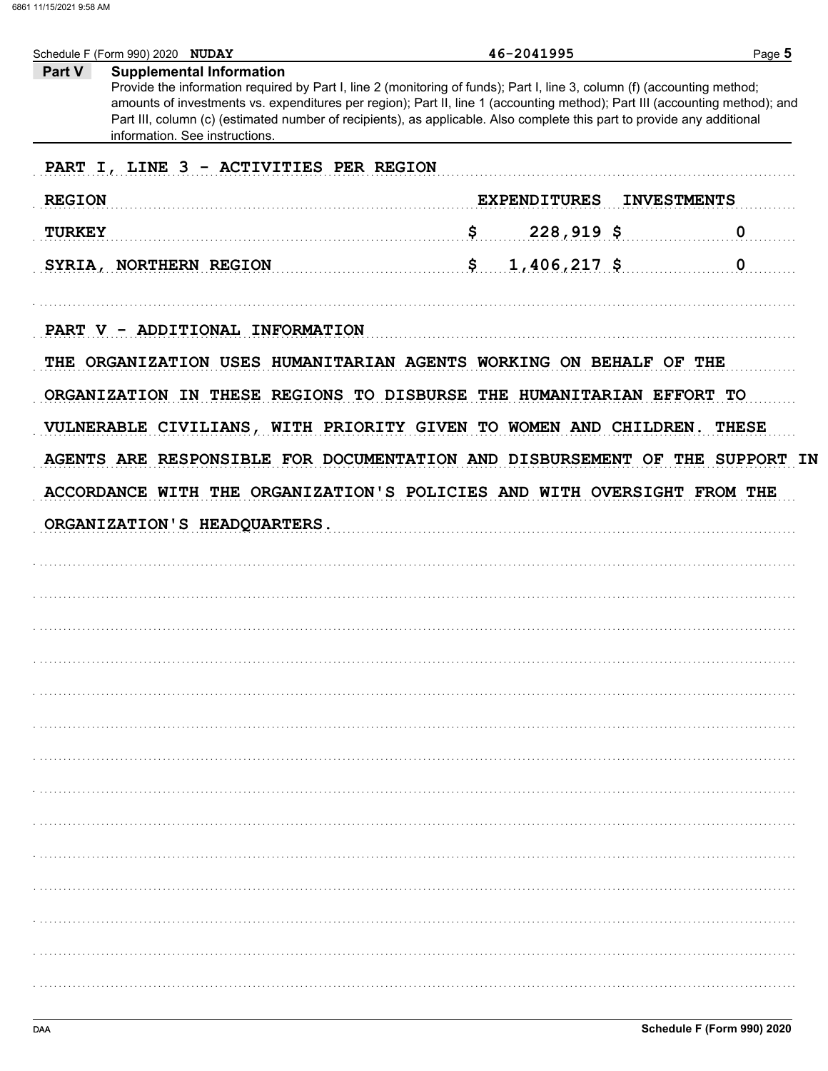Schedule F (Form 990) 2020 **NUDAY** 46-2041995

**Part V** **Supplemental Information**

Provide the information required by Part I, line 2 (monitoring of funds); Part I, line 3, column (f) (accounting method; amounts of investments vs. expenditures per region); Part II, line 1 (accounting method); Part III (accounting method); and Part III, column (c) (estimated number of recipients), as applicable. Also complete this part to provide any additional information. See instructions.

PART I, LINE 3 - ACTIVITIES PER REGION

| REGION | EXPENDITURES | INVESTMENTS |
|---|---|---|
| TURKEY | $ 228,919 | $ 0 |
| SYRIA, NORTHERN REGION | $ 1,406,217 | $ 0 |

PART V - ADDITIONAL INFORMATION

THE ORGANIZATION USES HUMANITARIAN AGENTS WORKING ON BEHALF OF THE ORGANIZATION IN THESE REGIONS TO DISBURSE THE HUMANITARIAN EFFORT TO VULNERABLE CIVILIANS, WITH PRIORITY GIVEN TO WOMEN AND CHILDREN. THESE AGENTS ARE RESPONSIBLE FOR DOCUMENTATION AND DISBURSEMENT OF THE SUPPORT IN ACCORDANCE WITH THE ORGANIZATION'S POLICIES AND WITH OVERSIGHT FROM THE ORGANIZATION'S HEADQUARTERS.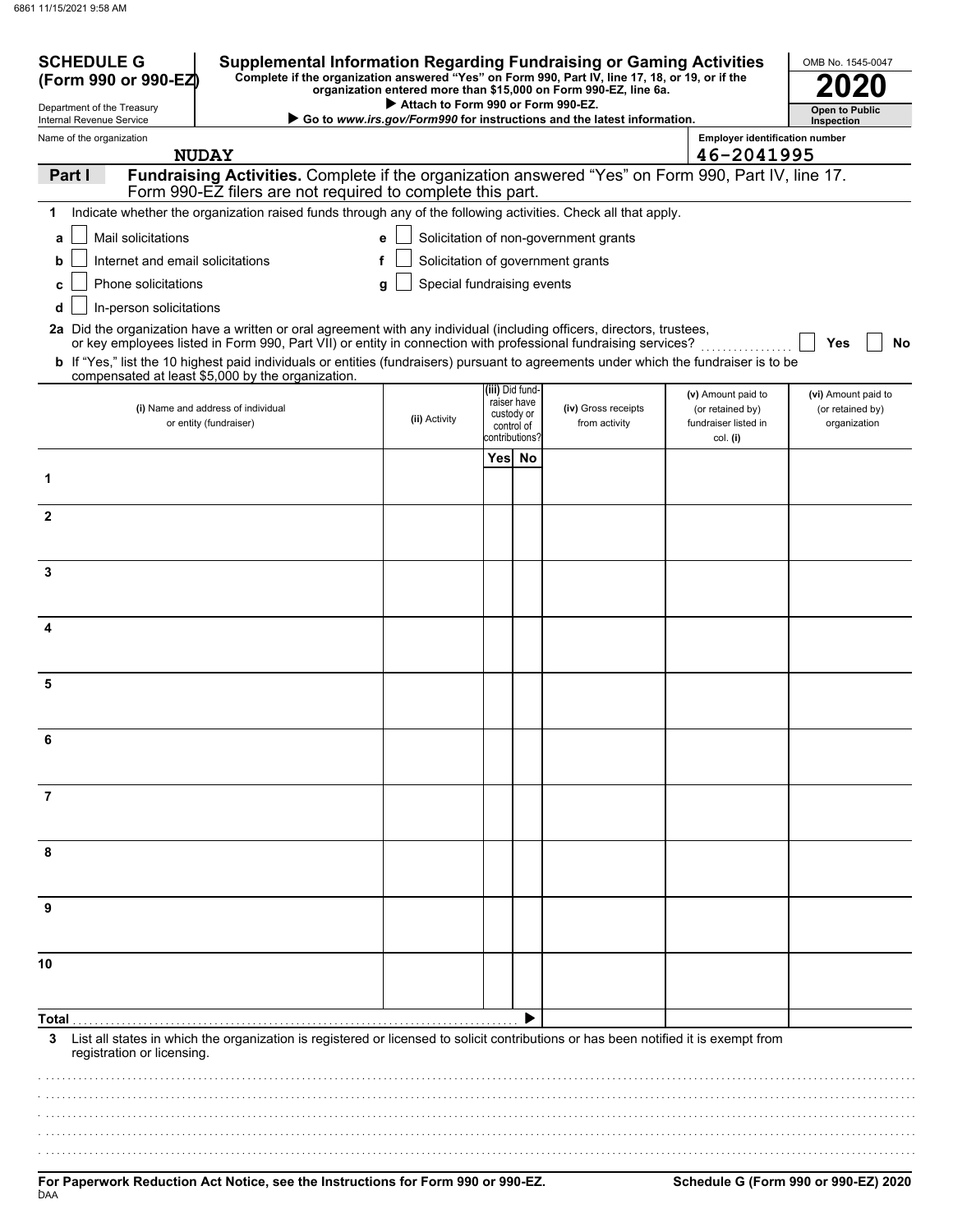# SCHEDULE G (Form 990 or 990-EZ)

Department of the Treasury
Internal Revenue Service

## Supplemental Information Regarding Fundraising or Gaming Activities

**Complete if the organization answered "Yes" on Form 990, Part IV, line 17, 18, or 19, or if the organization entered more than $15,000 on Form 990-EZ, line 6a.**

▶ **Attach to Form 990 or Form 990-EZ.**

▶ **Go to *www.irs.gov/Form990* for instructions and the latest information.**

OMB No. 1545-0047

**2020**

**Open to Public Inspection**

Name of the organization: **NUDAY**

Employer identification number: **46-2041995**

## Part I — Fundraising Activities. Complete if the organization answered "Yes" on Form 990, Part IV, line 17. Form 990-EZ filers are not required to complete this part.

**1** Indicate whether the organization raised funds through any of the following activities. Check all that apply.

- **a** ☐ Mail solicitations
- **b** ☐ Internet and email solicitations
- **c** ☐ Phone solicitations
- **d** ☐ In-person solicitations
- **e** ☐ Solicitation of non-government grants
- **f** ☐ Solicitation of government grants
- **g** ☐ Special fundraising events

**2a** Did the organization have a written or oral agreement with any individual (including officers, directors, trustees, or key employees listed in Form 990, Part VII) or entity in connection with professional fundraising services? ☐ **Yes** ☐ **No**

**b** If "Yes," list the 10 highest paid individuals or entities (fundraisers) pursuant to agreements under which the fundraiser is to be compensated at least $5,000 by the organization.

| | (i) Name and address of individual or entity (fundraiser) | (ii) Activity | (iii) Did fund-raiser have custody or control of contributions? Yes | No | (iv) Gross receipts from activity | (v) Amount paid to (or retained by) fundraiser listed in col. (i) | (vi) Amount paid to (or retained by) organization |
|---|---|---|---|---|---|---|---|
| 1 | | | | | | | |
| 2 | | | | | | | |
| 3 | | | | | | | |
| 4 | | | | | | | |
| 5 | | | | | | | |
| 6 | | | | | | | |
| 7 | | | | | | | |
| 8 | | | | | | | |
| 9 | | | | | | | |
| 10 | | | | | | | |
| **Total** | | | | ▶ | | | |

**3** List all states in which the organization is registered or licensed to solicit contributions or has been notified it is exempt from registration or licensing.

**For Paperwork Reduction Act Notice, see the Instructions for Form 990 or 990-EZ.**

**Schedule G (Form 990 or 990-EZ) 2020**

DAA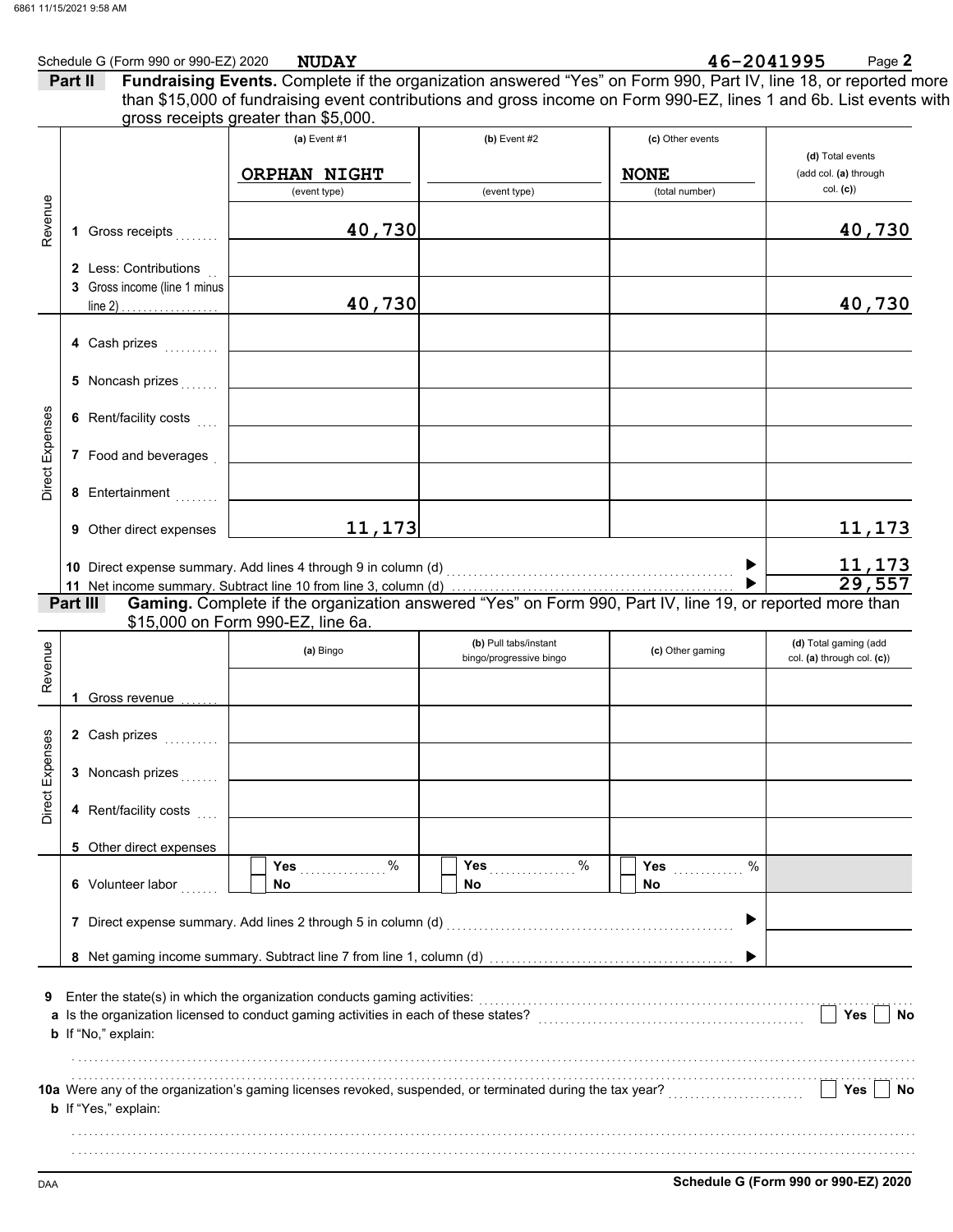Schedule G (Form 990 or 990-EZ) 2020 **NUDAY** **46-2041995** Page **2**

**Part II** **Fundraising Events.** Complete if the organization answered "Yes" on Form 990, Part IV, line 18, or reported more than $15,000 of fundraising event contributions and gross income on Form 990-EZ, lines 1 and 6b. List events with gross receipts greater than $5,000.

| | | (a) Event #1 | (b) Event #2 | (c) Other events | (d) Total events (add col. (a) through col. (c)) |
|---|---|---|---|---|---|
| | | ORPHAN NIGHT (event type) | (event type) | NONE (total number) | |
| Revenue | 1 Gross receipts | 40,730 | | | 40,730 |
| | 2 Less: Contributions | | | | |
| | 3 Gross income (line 1 minus line 2) | 40,730 | | | 40,730 |
| Direct Expenses | 4 Cash prizes | | | | |
| | 5 Noncash prizes | | | | |
| | 6 Rent/facility costs | | | | |
| | 7 Food and beverages | | | | |
| | 8 Entertainment | | | | |
| | 9 Other direct expenses | 11,173 | | | 11,173 |
| | 10 Direct expense summary. Add lines 4 through 9 in column (d) | | | ▶ | 11,173 |
| | 11 Net income summary. Subtract line 10 from line 3, column (d) | | | ▶ | 29,557 |

**Part III** **Gaming.** Complete if the organization answered "Yes" on Form 990, Part IV, line 19, or reported more than $15,000 on Form 990-EZ, line 6a.

| | | (a) Bingo | (b) Pull tabs/instant bingo/progressive bingo | (c) Other gaming | (d) Total gaming (add col. (a) through col. (c)) |
|---|---|---|---|---|---|
| Revenue | 1 Gross revenue | | | | |
| Direct Expenses | 2 Cash prizes | | | | |
| | 3 Noncash prizes | | | | |
| | 4 Rent/facility costs | | | | |
| | 5 Other direct expenses | | | | |
| | 6 Volunteer labor | ☐ Yes ........ % ☐ No | ☐ Yes ........ % ☐ No | ☐ Yes ........ % ☐ No | |
| | 7 Direct expense summary. Add lines 2 through 5 in column (d) | | | ▶ | |
| | 8 Net gaming income summary. Subtract line 7 from line 1, column (d) | | | ▶ | |

**9** Enter the state(s) in which the organization conducts gaming activities: ..........

**a** Is the organization licensed to conduct gaming activities in each of these states? ☐ Yes ☐ No

**b** If "No," explain:

**10a** Were any of the organization's gaming licenses revoked, suspended, or terminated during the tax year? ☐ Yes ☐ No

**b** If "Yes," explain:

DAA **Schedule G (Form 990 or 990-EZ) 2020**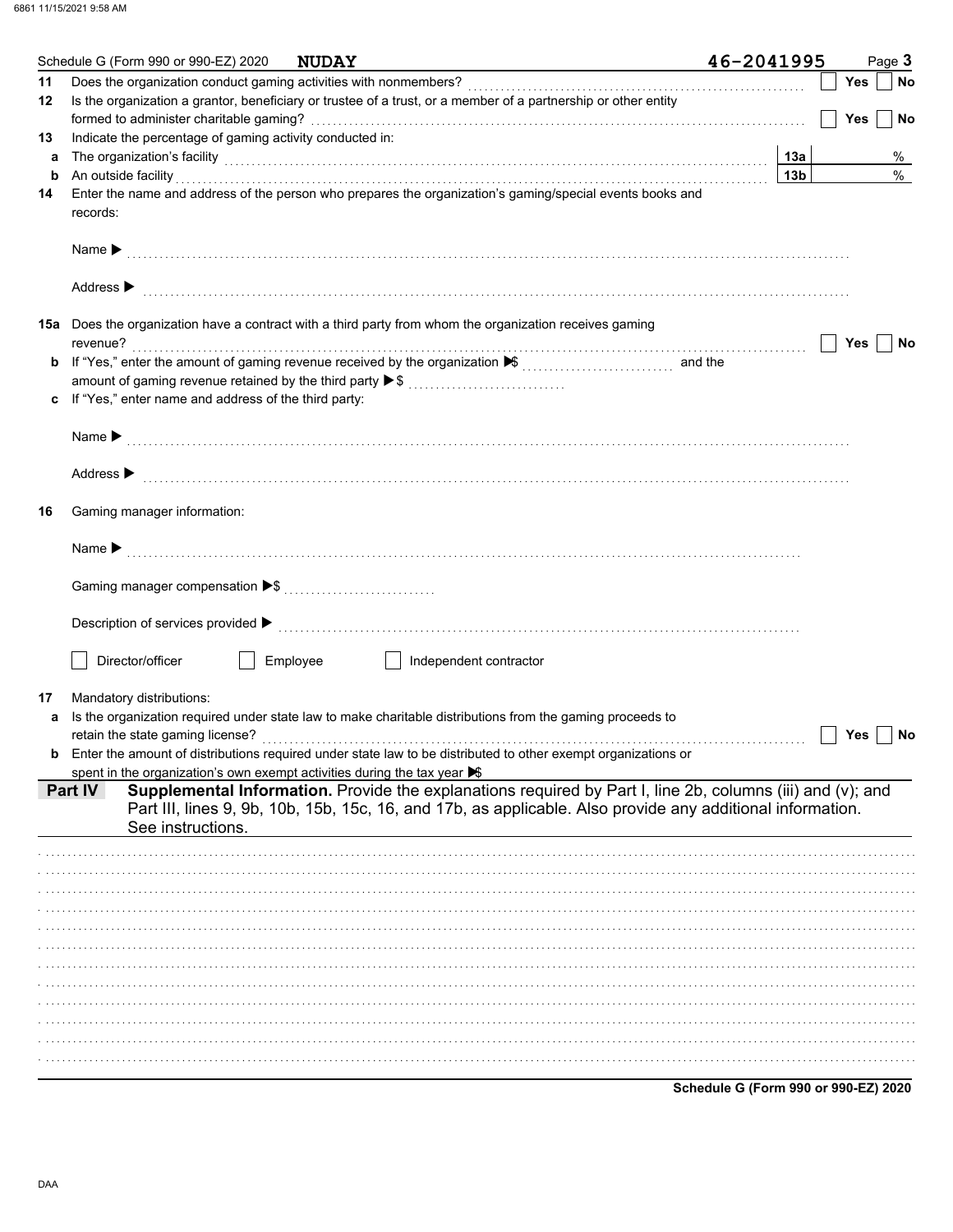Schedule G (Form 990 or 990-EZ) 2020 **NUDAY** 46-2041995 Page **3**

**11** Does the organization conduct gaming activities with nonmembers? ☐ **Yes** ☐ **No**

**12** Is the organization a grantor, beneficiary or trustee of a trust, or a member of a partnership or other entity formed to administer charitable gaming? ☐ **Yes** ☐ **No**

**13** Indicate the percentage of gaming activity conducted in:

**a** The organization's facility **13a** %

**b** An outside facility **13b** %

**14** Enter the name and address of the person who prepares the organization's gaming/special events books and records:

Name ▶

Address ▶

**15a** Does the organization have a contract with a third party from whom the organization receives gaming revenue? ☐ **Yes** ☐ **No**

**b** If "Yes," enter the amount of gaming revenue received by the organization ▶ $ and the amount of gaming revenue retained by the third party ▶ $

**c** If "Yes," enter name and address of the third party:

Name ▶

Address ▶

**16** Gaming manager information:

Name ▶

Gaming manager compensation ▶ $

Description of services provided ▶

☐ Director/officer ☐ Employee ☐ Independent contractor

**17** Mandatory distributions:

**a** Is the organization required under state law to make charitable distributions from the gaming proceeds to retain the state gaming license? ☐ **Yes** ☐ **No**

**b** Enter the amount of distributions required under state law to be distributed to other exempt organizations or spent in the organization's own exempt activities during the tax year ▶ $

**Part IV** **Supplemental Information.** Provide the explanations required by Part I, line 2b, columns (iii) and (v); and Part III, lines 9, 9b, 10b, 15b, 15c, 16, and 17b, as applicable. Also provide any additional information. See instructions.

**Schedule G (Form 990 or 990-EZ) 2020**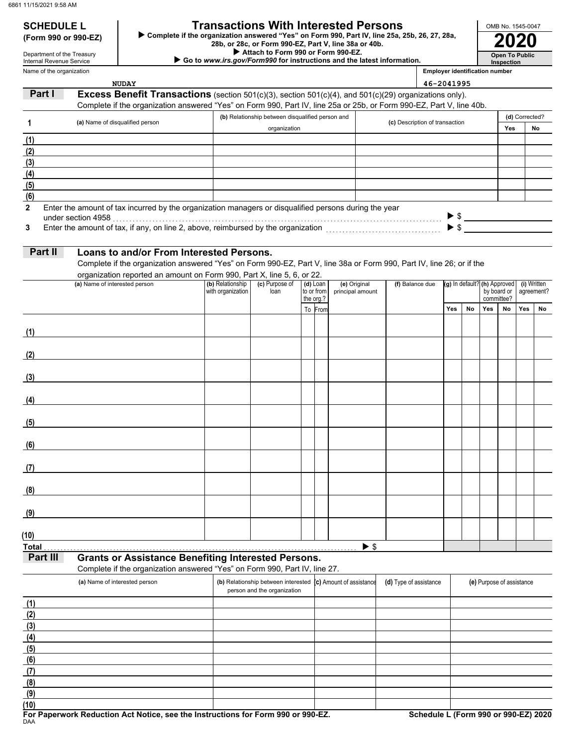# SCHEDULE L (Form 990 or 990-EZ)

Department of the Treasury
Internal Revenue Service

## Transactions With Interested Persons

▶ Complete if the organization answered "Yes" on Form 990, Part IV, line 25a, 25b, 26, 27, 28a, 28b, or 28c, or Form 990-EZ, Part V, line 38a or 40b.
▶ Attach to Form 990 or Form 990-EZ.
▶ Go to *www.irs.gov/Form990* for instructions and the latest information.

OMB No. 1545-0047

**2020**

**Open To Public Inspection**

Name of the organization: NUDAY

Employer identification number: 46-2041995

## Part I Excess Benefit Transactions (section 501(c)(3), section 501(c)(4), and 501(c)(29) organizations only).

Complete if the organization answered "Yes" on Form 990, Part IV, line 25a or 25b, or Form 990-EZ, Part V, line 40b.

| 1 | (a) Name of disqualified person | (b) Relationship between disqualified person and organization | (c) Description of transaction | (d) Corrected? Yes | No |
|---|---|---|---|---|---|
| (1) | | | | | |
| (2) | | | | | |
| (3) | | | | | |
| (4) | | | | | |
| (5) | | | | | |
| (6) | | | | | |

2 Enter the amount of tax incurred by the organization managers or disqualified persons during the year under section 4958 ▶ $

3 Enter the amount of tax, if any, on line 2, above, reimbursed by the organization ▶ $

## Part II Loans to and/or From Interested Persons.

Complete if the organization answered "Yes" on Form 990-EZ, Part V, line 38a or Form 990, Part IV, line 26; or if the organization reported an amount on Form 990, Part X, line 5, 6, or 22.

| (a) Name of interested person | (b) Relationship with organization | (c) Purpose of loan | (d) Loan to or from the org.? To | From | (e) Original principal amount | (f) Balance due | (g) In default? Yes | No | (h) Approved by board or committee? Yes | No | (i) Written agreement? Yes | No |
|---|---|---|---|---|---|---|---|---|---|---|---|---|
| (1) | | | | | | | | | | | | |
| (2) | | | | | | | | | | | | |
| (3) | | | | | | | | | | | | |
| (4) | | | | | | | | | | | | |
| (5) | | | | | | | | | | | | |
| (6) | | | | | | | | | | | | |
| (7) | | | | | | | | | | | | |
| (8) | | | | | | | | | | | | |
| (9) | | | | | | | | | | | | |
| (10) | | | | | | | | | | | | |
| Total | | | | | ▶ $ | | | | | | | |

## Part III Grants or Assistance Benefiting Interested Persons.

Complete if the organization answered "Yes" on Form 990, Part IV, line 27.

| (a) Name of interested person | (b) Relationship between interested person and the organization | (c) Amount of assistance | (d) Type of assistance | (e) Purpose of assistance |
|---|---|---|---|---|
| (1) | | | | |
| (2) | | | | |
| (3) | | | | |
| (4) | | | | |
| (5) | | | | |
| (6) | | | | |
| (7) | | | | |
| (8) | | | | |
| (9) | | | | |
| (10) | | | | |

**For Paperwork Reduction Act Notice, see the Instructions for Form 990 or 990-EZ.** **Schedule L (Form 990 or 990-EZ) 2020**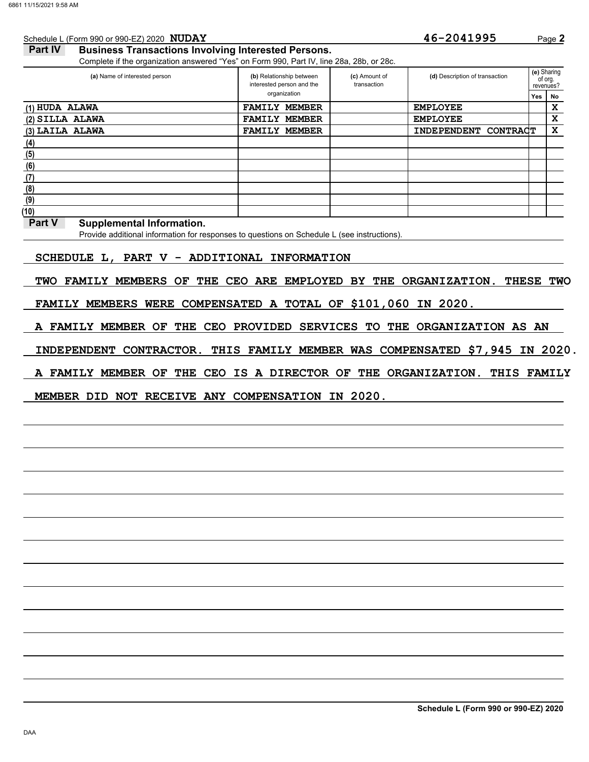Schedule L (Form 990 or 990-EZ) 2020 **NUDAY** **46-2041995**

## Part IV Business Transactions Involving Interested Persons.

Complete if the organization answered "Yes" on Form 990, Part IV, line 28a, 28b, or 28c.

| (a) Name of interested person | (b) Relationship between interested person and the organization | (c) Amount of transaction | (d) Description of transaction | (e) Sharing of org. revenues? Yes | No |
|---|---|---|---|---|---|
| (1) HUDA ALAWA | FAMILY MEMBER | | EMPLOYEE | | X |
| (2) SILLA ALAWA | FAMILY MEMBER | | EMPLOYEE | | X |
| (3) LAILA ALAWA | FAMILY MEMBER | | INDEPENDENT CONTRACT | | X |
| (4) | | | | | |
| (5) | | | | | |
| (6) | | | | | |
| (7) | | | | | |
| (8) | | | | | |
| (9) | | | | | |
| (10) | | | | | |

## Part V Supplemental Information.

Provide additional information for responses to questions on Schedule L (see instructions).

SCHEDULE L, PART V - ADDITIONAL INFORMATION

TWO FAMILY MEMBERS OF THE CEO ARE EMPLOYED BY THE ORGANIZATION. THESE TWO FAMILY MEMBERS WERE COMPENSATED A TOTAL OF $101,060 IN 2020.

A FAMILY MEMBER OF THE CEO PROVIDED SERVICES TO THE ORGANIZATION AS AN INDEPENDENT CONTRACTOR. THIS FAMILY MEMBER WAS COMPENSATED $7,945 IN 2020.

A FAMILY MEMBER OF THE CEO IS A DIRECTOR OF THE ORGANIZATION. THIS FAMILY MEMBER DID NOT RECEIVE ANY COMPENSATION IN 2020.

**Schedule L (Form 990 or 990-EZ) 2020**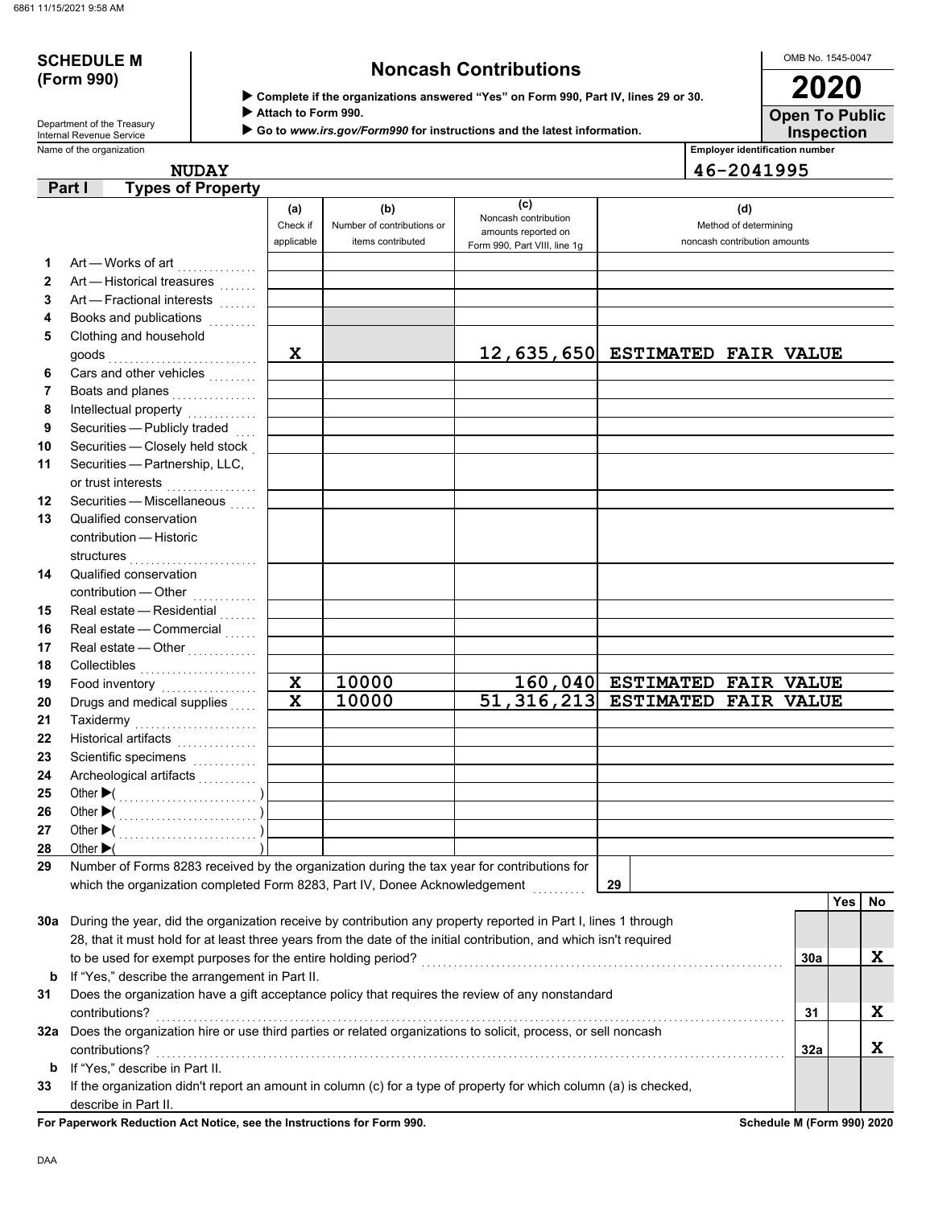6861 11/15/2021 9:58 AM

# SCHEDULE M (Form 990)

## Noncash Contributions

▶ Complete if the organizations answered "Yes" on Form 990, Part IV, lines 29 or 30.
▶ Attach to Form 990.
▶ Go to *www.irs.gov/Form990* for instructions and the latest information.

OMB No. 1545-0047

**2020**

**Open To Public Inspection**

Department of the Treasury
Internal Revenue Service

Name of the organization: NUDAY

Employer identification number: 46-2041995

### Part I Types of Property

| | | (a) Check if applicable | (b) Number of contributions or items contributed | (c) Noncash contribution amounts reported on Form 990, Part VIII, line 1g | (d) Method of determining noncash contribution amounts |
|---|---|---|---|---|---|
| 1 | Art — Works of art | | | | |
| 2 | Art — Historical treasures | | | | |
| 3 | Art — Fractional interests | | | | |
| 4 | Books and publications | | | | |
| 5 | Clothing and household goods | X | | 12,635,650 | ESTIMATED FAIR VALUE |
| 6 | Cars and other vehicles | | | | |
| 7 | Boats and planes | | | | |
| 8 | Intellectual property | | | | |
| 9 | Securities — Publicly traded | | | | |
| 10 | Securities — Closely held stock | | | | |
| 11 | Securities — Partnership, LLC, or trust interests | | | | |
| 12 | Securities — Miscellaneous | | | | |
| 13 | Qualified conservation contribution — Historic structures | | | | |
| 14 | Qualified conservation contribution — Other | | | | |
| 15 | Real estate — Residential | | | | |
| 16 | Real estate — Commercial | | | | |
| 17 | Real estate — Other | | | | |
| 18 | Collectibles | | | | |
| 19 | Food inventory | X | 10000 | 160,040 | ESTIMATED FAIR VALUE |
| 20 | Drugs and medical supplies | X | 10000 | 51,316,213 | ESTIMATED FAIR VALUE |
| 21 | Taxidermy | | | | |
| 22 | Historical artifacts | | | | |
| 23 | Scientific specimens | | | | |
| 24 | Archeological artifacts | | | | |
| 25 | Other ▶( ) | | | | |
| 26 | Other ▶( ) | | | | |
| 27 | Other ▶( ) | | | | |
| 28 | Other ▶( ) | | | | |

29 Number of Forms 8283 received by the organization during the tax year for contributions for which the organization completed Form 8283, Part IV, Donee Acknowledgement ........ **29**

| | | | Yes | No |
|---|---|---|---|---|
| 30a | During the year, did the organization receive by contribution any property reported in Part I, lines 1 through 28, that it must hold for at least three years from the date of the initial contribution, and which isn't required to be used for exempt purposes for the entire holding period? | 30a | | X |
| b | If "Yes," describe the arrangement in Part II. | | | |
| 31 | Does the organization have a gift acceptance policy that requires the review of any nonstandard contributions? | 31 | | X |
| 32a | Does the organization hire or use third parties or related organizations to solicit, process, or sell noncash contributions? | 32a | | X |
| b | If "Yes," describe in Part II. | | | |
| 33 | If the organization didn't report an amount in column (c) for a type of property for which column (a) is checked, describe in Part II. | | | |

**For Paperwork Reduction Act Notice, see the Instructions for Form 990.** **Schedule M (Form 990) 2020**

DAA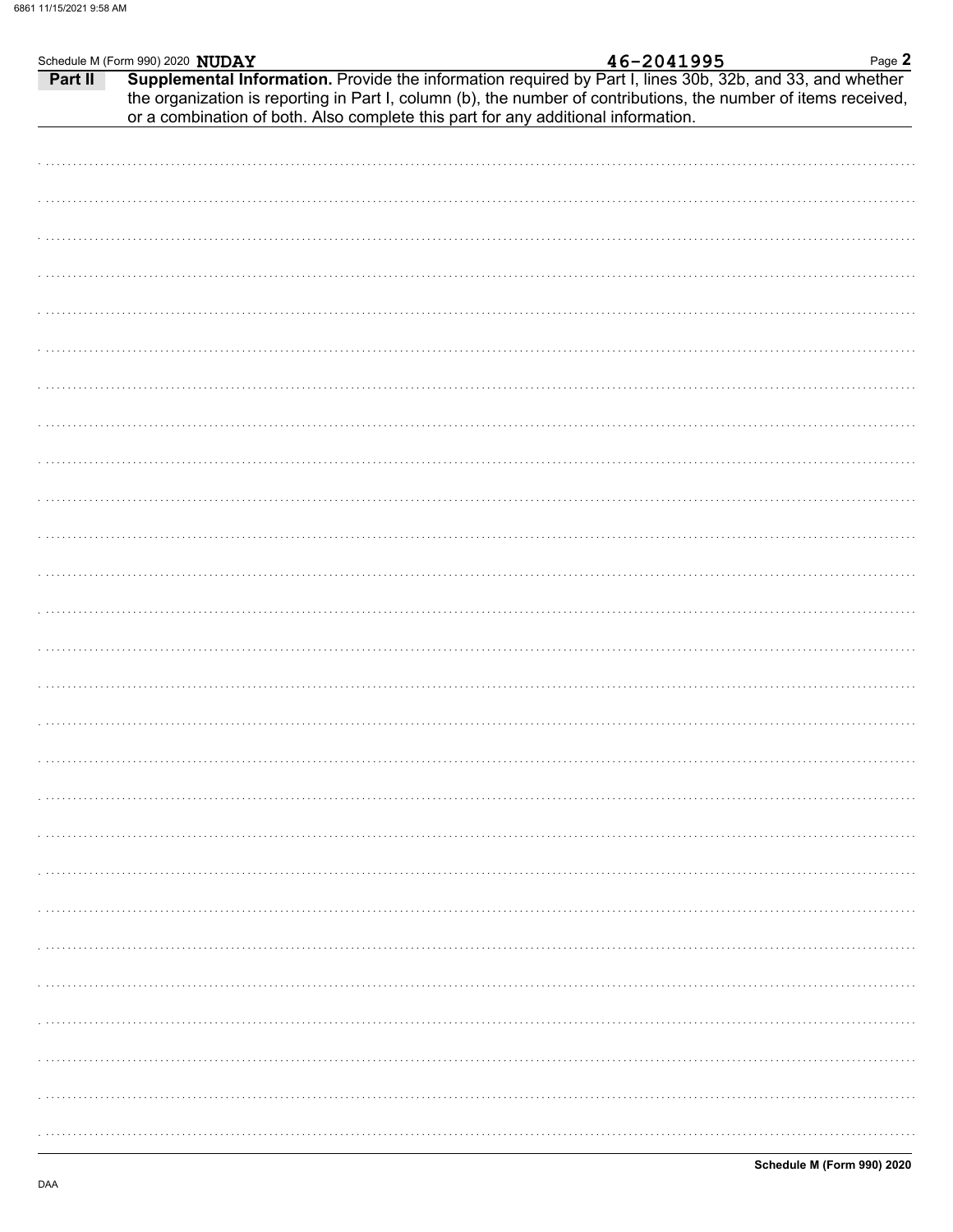Schedule M (Form 990) 2020 **NUDAY** **46-2041995**

**Part II** **Supplemental Information.** Provide the information required by Part I, lines 30b, 32b, and 33, and whether the organization is reporting in Part I, column (b), the number of contributions, the number of items received, or a combination of both. Also complete this part for any additional information.

**Schedule M (Form 990) 2020**

DAA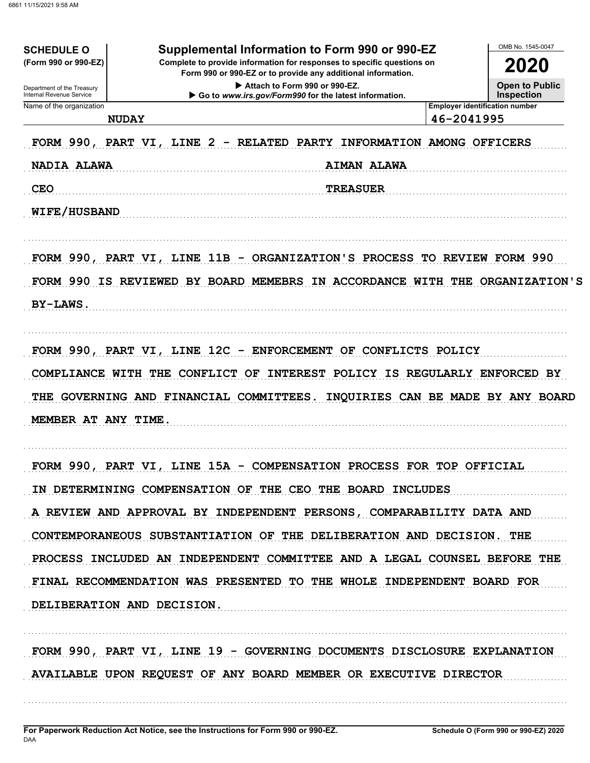**SCHEDULE O**
**(Form 990 or 990-EZ)**

Department of the Treasury
Internal Revenue Service

# Supplemental Information to Form 990 or 990-EZ

**Complete to provide information for responses to specific questions on Form 990 or 990-EZ or to provide any additional information.**

▶ Attach to Form 990 or 990-EZ.

▶ Go to *www.irs.gov/Form990* for the latest information.

OMB No. 1545-0047

**2020**

**Open to Public Inspection**

| Name of the organization | Employer identification number |
| --- | --- |
| NUDAY | 46-2041995 |

FORM 990, PART VI, LINE 2 - RELATED PARTY INFORMATION AMONG OFFICERS

| | |
| --- | --- |
| NADIA ALAWA | AIMAN ALAWA |
| CEO | TREASUER |
| WIFE/HUSBAND | |

FORM 990, PART VI, LINE 11B - ORGANIZATION'S PROCESS TO REVIEW FORM 990

FORM 990 IS REVIEWED BY BOARD MEMEBRS IN ACCORDANCE WITH THE ORGANIZATION'S BY-LAWS.

FORM 990, PART VI, LINE 12C - ENFORCEMENT OF CONFLICTS POLICY

COMPLIANCE WITH THE CONFLICT OF INTEREST POLICY IS REGULARLY ENFORCED BY THE GOVERNING AND FINANCIAL COMMITTEES. INQUIRIES CAN BE MADE BY ANY BOARD MEMBER AT ANY TIME.

FORM 990, PART VI, LINE 15A - COMPENSATION PROCESS FOR TOP OFFICIAL

IN DETERMINING COMPENSATION OF THE CEO THE BOARD INCLUDES A REVIEW AND APPROVAL BY INDEPENDENT PERSONS, COMPARABILITY DATA AND CONTEMPORANEOUS SUBSTANTIATION OF THE DELIBERATION AND DECISION. THE PROCESS INCLUDED AN INDEPENDENT COMMITTEE AND A LEGAL COUNSEL BEFORE THE FINAL RECOMMENDATION WAS PRESENTED TO THE WHOLE INDEPENDENT BOARD FOR DELIBERATION AND DECISION.

FORM 990, PART VI, LINE 19 - GOVERNING DOCUMENTS DISCLOSURE EXPLANATION

AVAILABLE UPON REQUEST OF ANY BOARD MEMBER OR EXECUTIVE DIRECTOR

For Paperwork Reduction Act Notice, see the Instructions for Form 990 or 990-EZ.

Schedule O (Form 990 or 990-EZ) 2020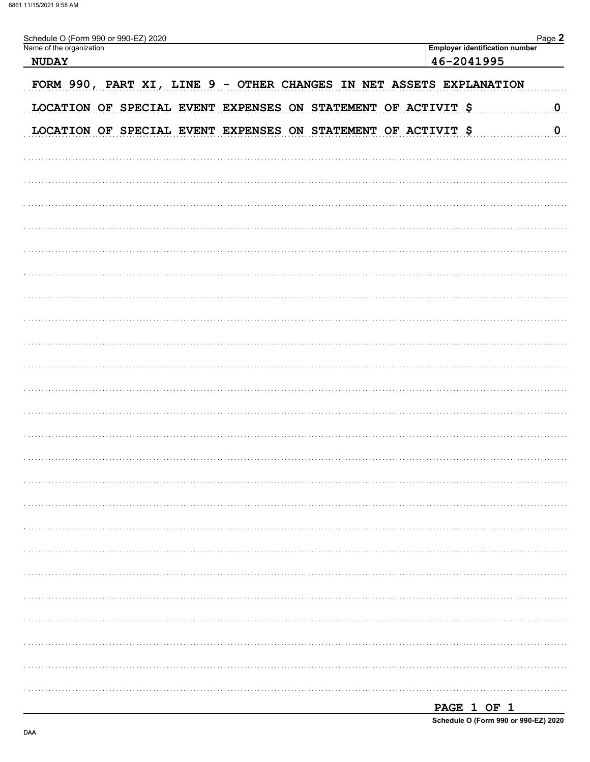Schedule O (Form 990 or 990-EZ) 2020

| Name of the organization | Employer identification number |
|---|---|
| NUDAY | 46-2041995 |

FORM 990, PART XI, LINE 9 - OTHER CHANGES IN NET ASSETS EXPLANATION

LOCATION OF SPECIAL EVENT EXPENSES ON STATEMENT OF ACTIVIT $ 0

LOCATION OF SPECIAL EVENT EXPENSES ON STATEMENT OF ACTIVIT $ 0

Schedule O (Form 990 or 990-EZ) 2020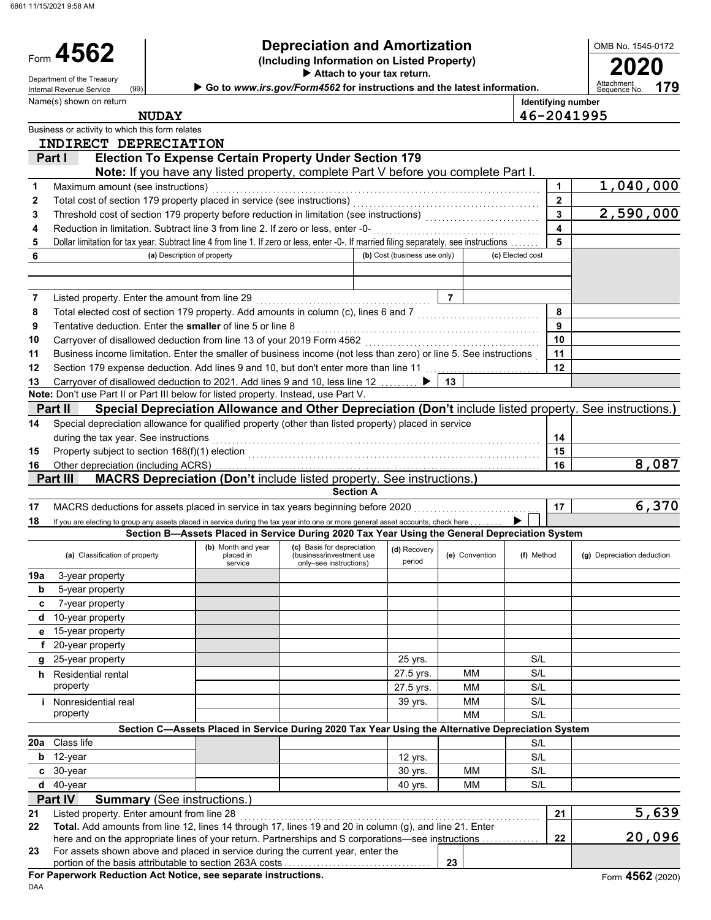6861 11/15/2021 9:58 AM

# Form 4562 — Depreciation and Amortization

**(Including Information on Listed Property)**

▶ Attach to your tax return.

▶ Go to *www.irs.gov/Form4562* for instructions and the latest information.

Department of the Treasury
Internal Revenue Service (99)

OMB No. 1545-0172

**2020**

Attachment Sequence No. **179**

Name(s) shown on return: **NUDAY**

Identifying number: **46-2041995**

Business or activity to which this form relates: **INDIRECT DEPRECIATION**

## Part I — Election To Expense Certain Property Under Section 179

**Note:** If you have any listed property, complete Part V before you complete Part I.

| | | | |
|---|---|---|---|
| 1 | Maximum amount (see instructions) | 1 | 1,040,000 |
| 2 | Total cost of section 179 property placed in service (see instructions) | 2 | |
| 3 | Threshold cost of section 179 property before reduction in limitation (see instructions) | 3 | 2,590,000 |
| 4 | Reduction in limitation. Subtract line 3 from line 2. If zero or less, enter -0- | 4 | |
| 5 | Dollar limitation for tax year. Subtract line 4 from line 1. If zero or less, enter -0-. If married filing separately, see instructions | 5 | |

| 6 | (a) Description of property | (b) Cost (business use only) | (c) Elected cost |
|---|---|---|---|
| | | | |
| | | | |

| | | | |
|---|---|---|---|
| 7 | Listed property. Enter the amount from line 29 | 7 | |
| 8 | Total elected cost of section 179 property. Add amounts in column (c), lines 6 and 7 | 8 | |
| 9 | Tentative deduction. Enter the **smaller** of line 5 or line 8 | 9 | |
| 10 | Carryover of disallowed deduction from line 13 of your 2019 Form 4562 | 10 | |
| 11 | Business income limitation. Enter the smaller of business income (not less than zero) or line 5. See instructions | 11 | |
| 12 | Section 179 expense deduction. Add lines 9 and 10, but don't enter more than line 11 | 12 | |
| 13 | Carryover of disallowed deduction to 2021. Add lines 9 and 10, less line 12 ▶ | 13 | |

**Note:** Don't use Part II or Part III below for listed property. Instead, use Part V.

## Part II — Special Depreciation Allowance and Other Depreciation (Don't include listed property. See instructions.)

| | | | |
|---|---|---|---|
| 14 | Special depreciation allowance for qualified property (other than listed property) placed in service during the tax year. See instructions | 14 | |
| 15 | Property subject to section 168(f)(1) election | 15 | |
| 16 | Other depreciation (including ACRS) | 16 | 8,087 |

## Part III — MACRS Depreciation (Don't include listed property. See instructions.)

### Section A

| | | | |
|---|---|---|---|
| 17 | MACRS deductions for assets placed in service in tax years beginning before 2020 | 17 | 6,370 |
| 18 | If you are electing to group any assets placed in service during the tax year into one or more general asset accounts, check here ▶ ☐ | | |

### Section B—Assets Placed in Service During 2020 Tax Year Using the General Depreciation System

| (a) Classification of property | (b) Month and year placed in service | (c) Basis for depreciation (business/investment use only–see instructions) | (d) Recovery period | (e) Convention | (f) Method | (g) Depreciation deduction |
|---|---|---|---|---|---|---|
| 19a 3-year property | | | | | | |
| b 5-year property | | | | | | |
| c 7-year property | | | | | | |
| d 10-year property | | | | | | |
| e 15-year property | | | | | | |
| f 20-year property | | | | | | |
| g 25-year property | | | 25 yrs. | | S/L | |
| h Residential rental property | | | 27.5 yrs. | MM | S/L | |
| | | | 27.5 yrs. | MM | S/L | |
| i Nonresidential real property | | | 39 yrs. | MM | S/L | |
| | | | | MM | S/L | |

### Section C—Assets Placed in Service During 2020 Tax Year Using the Alternative Depreciation System

| (a) Classification of property | (b) Month and year placed in service | (c) Basis for depreciation | (d) Recovery period | (e) Convention | (f) Method | (g) Depreciation deduction |
|---|---|---|---|---|---|---|
| 20a Class life | | | | | S/L | |
| b 12-year | | | 12 yrs. | | S/L | |
| c 30-year | | | 30 yrs. | MM | S/L | |
| d 40-year | | | 40 yrs. | MM | S/L | |

## Part IV — Summary (See instructions.)

| | | | |
|---|---|---|---|
| 21 | Listed property. Enter amount from line 28 | 21 | 5,639 |
| 22 | **Total.** Add amounts from line 12, lines 14 through 17, lines 19 and 20 in column (g), and line 21. Enter here and on the appropriate lines of your return. Partnerships and S corporations—see instructions | 22 | 20,096 |
| 23 | For assets shown above and placed in service during the current year, enter the portion of the basis attributable to section 263A costs | 23 | |

**For Paperwork Reduction Act Notice, see separate instructions.**

DAA

Form **4562** (2020)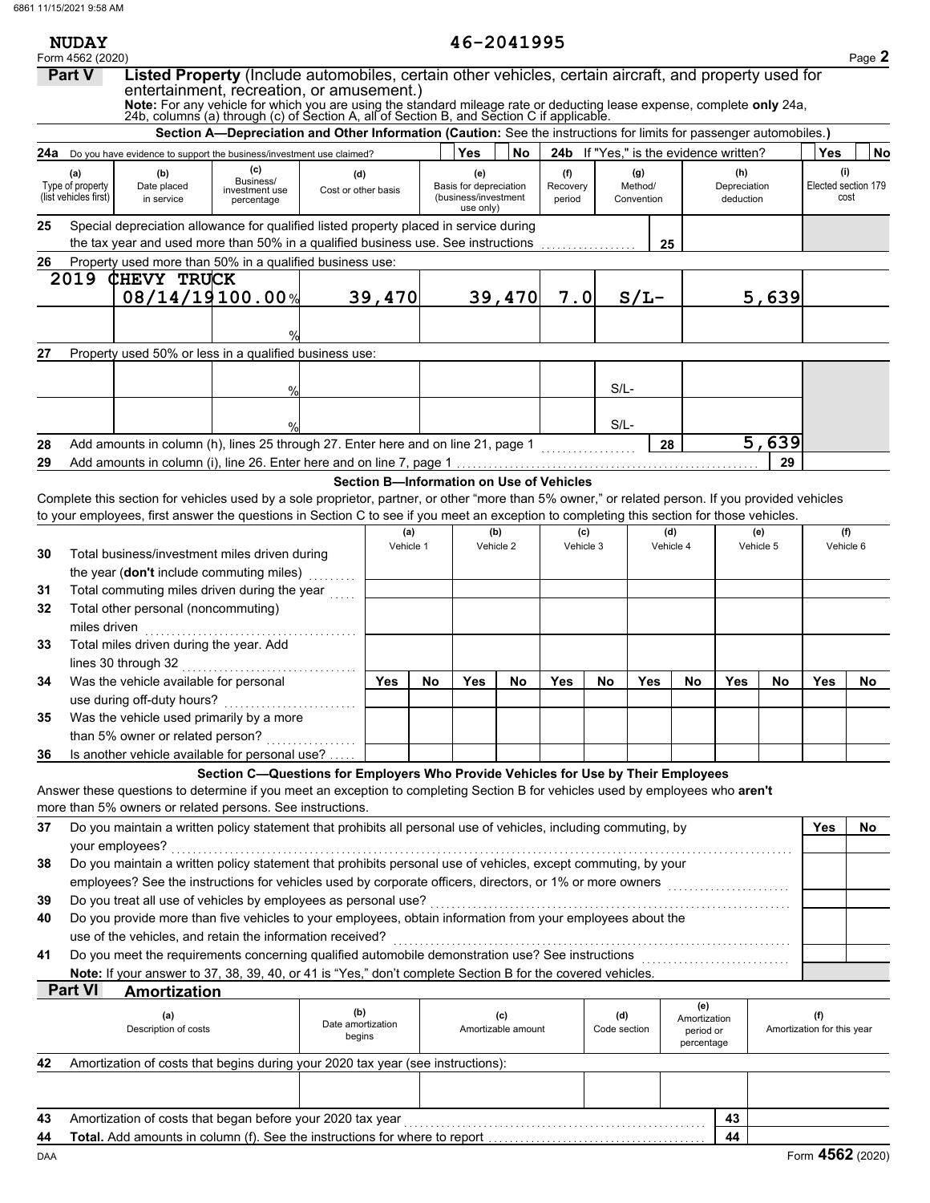NUDAY 46-2041995

Form 4562 (2020) Page **2**

## Part V Listed Property (Include automobiles, certain other vehicles, certain aircraft, and property used for entertainment, recreation, or amusement.)

**Note:** For any vehicle for which you are using the standard mileage rate or deducting lease expense, complete **only** 24a, 24b, columns (a) through (c) of Section A, all of Section B, and Section C if applicable.

### Section A—Depreciation and Other Information (Caution: See the instructions for limits for passenger automobiles.)

**24a** Do you have evidence to support the business/investment use claimed? Yes No **24b** If "Yes," is the evidence written? Yes No

| (a) Type of property (list vehicles first) | (b) Date placed in service | (c) Business/ investment use percentage | (d) Cost or other basis | (e) Basis for depreciation (business/investment use only) | (f) Recovery period | (g) Method/ Convention | (h) Depreciation deduction | (i) Elected section 179 cost |
|---|---|---|---|---|---|---|---|---|
| **25** Special depreciation allowance for qualified listed property placed in service during the tax year and used more than 50% in a qualified business use. See instructions **25** | | | | | | | | |
| **26** Property used more than 50% in a qualified business use: | | | | | | | | |
| 2019 CHEVY TRUCK | 08/14/19 | 100.00% | 39,470 | 39,470 | 7.0 | S/L- | 5,639 | |
| | | % | | | | | | |
| **27** Property used 50% or less in a qualified business use: | | | | | | | | |
| | | % | | | | S/L- | | |
| | | % | | | | S/L- | | |
| **28** Add amounts in column (h), lines 25 through 27. Enter here and on line 21, page 1 **28** | | | | | | | 5,639 | |
| **29** Add amounts in column (i), line 26. Enter here and on line 7, page 1 **29** | | | | | | | | |

### Section B—Information on Use of Vehicles

Complete this section for vehicles used by a sole proprietor, partner, or other "more than 5% owner," or related person. If you provided vehicles to your employees, first answer the questions in Section C to see if you meet an exception to completing this section for those vehicles.

| | (a) Vehicle 1 | | (b) Vehicle 2 | | (c) Vehicle 3 | | (d) Vehicle 4 | | (e) Vehicle 5 | | (f) Vehicle 6 | |
|---|---|---|---|---|---|---|---|---|---|---|---|---|
| **30** Total business/investment miles driven during the year (**don't** include commuting miles) | | | | | | | | | | | | |
| **31** Total commuting miles driven during the year | | | | | | | | | | | | |
| **32** Total other personal (noncommuting) miles driven | | | | | | | | | | | | |
| **33** Total miles driven during the year. Add lines 30 through 32 | | | | | | | | | | | | |
| | Yes | No | Yes | No | Yes | No | Yes | No | Yes | No | Yes | No |
| **34** Was the vehicle available for personal use during off-duty hours? | | | | | | | | | | | | |
| **35** Was the vehicle used primarily by a more than 5% owner or related person? | | | | | | | | | | | | |
| **36** Is another vehicle available for personal use? | | | | | | | | | | | | |

### Section C—Questions for Employers Who Provide Vehicles for Use by Their Employees

Answer these questions to determine if you meet an exception to completing Section B for vehicles used by employees who **aren't** more than 5% owners or related persons. See instructions.

| | Yes | No |
|---|---|---|
| **37** Do you maintain a written policy statement that prohibits all personal use of vehicles, including commuting, by your employees? | | |
| **38** Do you maintain a written policy statement that prohibits personal use of vehicles, except commuting, by your employees? See the instructions for vehicles used by corporate officers, directors, or 1% or more owners | | |
| **39** Do you treat all use of vehicles by employees as personal use? | | |
| **40** Do you provide more than five vehicles to your employees, obtain information from your employees about the use of the vehicles, and retain the information received? | | |
| **41** Do you meet the requirements concerning qualified automobile demonstration use? See instructions | | |

**Note:** If your answer to 37, 38, 39, 40, or 41 is "Yes," don't complete Section B for the covered vehicles.

## Part VI Amortization

| (a) Description of costs | (b) Date amortization begins | (c) Amortizable amount | (d) Code section | (e) Amortization period or percentage | (f) Amortization for this year |
|---|---|---|---|---|---|
| **42** Amortization of costs that begins during your 2020 tax year (see instructions): | | | | | |
| | | | | | |
| **43** Amortization of costs that began before your 2020 tax year | | | | **43** | |
| **44** **Total.** Add amounts in column (f). See the instructions for where to report | | | | **44** | |

Form **4562** (2020)